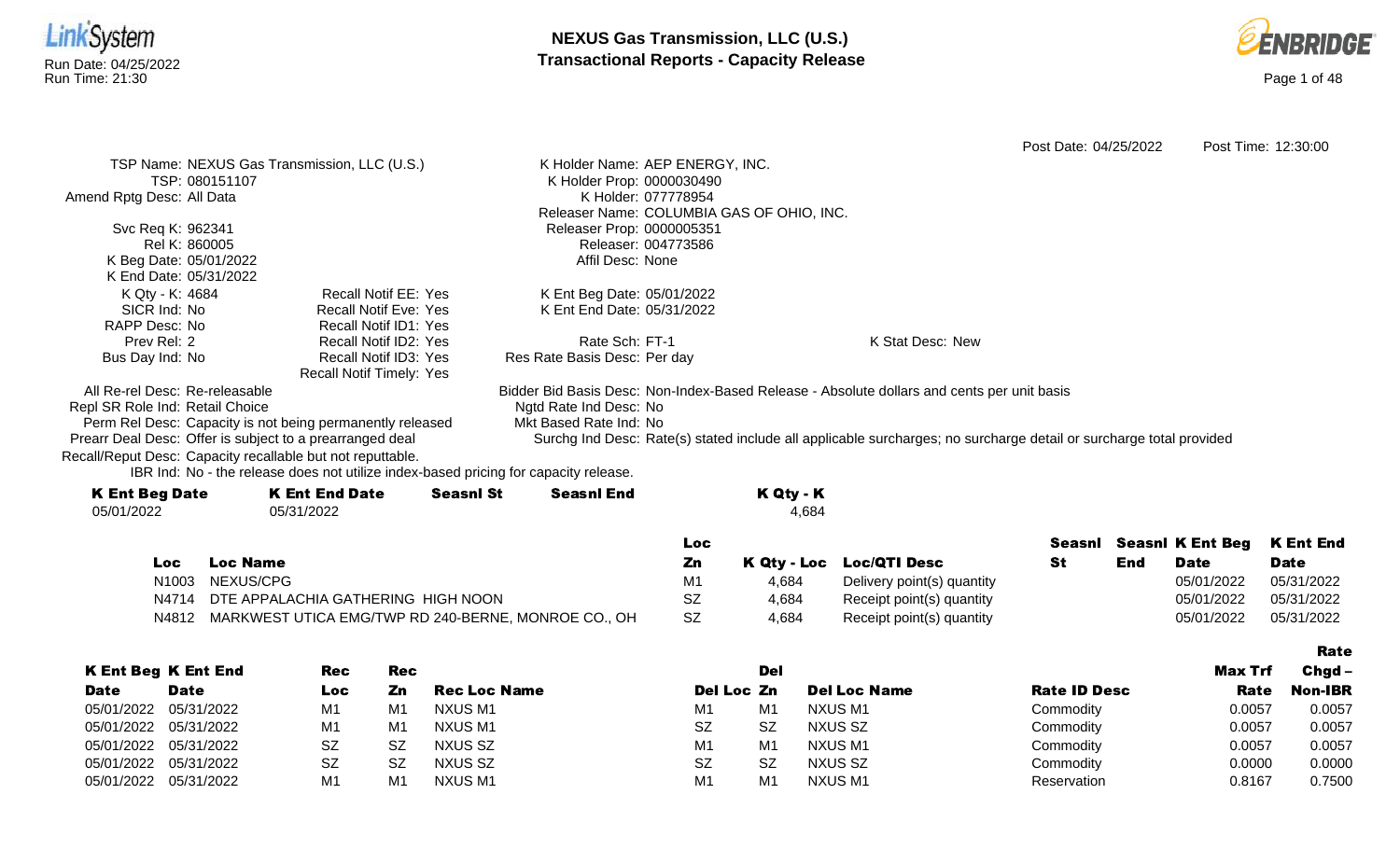# NEXUS Gas Transmission, LLC (U.S.)
## Transactional Reports - Capacity Release

Run Date: 04/25/2022
Run Time: 21:30

Post Date: 04/25/2022 Post Time: 12:30:00

TSP Name: NEXUS Gas Transmission, LLC (U.S.)
TSP: 080151107
Amend Rptg Desc: All Data

Svc Req K: 962341
Rel K: 860005
K Beg Date: 05/01/2022
K End Date: 05/31/2022
K Qty - K: 4684
SICR Ind: No
RAPP Desc: No
Prev Rel: 2
Bus Day Ind: No

Recall Notif EE: Yes
Recall Notif Eve: Yes
Recall Notif ID1: Yes
Recall Notif ID2: Yes
Recall Notif ID3: Yes
Recall Notif Timely: Yes

K Holder Name: AEP ENERGY, INC.
K Holder Prop: 0000030490
K Holder: 077778954
Releaser Name: COLUMBIA GAS OF OHIO, INC.
Releaser Prop: 0000005351
Releaser: 004773586
Affil Desc: None

K Ent Beg Date: 05/01/2022
K Ent End Date: 05/31/2022

Rate Sch: FT-1
Res Rate Basis Desc: Per day

K Stat Desc: New

All Re-rel Desc: Re-releasable
Repl SR Role Ind: Retail Choice
Perm Rel Desc: Capacity is not being permanently released
Prearr Deal Desc: Offer is subject to a prearranged deal
Recall/Reput Desc: Capacity recallable but not reputtable.
IBR Ind: No - the release does not utilize index-based pricing for capacity release.

Bidder Bid Basis Desc: Non-Index-Based Release - Absolute dollars and cents per unit basis
Ngtd Rate Ind Desc: No
Mkt Based Rate Ind: No
Surchg Ind Desc: Rate(s) stated include all applicable surcharges; no surcharge detail or surcharge total provided

| K Ent Beg Date | K Ent End Date | Seasnl St | Seasnl End | K Qty - K |
|---|---|---|---|---|
| 05/01/2022 | 05/31/2022 | | | 4,684 |

| Loc | Loc Name | Loc Zn | K Qty - Loc | Loc/QTI Desc | Seasnl St | Seasnl End | K Ent Beg Date | K Ent End Date |
|---|---|---|---|---|---|---|---|---|
| N1003 | NEXUS/CPG | M1 | 4,684 | Delivery point(s) quantity | | | 05/01/2022 | 05/31/2022 |
| N4714 | DTE APPALACHIA GATHERING HIGH NOON | SZ | 4,684 | Receipt point(s) quantity | | | 05/01/2022 | 05/31/2022 |
| N4812 | MARKWEST UTICA EMG/TWP RD 240-BERNE, MONROE CO., OH | SZ | 4,684 | Receipt point(s) quantity | | | 05/01/2022 | 05/31/2022 |

| K Ent Beg Date | K Ent End Date | Rec Loc | Rec Zn | Rec Loc Name | Del Loc | Del Zn | Del Loc Name | Rate ID Desc | Max Trf Rate | Rate Chgd – Non-IBR |
|---|---|---|---|---|---|---|---|---|---|---|
| 05/01/2022 | 05/31/2022 | M1 | M1 | NXUS M1 | M1 | M1 | NXUS M1 | Commodity | 0.0057 | 0.0057 |
| 05/01/2022 | 05/31/2022 | M1 | M1 | NXUS M1 | SZ | SZ | NXUS SZ | Commodity | 0.0057 | 0.0057 |
| 05/01/2022 | 05/31/2022 | SZ | SZ | NXUS SZ | M1 | M1 | NXUS M1 | Commodity | 0.0057 | 0.0057 |
| 05/01/2022 | 05/31/2022 | SZ | SZ | NXUS SZ | SZ | SZ | NXUS SZ | Commodity | 0.0000 | 0.0000 |
| 05/01/2022 | 05/31/2022 | M1 | M1 | NXUS M1 | M1 | M1 | NXUS M1 | Reservation | 0.8167 | 0.7500 |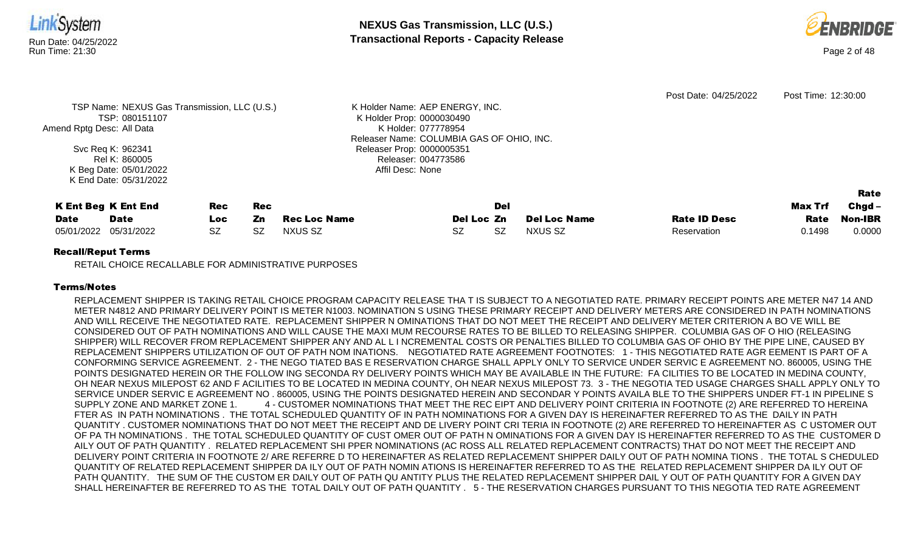Post Date: 04/25/2022 Post Time: 12:30:00

TSP Name: NEXUS Gas Transmission, LLC (U.S.)
TSP: 080151107
Amend Rptg Desc: All Data
Svc Req K: 962341
Rel K: 860005
K Beg Date: 05/01/2022
K End Date: 05/31/2022

K Holder Name: AEP ENERGY, INC.
K Holder Prop: 0000030490
K Holder: 077778954
Releaser Name: COLUMBIA GAS OF OHIO, INC.
Releaser Prop: 0000005351
Releaser: 004773586
Affil Desc: None

| K Ent Beg Date | K Ent End Date | Rec Loc | Rec Zn | Rec Loc Name | Del Loc | Del Zn | Del Loc Name | Rate ID Desc | Max Trf Rate | Rate Chgd – Non-IBR |
|---|---|---|---|---|---|---|---|---|---|---|
| 05/01/2022 | 05/31/2022 | SZ | SZ | NXUS SZ | SZ | SZ | NXUS SZ | Reservation | 0.1498 | 0.0000 |

**Recall/Reput Terms**

RETAIL CHOICE RECALLABLE FOR ADMINISTRATIVE PURPOSES

**Terms/Notes**

REPLACEMENT SHIPPER IS TAKING RETAIL CHOICE PROGRAM CAPACITY RELEASE THA T IS SUBJECT TO A NEGOTIATED RATE. PRIMARY RECEIPT POINTS ARE METER N47 14 AND METER N4812 AND PRIMARY DELIVERY POINT IS METER N1003. NOMINATION S USING THESE PRIMARY RECEIPT AND DELIVERY METERS ARE CONSIDERED IN PATH NOMINATIONS AND WILL RECEIVE THE NEGOTIATED RATE. REPLACEMENT SHIPPER N OMINATIONS THAT DO NOT MEET THE RECEIPT AND DELIVERY METER CRITERION A BO VE WILL BE CONSIDERED OUT OF PATH NOMINATIONS AND WILL CAUSE THE MAXI MUM RECOURSE RATES TO BE BILLED TO RELEASING SHIPPER. COLUMBIA GAS OF O HIO (RELEASING SHIPPER) WILL RECOVER FROM REPLACEMENT SHIPPER ANY AND AL L I NCREMENTAL COSTS OR PENALTIES BILLED TO COLUMBIA GAS OF OHIO BY THE PIPE LINE, CAUSED BY REPLACEMENT SHIPPERS UTILIZATION OF OUT OF PATH NOM INATIONS. NEGOTIATED RATE AGREEMENT FOOTNOTES: 1 - THIS NEGOTIATED RATE AGR EEMENT IS PART OF A CONFORMING SERVICE AGREEMENT. 2 - THE NEGO TIATED BAS E RESERVATION CHARGE SHALL APPLY ONLY TO SERVICE UNDER SERVIC E AGREEMENT NO. 860005, USING THE POINTS DESIGNATED HEREIN OR THE FOLLOW ING SECONDA RY DELIVERY POINTS WHICH MAY BE AVAILABLE IN THE FUTURE: FA CILITIES TO BE LOCATED IN MEDINA COUNTY, OH NEAR NEXUS MILEPOST 62 AND F ACILITIES TO BE LOCATED IN MEDINA COUNTY, OH NEAR NEXUS MILEPOST 73. 3 - THE NEGOTIA TED USAGE CHARGES SHALL APPLY ONLY TO SERVICE UNDER SERVIC E AGREEMENT NO . 860005, USING THE POINTS DESIGNATED HEREIN AND SECONDAR Y POINTS AVAILA BLE TO THE SHIPPERS UNDER FT-1 IN PIPELINE S SUPPLY ZONE AND MARKET ZONE 1. 4 - CUSTOMER NOMINATIONS THAT MEET THE REC EIPT AND DELIVERY POINT CRITERIA IN FOOTNOTE (2) ARE REFERRED TO HEREINA FTER AS IN PATH NOMINATIONS . THE TOTAL SCHEDULED QUANTITY OF IN PATH NOMINATIONS FOR A GIVEN DAY IS HEREINAFTER REFERRED TO AS THE DAILY IN PATH QUANTITY . CUSTOMER NOMINATIONS THAT DO NOT MEET THE RECEIPT AND DE LIVERY POINT CRI TERIA IN FOOTNOTE (2) ARE REFERRED TO HEREINAFTER AS C USTOMER OUT OF PA TH NOMINATIONS . THE TOTAL SCHEDULED QUANTITY OF CUST OMER OUT OF PATH N OMINATIONS FOR A GIVEN DAY IS HEREINAFTER REFERRED TO AS THE CUSTOMER D AILY OUT OF PATH QUANTITY . RELATED REPLACEMENT SHI PPER NOMINATIONS (AC ROSS ALL RELATED REPLACEMENT CONTRACTS) THAT DO NOT MEET THE RECEIPT AND DELIVERY POINT CRITERIA IN FOOTNOTE 2/ ARE REFERRE D TO HEREINAFTER AS RELATED REPLACEMENT SHIPPER DAILY OUT OF PATH NOMINA TIONS . THE TOTAL S CHEDULED QUANTITY OF RELATED REPLACEMENT SHIPPER DA ILY OUT OF PATH NOMIN ATIONS IS HEREINAFTER REFERRED TO AS THE RELATED REPLACEMENT SHIPPER DA ILY OUT OF PATH QUANTITY. THE SUM OF THE CUSTOM ER DAILY OUT OF PATH QU ANTITY PLUS THE RELATED REPLACEMENT SHIPPER DAIL Y OUT OF PATH QUANTITY FOR A GIVEN DAY SHALL HEREINAFTER BE REFERRED TO AS THE TOTAL DAILY OUT OF PATH QUANTITY . 5 - THE RESERVATION CHARGES PURSUANT TO THIS NEGOTIA TED RATE AGREEMENT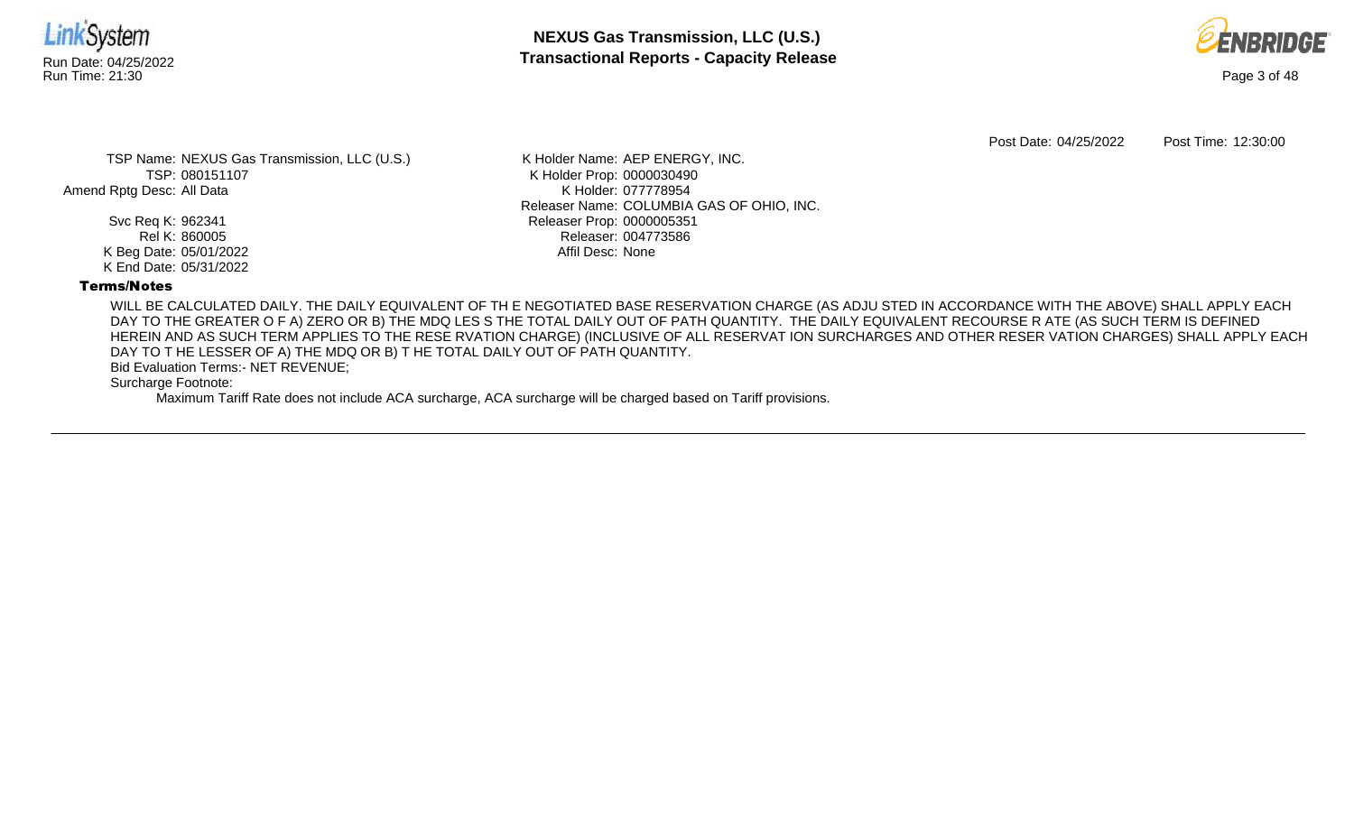Post Date: 04/25/2022    Post Time: 12:30:00

TSP Name: NEXUS Gas Transmission, LLC (U.S.)
TSP: 080151107
Amend Rptg Desc: All Data

Svc Req K: 962341
Rel K: 860005
K Beg Date: 05/01/2022
K End Date: 05/31/2022

K Holder Name: AEP ENERGY, INC.
K Holder Prop: 0000030490
K Holder: 077778954
Releaser Name: COLUMBIA GAS OF OHIO, INC.
Releaser Prop: 0000005351
Releaser: 004773586
Affil Desc: None

**Terms/Notes**

WILL BE CALCULATED DAILY. THE DAILY EQUIVALENT OF TH E NEGOTIATED BASE RESERVATION CHARGE (AS ADJU STED IN ACCORDANCE WITH THE ABOVE) SHALL APPLY EACH DAY TO THE GREATER O F A) ZERO OR B) THE MDQ LES S THE TOTAL DAILY OUT OF PATH QUANTITY. THE DAILY EQUIVALENT RECOURSE R ATE (AS SUCH TERM IS DEFINED HEREIN AND AS SUCH TERM APPLIES TO THE RESE RVATION CHARGE) (INCLUSIVE OF ALL RESERVAT ION SURCHARGES AND OTHER RESER VATION CHARGES) SHALL APPLY EACH DAY TO T HE LESSER OF A) THE MDQ OR B) T HE TOTAL DAILY OUT OF PATH QUANTITY.

Bid Evaluation Terms:- NET REVENUE;

Surcharge Footnote:

Maximum Tariff Rate does not include ACA surcharge, ACA surcharge will be charged based on Tariff provisions.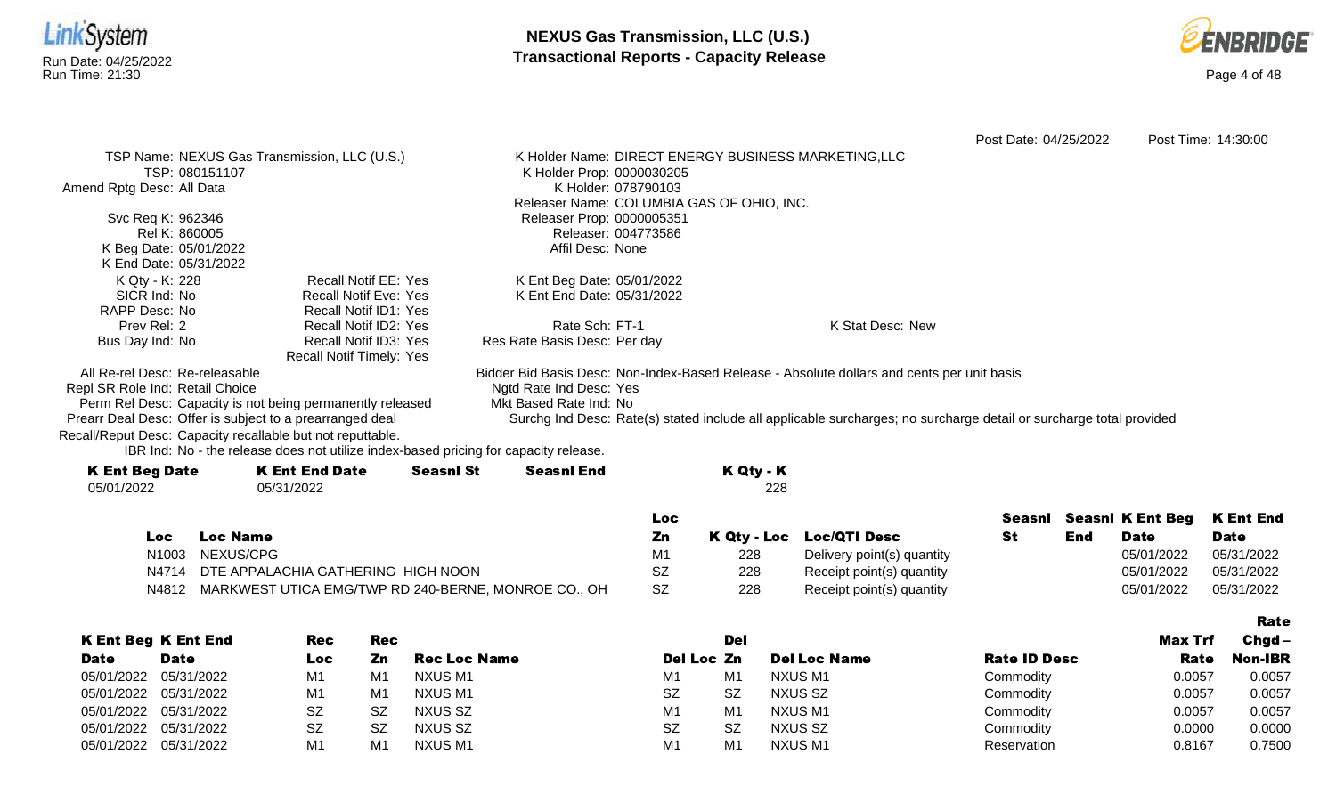Post Date: 04/25/2022 Post Time: 14:30:00

TSP Name: NEXUS Gas Transmission, LLC (U.S.)
TSP: 080151107
Amend Rptg Desc: All Data

K Holder Name: DIRECT ENERGY BUSINESS MARKETING,LLC
K Holder Prop: 0000030205
K Holder: 078790103
Releaser Name: COLUMBIA GAS OF OHIO, INC.
Releaser Prop: 0000005351
Releaser: 004773586
Affil Desc: None

Svc Req K: 962346
Rel K: 860005
K Beg Date: 05/01/2022
K End Date: 05/31/2022
K Qty - K: 228
SICR Ind: No
RAPP Desc: No
Prev Rel: 2
Bus Day Ind: No

Recall Notif EE: Yes
Recall Notif Eve: Yes
Recall Notif ID1: Yes
Recall Notif ID2: Yes
Recall Notif ID3: Yes
Recall Notif Timely: Yes

K Ent Beg Date: 05/01/2022
K Ent End Date: 05/31/2022

Rate Sch: FT-1
Res Rate Basis Desc: Per day

K Stat Desc: New

All Re-rel Desc: Re-releasable
Repl SR Role Ind: Retail Choice
Perm Rel Desc: Capacity is not being permanently released
Prearr Deal Desc: Offer is subject to a prearranged deal
Recall/Reput Desc: Capacity recallable but not reputtable.
IBR Ind: No - the release does not utilize index-based pricing for capacity release.

Bidder Bid Basis Desc: Non-Index-Based Release - Absolute dollars and cents per unit basis
Ngtd Rate Ind Desc: Yes
Mkt Based Rate Ind: No
Surchg Ind Desc: Rate(s) stated include all applicable surcharges; no surcharge detail or surcharge total provided

| K Ent Beg Date | K Ent End Date | Seasnl St | Seasnl End | K Qty - K |
|---|---|---|---|---|
| 05/01/2022 | 05/31/2022 | | | 228 |

| Loc | Loc Name | Loc Zn | K Qty - Loc | Loc/QTI Desc | Seasnl St | Seasnl End | K Ent Beg Date | K Ent End Date |
|---|---|---|---|---|---|---|---|---|
| N1003 | NEXUS/CPG | M1 | 228 | Delivery point(s) quantity | | | 05/01/2022 | 05/31/2022 |
| N4714 | DTE APPALACHIA GATHERING HIGH NOON | SZ | 228 | Receipt point(s) quantity | | | 05/01/2022 | 05/31/2022 |
| N4812 | MARKWEST UTICA EMG/TWP RD 240-BERNE, MONROE CO., OH | SZ | 228 | Receipt point(s) quantity | | | 05/01/2022 | 05/31/2022 |

| K Ent Beg Date | K Ent End Date | Rec Loc | Rec Zn | Rec Loc Name | Del Loc | Del Zn | Del Loc Name | Rate ID Desc | Max Trf Rate | Rate Chgd – Non-IBR |
|---|---|---|---|---|---|---|---|---|---|---|
| 05/01/2022 | 05/31/2022 | M1 | M1 | NXUS M1 | M1 | M1 | NXUS M1 | Commodity | 0.0057 | 0.0057 |
| 05/01/2022 | 05/31/2022 | M1 | M1 | NXUS M1 | SZ | SZ | NXUS SZ | Commodity | 0.0057 | 0.0057 |
| 05/01/2022 | 05/31/2022 | SZ | SZ | NXUS SZ | M1 | M1 | NXUS M1 | Commodity | 0.0057 | 0.0057 |
| 05/01/2022 | 05/31/2022 | SZ | SZ | NXUS SZ | SZ | SZ | NXUS SZ | Commodity | 0.0000 | 0.0000 |
| 05/01/2022 | 05/31/2022 | M1 | M1 | NXUS M1 | M1 | M1 | NXUS M1 | Reservation | 0.8167 | 0.7500 |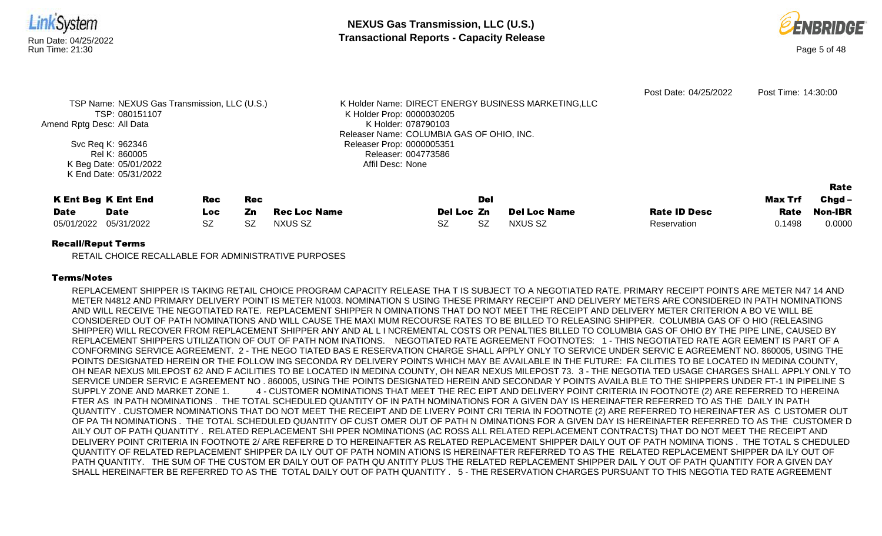Post Date: 04/25/2022 Post Time: 14:30:00

TSP Name: NEXUS Gas Transmission, LLC (U.S.)
TSP: 080151107
Amend Rptg Desc: All Data
Svc Req K: 962346
Rel K: 860005
K Beg Date: 05/01/2022
K End Date: 05/31/2022

K Holder Name: DIRECT ENERGY BUSINESS MARKETING,LLC
K Holder Prop: 0000030205
K Holder: 078790103
Releaser Name: COLUMBIA GAS OF OHIO, INC.
Releaser Prop: 0000005351
Releaser: 004773586
Affil Desc: None

| K Ent Beg Date | K Ent End Date | Rec Loc | Rec Zn | Rec Loc Name | Del Loc | Del Zn | Del Loc Name | Rate ID Desc | Max Trf Rate | Rate Chgd – Non-IBR |
|---|---|---|---|---|---|---|---|---|---|---|
| 05/01/2022 | 05/31/2022 | SZ | SZ | NXUS SZ | SZ | SZ | NXUS SZ | Reservation | 0.1498 | 0.0000 |

**Recall/Reput Terms**

RETAIL CHOICE RECALLABLE FOR ADMINISTRATIVE PURPOSES

**Terms/Notes**

REPLACEMENT SHIPPER IS TAKING RETAIL CHOICE PROGRAM CAPACITY RELEASE THA T IS SUBJECT TO A NEGOTIATED RATE. PRIMARY RECEIPT POINTS ARE METER N47 14 AND METER N4812 AND PRIMARY DELIVERY POINT IS METER N1003. NOMINATION S USING THESE PRIMARY RECEIPT AND DELIVERY METERS ARE CONSIDERED IN PATH NOMINATIONS AND WILL RECEIVE THE NEGOTIATED RATE. REPLACEMENT SHIPPER N OMINATIONS THAT DO NOT MEET THE RECEIPT AND DELIVERY METER CRITERION A BO VE WILL BE CONSIDERED OUT OF PATH NOMINATIONS AND WILL CAUSE THE MAXI MUM RECOURSE RATES TO BE BILLED TO RELEASING SHIPPER. COLUMBIA GAS OF O HIO (RELEASING SHIPPER) WILL RECOVER FROM REPLACEMENT SHIPPER ANY AND AL L I NCREMENTAL COSTS OR PENALTIES BILLED TO COLUMBIA GAS OF OHIO BY THE PIPE LINE, CAUSED BY REPLACEMENT SHIPPERS UTILIZATION OF OUT OF PATH NOM INATIONS. NEGOTIATED RATE AGREEMENT FOOTNOTES: 1 - THIS NEGOTIATED RATE AGR EEMENT IS PART OF A CONFORMING SERVICE AGREEMENT. 2 - THE NEGO TIATED BAS E RESERVATION CHARGE SHALL APPLY ONLY TO SERVICE UNDER SERVIC E AGREEMENT NO. 860005, USING THE POINTS DESIGNATED HEREIN OR THE FOLLOW ING SECONDA RY DELIVERY POINTS WHICH MAY BE AVAILABLE IN THE FUTURE: FA CILITIES TO BE LOCATED IN MEDINA COUNTY, OH NEAR NEXUS MILEPOST 62 AND F ACILITIES TO BE LOCATED IN MEDINA COUNTY, OH NEAR NEXUS MILEPOST 73. 3 - THE NEGOTIA TED USAGE CHARGES SHALL APPLY ONLY TO SERVICE UNDER SERVIC E AGREEMENT NO . 860005, USING THE POINTS DESIGNATED HEREIN AND SECONDAR Y POINTS AVAILA BLE TO THE SHIPPERS UNDER FT-1 IN PIPELINE S SUPPLY ZONE AND MARKET ZONE 1. 4 - CUSTOMER NOMINATIONS THAT MEET THE REC EIPT AND DELIVERY POINT CRITERIA IN FOOTNOTE (2) ARE REFERRED TO HEREINA FTER AS IN PATH NOMINATIONS . THE TOTAL SCHEDULED QUANTITY OF IN PATH NOMINATIONS FOR A GIVEN DAY IS HEREINAFTER REFERRED TO AS THE DAILY IN PATH QUANTITY . CUSTOMER NOMINATIONS THAT DO NOT MEET THE RECEIPT AND DE LIVERY POINT CRI TERIA IN FOOTNOTE (2) ARE REFERRED TO HEREINAFTER AS C USTOMER OUT OF PA TH NOMINATIONS . THE TOTAL SCHEDULED QUANTITY OF CUST OMER OUT OF PATH N OMINATIONS FOR A GIVEN DAY IS HEREINAFTER REFERRED TO AS THE CUSTOMER D AILY OUT OF PATH QUANTITY . RELATED REPLACEMENT SHI PPER NOMINATIONS (AC ROSS ALL RELATED REPLACEMENT CONTRACTS) THAT DO NOT MEET THE RECEIPT AND DELIVERY POINT CRITERIA IN FOOTNOTE 2/ ARE REFERRE D TO HEREINAFTER AS RELATED REPLACEMENT SHIPPER DAILY OUT OF PATH NOMINA TIONS . THE TOTAL S CHEDULED QUANTITY OF RELATED REPLACEMENT SHIPPER DA ILY OUT OF PATH NOMIN ATIONS IS HEREINAFTER REFERRED TO AS THE RELATED REPLACEMENT SHIPPER DA ILY OUT OF PATH QUANTITY. THE SUM OF THE CUSTOM ER DAILY OUT OF PATH QU ANTITY PLUS THE RELATED REPLACEMENT SHIPPER DAIL Y OUT OF PATH QUANTITY FOR A GIVEN DAY SHALL HEREINAFTER BE REFERRED TO AS THE TOTAL DAILY OUT OF PATH QUANTITY . 5 - THE RESERVATION CHARGES PURSUANT TO THIS NEGOTIA TED RATE AGREEMENT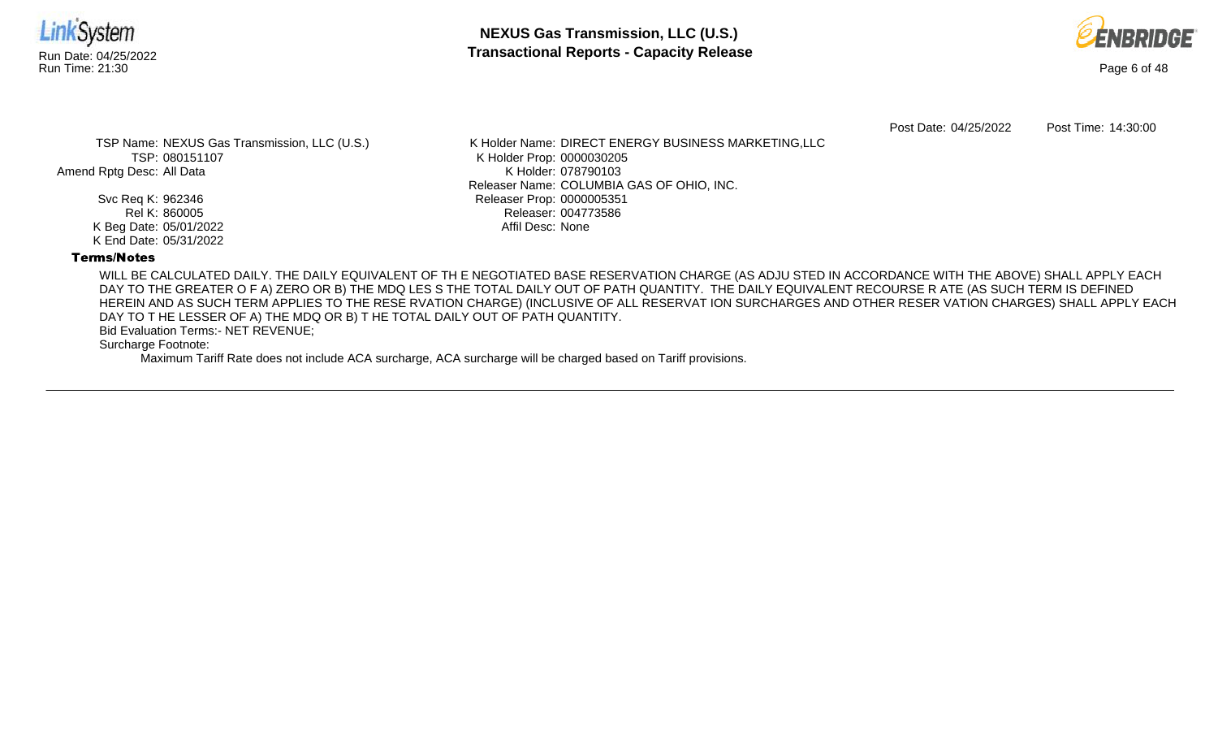Post Date: 04/25/2022 Post Time: 14:30:00

TSP Name: NEXUS Gas Transmission, LLC (U.S.)
TSP: 080151107
Amend Rptg Desc: All Data

Svc Req K: 962346
Rel K: 860005
K Beg Date: 05/01/2022
K End Date: 05/31/2022

K Holder Name: DIRECT ENERGY BUSINESS MARKETING,LLC
K Holder Prop: 0000030205
K Holder: 078790103
Releaser Name: COLUMBIA GAS OF OHIO, INC.
Releaser Prop: 0000005351
Releaser: 004773586
Affil Desc: None

**Terms/Notes**

WILL BE CALCULATED DAILY. THE DAILY EQUIVALENT OF TH E NEGOTIATED BASE RESERVATION CHARGE (AS ADJU STED IN ACCORDANCE WITH THE ABOVE) SHALL APPLY EACH DAY TO THE GREATER O F A) ZERO OR B) THE MDQ LES S THE TOTAL DAILY OUT OF PATH QUANTITY. THE DAILY EQUIVALENT RECOURSE R ATE (AS SUCH TERM IS DEFINED HEREIN AND AS SUCH TERM APPLIES TO THE RESE RVATION CHARGE) (INCLUSIVE OF ALL RESERVAT ION SURCHARGES AND OTHER RESER VATION CHARGES) SHALL APPLY EACH DAY TO T HE LESSER OF A) THE MDQ OR B) T HE TOTAL DAILY OUT OF PATH QUANTITY.

Bid Evaluation Terms:- NET REVENUE;

Surcharge Footnote:

Maximum Tariff Rate does not include ACA surcharge, ACA surcharge will be charged based on Tariff provisions.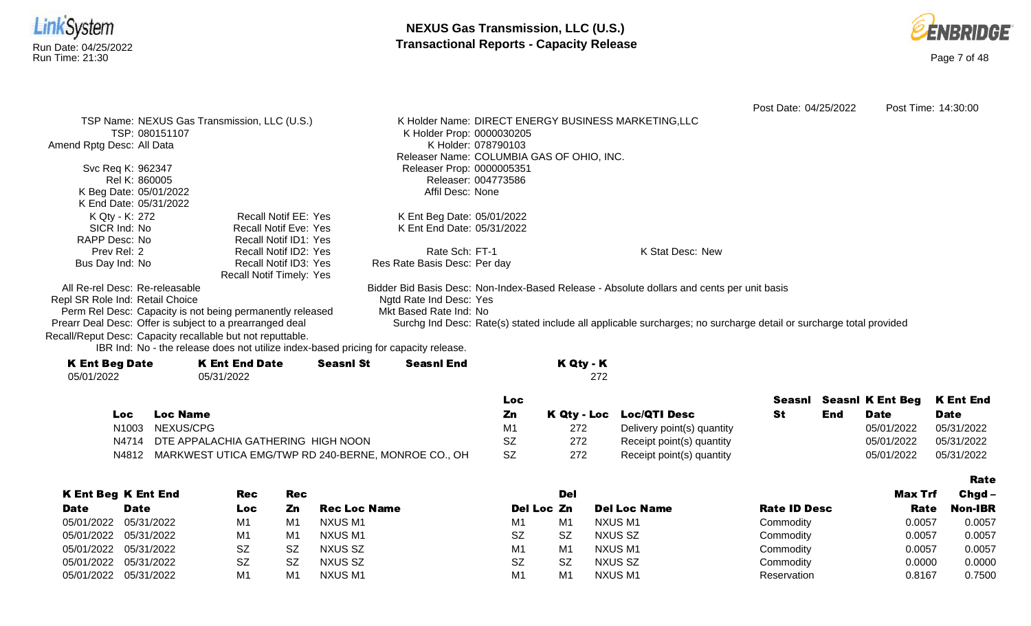Post Date: 04/25/2022 Post Time: 14:30:00

TSP Name: NEXUS Gas Transmission, LLC (U.S.)
TSP: 080151107
Amend Rptg Desc: All Data

Svc Req K: 962347
Rel K: 860005
K Beg Date: 05/01/2022
K End Date: 05/31/2022
K Qty - K: 272
SICR Ind: No
RAPP Desc: No
Prev Rel: 2
Bus Day Ind: No

Recall Notif EE: Yes
Recall Notif Eve: Yes
Recall Notif ID1: Yes
Recall Notif ID2: Yes
Recall Notif ID3: Yes
Recall Notif Timely: Yes

K Holder Name: DIRECT ENERGY BUSINESS MARKETING,LLC
K Holder Prop: 0000030205
K Holder: 078790103
Releaser Name: COLUMBIA GAS OF OHIO, INC.
Releaser Prop: 0000005351
Releaser: 004773586
Affil Desc: None

K Ent Beg Date: 05/01/2022
K Ent End Date: 05/31/2022

Rate Sch: FT-1
Res Rate Basis Desc: Per day

K Stat Desc: New

All Re-rel Desc: Re-releasable
Repl SR Role Ind: Retail Choice
Perm Rel Desc: Capacity is not being permanently released
Prearr Deal Desc: Offer is subject to a prearranged deal
Recall/Reput Desc: Capacity recallable but not reputtable.
IBR Ind: No - the release does not utilize index-based pricing for capacity release.

Bidder Bid Basis Desc: Non-Index-Based Release - Absolute dollars and cents per unit basis
Ngtd Rate Ind Desc: Yes
Mkt Based Rate Ind: No
Surchg Ind Desc: Rate(s) stated include all applicable surcharges; no surcharge detail or surcharge total provided

| K Ent Beg Date | K Ent End Date | Seasnl St | Seasnl End | K Qty - K |
|---|---|---|---|---|
| 05/01/2022 | 05/31/2022 | | | 272 |

| Loc | Loc Name | Loc Zn | K Qty - Loc | Loc/QTI Desc | Seasnl St | Seasnl End | K Ent Beg Date | K Ent End Date |
|---|---|---|---|---|---|---|---|---|
| N1003 | NEXUS/CPG | M1 | 272 | Delivery point(s) quantity | | | 05/01/2022 | 05/31/2022 |
| N4714 | DTE APPALACHIA GATHERING HIGH NOON | SZ | 272 | Receipt point(s) quantity | | | 05/01/2022 | 05/31/2022 |
| N4812 | MARKWEST UTICA EMG/TWP RD 240-BERNE, MONROE CO., OH | SZ | 272 | Receipt point(s) quantity | | | 05/01/2022 | 05/31/2022 |

| K Ent Beg Date | K Ent End Date | Rec Loc | Rec Zn | Rec Loc Name | Del Loc | Del Zn | Del Loc Name | Rate ID Desc | Max Trf Rate | Rate Chgd – Non-IBR |
|---|---|---|---|---|---|---|---|---|---|---|
| 05/01/2022 | 05/31/2022 | M1 | M1 | NXUS M1 | M1 | M1 | NXUS M1 | Commodity | 0.0057 | 0.0057 |
| 05/01/2022 | 05/31/2022 | M1 | M1 | NXUS M1 | SZ | SZ | NXUS SZ | Commodity | 0.0057 | 0.0057 |
| 05/01/2022 | 05/31/2022 | SZ | SZ | NXUS SZ | M1 | M1 | NXUS M1 | Commodity | 0.0057 | 0.0057 |
| 05/01/2022 | 05/31/2022 | SZ | SZ | NXUS SZ | SZ | SZ | NXUS SZ | Commodity | 0.0000 | 0.0000 |
| 05/01/2022 | 05/31/2022 | M1 | M1 | NXUS M1 | M1 | M1 | NXUS M1 | Reservation | 0.8167 | 0.7500 |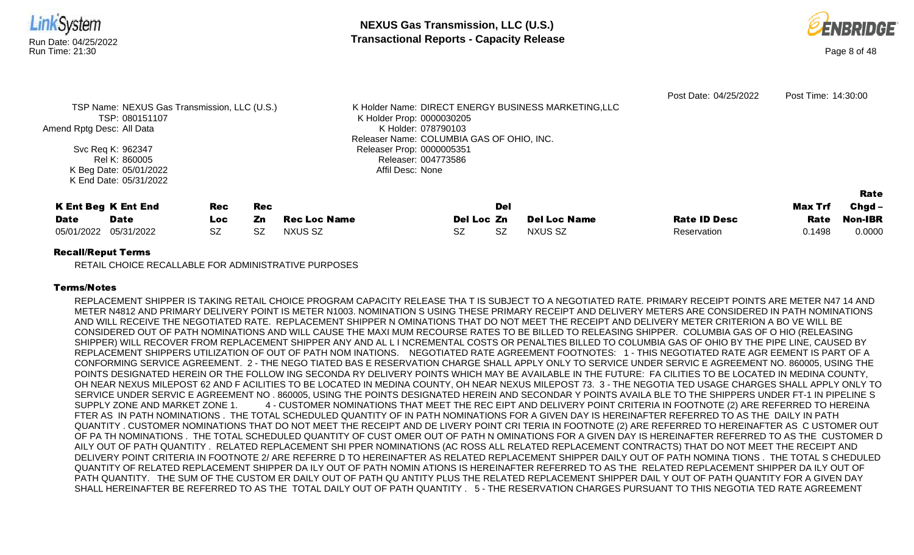Post Date: 04/25/2022 Post Time: 14:30:00

TSP Name: NEXUS Gas Transmission, LLC (U.S.)
TSP: 080151107
Amend Rptg Desc: All Data
Svc Req K: 962347
Rel K: 860005
K Beg Date: 05/01/2022
K End Date: 05/31/2022

K Holder Name: DIRECT ENERGY BUSINESS MARKETING,LLC
K Holder Prop: 0000030205
K Holder: 078790103
Releaser Name: COLUMBIA GAS OF OHIO, INC.
Releaser Prop: 0000005351
Releaser: 004773586
Affil Desc: None

| K Ent Beg Date | K Ent End Date | Rec Loc | Rec Zn | Rec Loc Name | Del Loc | Del Zn | Del Loc Name | Rate ID Desc | Max Trf Rate | Rate Chgd – Non-IBR |
|---|---|---|---|---|---|---|---|---|---|---|
| 05/01/2022 | 05/31/2022 | SZ | SZ | NXUS SZ | SZ | SZ | NXUS SZ | Reservation | 0.1498 | 0.0000 |

### Recall/Reput Terms

RETAIL CHOICE RECALLABLE FOR ADMINISTRATIVE PURPOSES

### Terms/Notes

REPLACEMENT SHIPPER IS TAKING RETAIL CHOICE PROGRAM CAPACITY RELEASE THA T IS SUBJECT TO A NEGOTIATED RATE. PRIMARY RECEIPT POINTS ARE METER N47 14 AND METER N4812 AND PRIMARY DELIVERY POINT IS METER N1003. NOMINATION S USING THESE PRIMARY RECEIPT AND DELIVERY METERS ARE CONSIDERED IN PATH NOMINATIONS AND WILL RECEIVE THE NEGOTIATED RATE. REPLACEMENT SHIPPER N OMINATIONS THAT DO NOT MEET THE RECEIPT AND DELIVERY METER CRITERION A BO VE WILL BE CONSIDERED OUT OF PATH NOMINATIONS AND WILL CAUSE THE MAXI MUM RECOURSE RATES TO BE BILLED TO RELEASING SHIPPER. COLUMBIA GAS OF O HIO (RELEASING SHIPPER) WILL RECOVER FROM REPLACEMENT SHIPPER ANY AND AL L I NCREMENTAL COSTS OR PENALTIES BILLED TO COLUMBIA GAS OF OHIO BY THE PIPE LINE, CAUSED BY REPLACEMENT SHIPPERS UTILIZATION OF OUT OF PATH NOM INATIONS. NEGOTIATED RATE AGREEMENT FOOTNOTES: 1 - THIS NEGOTIATED RATE AGR EEMENT IS PART OF A CONFORMING SERVICE AGREEMENT. 2 - THE NEGO TIATED BAS E RESERVATION CHARGE SHALL APPLY ONLY TO SERVICE UNDER SERVIC E AGREEMENT NO. 860005, USING THE POINTS DESIGNATED HEREIN OR THE FOLLOW ING SECONDA RY DELIVERY POINTS WHICH MAY BE AVAILABLE IN THE FUTURE: FA CILITIES TO BE LOCATED IN MEDINA COUNTY, OH NEAR NEXUS MILEPOST 62 AND F ACILITIES TO BE LOCATED IN MEDINA COUNTY, OH NEAR NEXUS MILEPOST 73. 3 - THE NEGOTIA TED USAGE CHARGES SHALL APPLY ONLY TO SERVICE UNDER SERVIC E AGREEMENT NO . 860005, USING THE POINTS DESIGNATED HEREIN AND SECONDAR Y POINTS AVAILA BLE TO THE SHIPPERS UNDER FT-1 IN PIPELINE S SUPPLY ZONE AND MARKET ZONE 1. 4 - CUSTOMER NOMINATIONS THAT MEET THE REC EIPT AND DELIVERY POINT CRITERIA IN FOOTNOTE (2) ARE REFERRED TO HEREINA FTER AS IN PATH NOMINATIONS . THE TOTAL SCHEDULED QUANTITY OF IN PATH NOMINATIONS FOR A GIVEN DAY IS HEREINAFTER REFERRED TO AS THE DAILY IN PATH QUANTITY . CUSTOMER NOMINATIONS THAT DO NOT MEET THE RECEIPT AND DE LIVERY POINT CRI TERIA IN FOOTNOTE (2) ARE REFERRED TO HEREINAFTER AS C USTOMER OUT OF PA TH NOMINATIONS . THE TOTAL SCHEDULED QUANTITY OF CUST OMER OUT OF PATH N OMINATIONS FOR A GIVEN DAY IS HEREINAFTER REFERRED TO AS THE CUSTOMER D AILY OUT OF PATH QUANTITY . RELATED REPLACEMENT SHI PPER NOMINATIONS (AC ROSS ALL RELATED REPLACEMENT CONTRACTS) THAT DO NOT MEET THE RECEIPT AND DELIVERY POINT CRITERIA IN FOOTNOTE 2/ ARE REFERRE D TO HEREINAFTER AS RELATED REPLACEMENT SHIPPER DAILY OUT OF PATH NOMINA TIONS . THE TOTAL S CHEDULED QUANTITY OF RELATED REPLACEMENT SHIPPER DA ILY OUT OF PATH NOMIN ATIONS IS HEREINAFTER REFERRED TO AS THE RELATED REPLACEMENT SHIPPER DA ILY OUT OF PATH QUANTITY. THE SUM OF THE CUSTOM ER DAILY OUT OF PATH QU ANTITY PLUS THE RELATED REPLACEMENT SHIPPER DAIL Y OUT OF PATH QUANTITY FOR A GIVEN DAY SHALL HEREINAFTER BE REFERRED TO AS THE TOTAL DAILY OUT OF PATH QUANTITY . 5 - THE RESERVATION CHARGES PURSUANT TO THIS NEGOTIA TED RATE AGREEMENT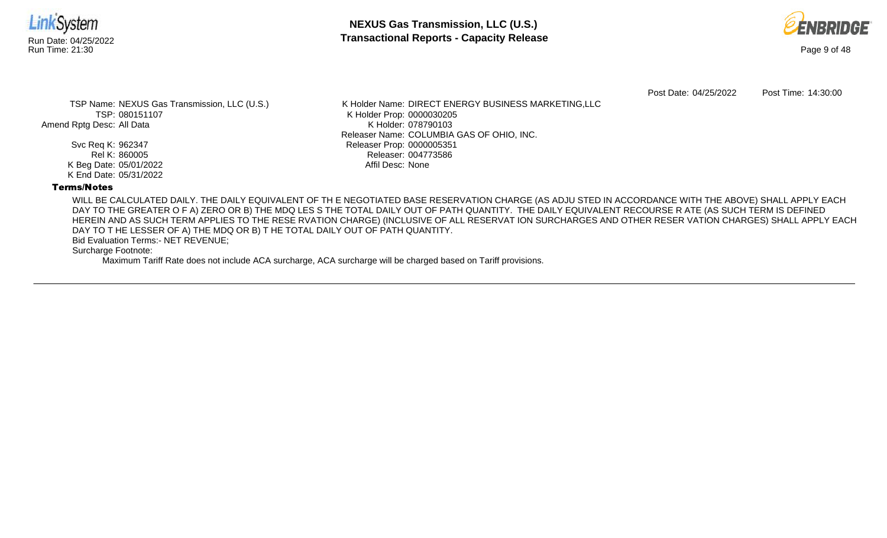Post Date: 04/25/2022 Post Time: 14:30:00

TSP Name: NEXUS Gas Transmission, LLC (U.S.)
TSP: 080151107
Amend Rptg Desc: All Data

Svc Req K: 962347
Rel K: 860005
K Beg Date: 05/01/2022
K End Date: 05/31/2022

K Holder Name: DIRECT ENERGY BUSINESS MARKETING,LLC
K Holder Prop: 0000030205
K Holder: 078790103
Releaser Name: COLUMBIA GAS OF OHIO, INC.
Releaser Prop: 0000005351
Releaser: 004773586
Affil Desc: None

**Terms/Notes**

WILL BE CALCULATED DAILY. THE DAILY EQUIVALENT OF TH E NEGOTIATED BASE RESERVATION CHARGE (AS ADJU STED IN ACCORDANCE WITH THE ABOVE) SHALL APPLY EACH DAY TO THE GREATER O F A) ZERO OR B) THE MDQ LES S THE TOTAL DAILY OUT OF PATH QUANTITY. THE DAILY EQUIVALENT RECOURSE R ATE (AS SUCH TERM IS DEFINED HEREIN AND AS SUCH TERM APPLIES TO THE RESE RVATION CHARGE) (INCLUSIVE OF ALL RESERVAT ION SURCHARGES AND OTHER RESER VATION CHARGES) SHALL APPLY EACH DAY TO T HE LESSER OF A) THE MDQ OR B) T HE TOTAL DAILY OUT OF PATH QUANTITY.

Bid Evaluation Terms:- NET REVENUE;

Surcharge Footnote:

Maximum Tariff Rate does not include ACA surcharge, ACA surcharge will be charged based on Tariff provisions.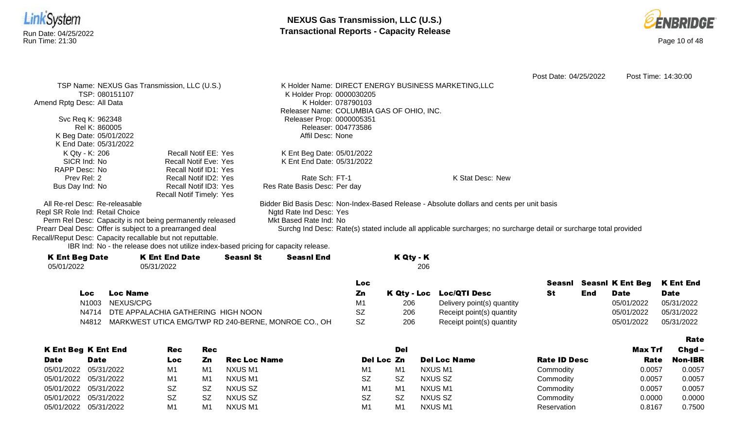# NEXUS Gas Transmission, LLC (U.S.)
## Transactional Reports - Capacity Release

Run Date: 04/25/2022
Run Time: 21:30

Post Date: 04/25/2022 Post Time: 14:30:00

TSP Name: NEXUS Gas Transmission, LLC (U.S.)
TSP: 080151107
Amend Rptg Desc: All Data

Svc Req K: 962348
Rel K: 860005
K Beg Date: 05/01/2022
K End Date: 05/31/2022
K Qty - K: 206
SICR Ind: No
RAPP Desc: No
Prev Rel: 2
Bus Day Ind: No

Recall Notif EE: Yes
Recall Notif Eve: Yes
Recall Notif ID1: Yes
Recall Notif ID2: Yes
Recall Notif ID3: Yes
Recall Notif Timely: Yes

K Holder Name: DIRECT ENERGY BUSINESS MARKETING,LLC
K Holder Prop: 0000030205
K Holder: 078790103
Releaser Name: COLUMBIA GAS OF OHIO, INC.
Releaser Prop: 0000005351
Releaser: 004773586
Affil Desc: None

K Ent Beg Date: 05/01/2022
K Ent End Date: 05/31/2022

Rate Sch: FT-1
Res Rate Basis Desc: Per day

K Stat Desc: New

All Re-rel Desc: Re-releasable
Repl SR Role Ind: Retail Choice
Perm Rel Desc: Capacity is not being permanently released
Prearr Deal Desc: Offer is subject to a prearranged deal
Recall/Reput Desc: Capacity recallable but not reputtable.
IBR Ind: No - the release does not utilize index-based pricing for capacity release.

Bidder Bid Basis Desc: Non-Index-Based Release - Absolute dollars and cents per unit basis
Ngtd Rate Ind Desc: Yes
Mkt Based Rate Ind: No
Surchg Ind Desc: Rate(s) stated include all applicable surcharges; no surcharge detail or surcharge total provided

| K Ent Beg Date | K Ent End Date | Seasnl St | Seasnl End | K Qty - K |
|---|---|---|---|---|
| 05/01/2022 | 05/31/2022 | | | 206 |

| Loc | Loc Name | Loc Zn | K Qty - Loc | Loc/QTI Desc | Seasnl St | Seasnl End | K Ent Beg Date | K Ent End Date |
|---|---|---|---|---|---|---|---|---|
| N1003 | NEXUS/CPG | M1 | 206 | Delivery point(s) quantity | | | 05/01/2022 | 05/31/2022 |
| N4714 | DTE APPALACHIA GATHERING HIGH NOON | SZ | 206 | Receipt point(s) quantity | | | 05/01/2022 | 05/31/2022 |
| N4812 | MARKWEST UTICA EMG/TWP RD 240-BERNE, MONROE CO., OH | SZ | 206 | Receipt point(s) quantity | | | 05/01/2022 | 05/31/2022 |

| K Ent Beg Date | K Ent End Date | Rec Loc | Rec Zn | Rec Loc Name | Del Loc | Del Zn | Del Loc Name | Rate ID Desc | Max Trf Rate | Rate Chgd – Non-IBR |
|---|---|---|---|---|---|---|---|---|---|---|
| 05/01/2022 | 05/31/2022 | M1 | M1 | NXUS M1 | M1 | M1 | NXUS M1 | Commodity | 0.0057 | 0.0057 |
| 05/01/2022 | 05/31/2022 | M1 | M1 | NXUS M1 | SZ | SZ | NXUS SZ | Commodity | 0.0057 | 0.0057 |
| 05/01/2022 | 05/31/2022 | SZ | SZ | NXUS SZ | M1 | M1 | NXUS M1 | Commodity | 0.0057 | 0.0057 |
| 05/01/2022 | 05/31/2022 | SZ | SZ | NXUS SZ | SZ | SZ | NXUS SZ | Commodity | 0.0000 | 0.0000 |
| 05/01/2022 | 05/31/2022 | M1 | M1 | NXUS M1 | M1 | M1 | NXUS M1 | Reservation | 0.8167 | 0.7500 |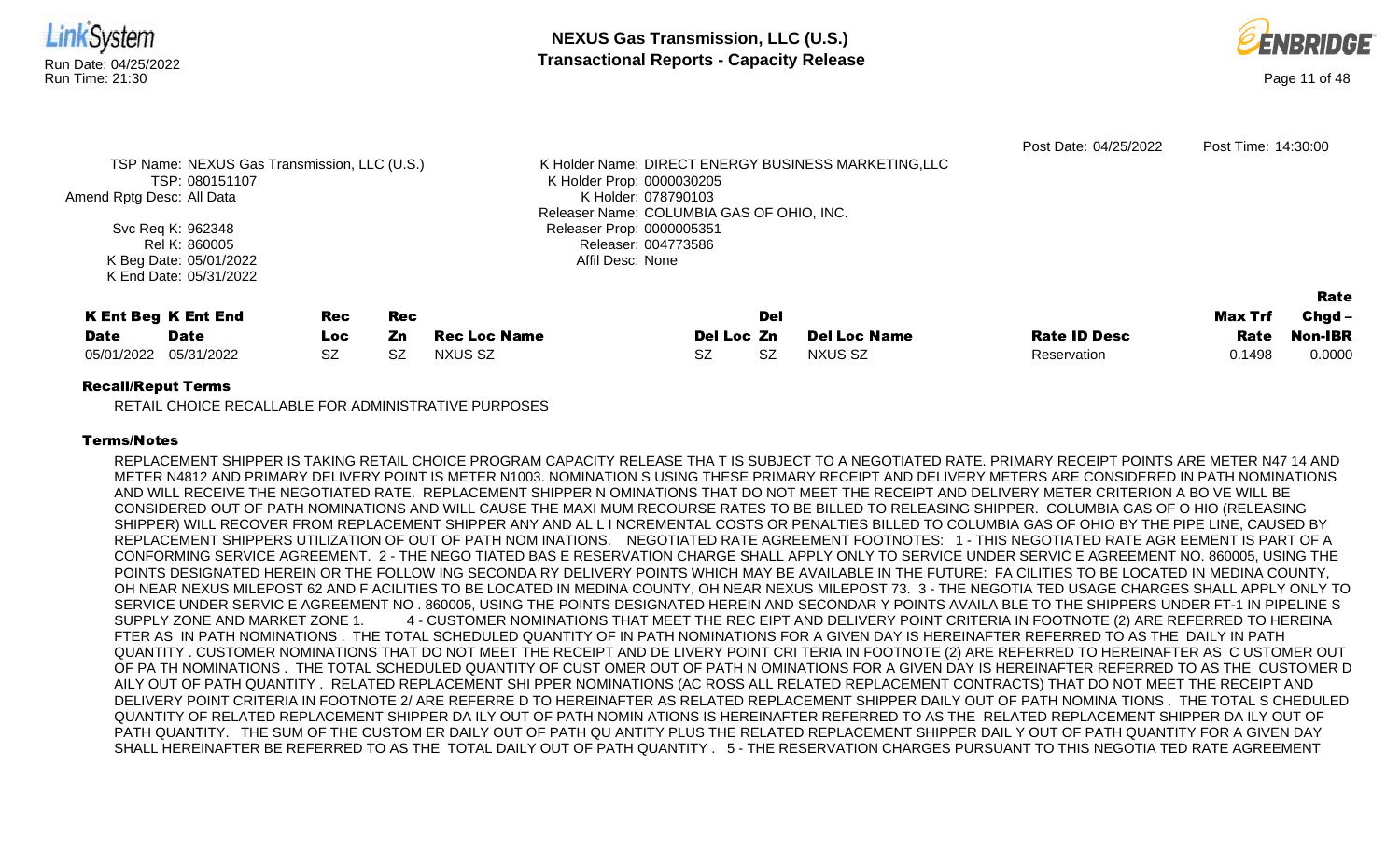Post Date: 04/25/2022 Post Time: 14:30:00

TSP Name: NEXUS Gas Transmission, LLC (U.S.)
TSP: 080151107
Amend Rptg Desc: All Data
Svc Req K: 962348
Rel K: 860005
K Beg Date: 05/01/2022
K End Date: 05/31/2022

K Holder Name: DIRECT ENERGY BUSINESS MARKETING,LLC
K Holder Prop: 0000030205
K Holder: 078790103
Releaser Name: COLUMBIA GAS OF OHIO, INC.
Releaser Prop: 0000005351
Releaser: 004773586
Affil Desc: None

| K Ent Beg Date | K Ent End Date | Rec Loc | Rec Zn | Rec Loc Name | Del Loc | Del Zn | Del Loc Name | Rate ID Desc | Max Trf Rate | Rate Chgd – Non-IBR |
|---|---|---|---|---|---|---|---|---|---|---|
| 05/01/2022 | 05/31/2022 | SZ | SZ | NXUS SZ | SZ | SZ | NXUS SZ | Reservation | 0.1498 | 0.0000 |

**Recall/Reput Terms**

RETAIL CHOICE RECALLABLE FOR ADMINISTRATIVE PURPOSES

**Terms/Notes**

REPLACEMENT SHIPPER IS TAKING RETAIL CHOICE PROGRAM CAPACITY RELEASE THA T IS SUBJECT TO A NEGOTIATED RATE. PRIMARY RECEIPT POINTS ARE METER N47 14 AND METER N4812 AND PRIMARY DELIVERY POINT IS METER N1003. NOMINATION S USING THESE PRIMARY RECEIPT AND DELIVERY METERS ARE CONSIDERED IN PATH NOMINATIONS AND WILL RECEIVE THE NEGOTIATED RATE. REPLACEMENT SHIPPER N OMINATIONS THAT DO NOT MEET THE RECEIPT AND DELIVERY METER CRITERION A BO VE WILL BE CONSIDERED OUT OF PATH NOMINATIONS AND WILL CAUSE THE MAXI MUM RECOURSE RATES TO BE BILLED TO RELEASING SHIPPER. COLUMBIA GAS OF O HIO (RELEASING SHIPPER) WILL RECOVER FROM REPLACEMENT SHIPPER ANY AND AL L I NCREMENTAL COSTS OR PENALTIES BILLED TO COLUMBIA GAS OF OHIO BY THE PIPE LINE, CAUSED BY REPLACEMENT SHIPPERS UTILIZATION OF OUT OF PATH NOM INATIONS. NEGOTIATED RATE AGREEMENT FOOTNOTES: 1 - THIS NEGOTIATED RATE AGR EEMENT IS PART OF A CONFORMING SERVICE AGREEMENT. 2 - THE NEGO TIATED BAS E RESERVATION CHARGE SHALL APPLY ONLY TO SERVICE UNDER SERVIC E AGREEMENT NO. 860005, USING THE POINTS DESIGNATED HEREIN OR THE FOLLOW ING SECONDA RY DELIVERY POINTS WHICH MAY BE AVAILABLE IN THE FUTURE: FA CILITIES TO BE LOCATED IN MEDINA COUNTY, OH NEAR NEXUS MILEPOST 62 AND F ACILITIES TO BE LOCATED IN MEDINA COUNTY, OH NEAR NEXUS MILEPOST 73. 3 - THE NEGOTIA TED USAGE CHARGES SHALL APPLY ONLY TO SERVICE UNDER SERVIC E AGREEMENT NO . 860005, USING THE POINTS DESIGNATED HEREIN AND SECONDAR Y POINTS AVAILA BLE TO THE SHIPPERS UNDER FT-1 IN PIPELINE S SUPPLY ZONE AND MARKET ZONE 1. 4 - CUSTOMER NOMINATIONS THAT MEET THE REC EIPT AND DELIVERY POINT CRITERIA IN FOOTNOTE (2) ARE REFERRED TO HEREINA FTER AS IN PATH NOMINATIONS . THE TOTAL SCHEDULED QUANTITY OF IN PATH NOMINATIONS FOR A GIVEN DAY IS HEREINAFTER REFERRED TO AS THE DAILY IN PATH QUANTITY . CUSTOMER NOMINATIONS THAT DO NOT MEET THE RECEIPT AND DE LIVERY POINT CRI TERIA IN FOOTNOTE (2) ARE REFERRED TO HEREINAFTER AS C USTOMER OUT OF PA TH NOMINATIONS . THE TOTAL SCHEDULED QUANTITY OF CUST OMER OUT OF PATH N OMINATIONS FOR A GIVEN DAY IS HEREINAFTER REFERRED TO AS THE CUSTOMER D AILY OUT OF PATH QUANTITY . RELATED REPLACEMENT SHI PPER NOMINATIONS (AC ROSS ALL RELATED REPLACEMENT CONTRACTS) THAT DO NOT MEET THE RECEIPT AND DELIVERY POINT CRITERIA IN FOOTNOTE 2/ ARE REFERRE D TO HEREINAFTER AS RELATED REPLACEMENT SHIPPER DAILY OUT OF PATH NOMINA TIONS . THE TOTAL S CHEDULED QUANTITY OF RELATED REPLACEMENT SHIPPER DA ILY OUT OF PATH NOMIN ATIONS IS HEREINAFTER REFERRED TO AS THE RELATED REPLACEMENT SHIPPER DA ILY OUT OF PATH QUANTITY. THE SUM OF THE CUSTOM ER DAILY OUT OF PATH QU ANTITY PLUS THE RELATED REPLACEMENT SHIPPER DAIL Y OUT OF PATH QUANTITY FOR A GIVEN DAY SHALL HEREINAFTER BE REFERRED TO AS THE TOTAL DAILY OUT OF PATH QUANTITY . 5 - THE RESERVATION CHARGES PURSUANT TO THIS NEGOTIA TED RATE AGREEMENT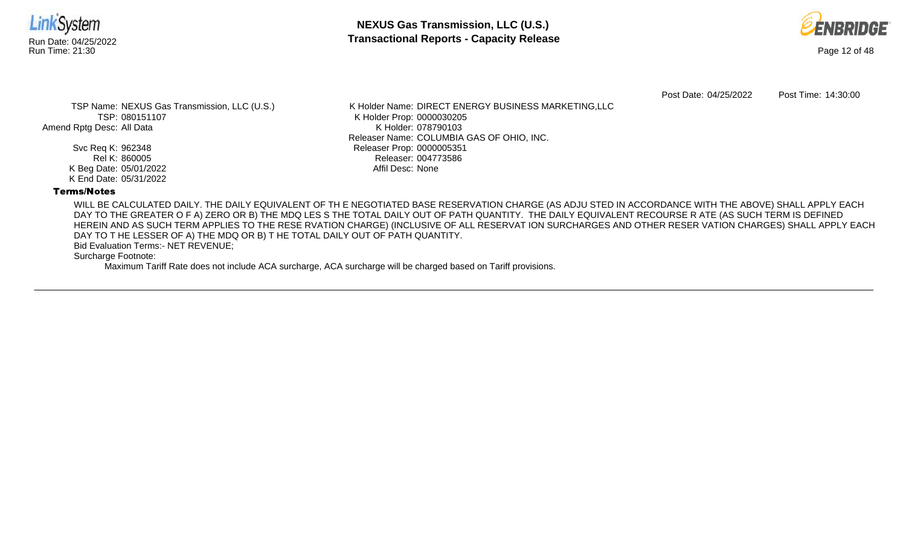Post Date: 04/25/2022 Post Time: 14:30:00

TSP Name: NEXUS Gas Transmission, LLC (U.S.)
TSP: 080151107
Amend Rptg Desc: All Data

Svc Req K: 962348
Rel K: 860005
K Beg Date: 05/01/2022
K End Date: 05/31/2022

K Holder Name: DIRECT ENERGY BUSINESS MARKETING,LLC
K Holder Prop: 0000030205
K Holder: 078790103
Releaser Name: COLUMBIA GAS OF OHIO, INC.
Releaser Prop: 0000005351
Releaser: 004773586
Affil Desc: None

**Terms/Notes**

WILL BE CALCULATED DAILY. THE DAILY EQUIVALENT OF TH E NEGOTIATED BASE RESERVATION CHARGE (AS ADJU STED IN ACCORDANCE WITH THE ABOVE) SHALL APPLY EACH DAY TO THE GREATER O F A) ZERO OR B) THE MDQ LES S THE TOTAL DAILY OUT OF PATH QUANTITY. THE DAILY EQUIVALENT RECOURSE R ATE (AS SUCH TERM IS DEFINED HEREIN AND AS SUCH TERM APPLIES TO THE RESE RVATION CHARGE) (INCLUSIVE OF ALL RESERVAT ION SURCHARGES AND OTHER RESER VATION CHARGES) SHALL APPLY EACH DAY TO T HE LESSER OF A) THE MDQ OR B) T HE TOTAL DAILY OUT OF PATH QUANTITY.

Bid Evaluation Terms:- NET REVENUE;

Surcharge Footnote:

Maximum Tariff Rate does not include ACA surcharge, ACA surcharge will be charged based on Tariff provisions.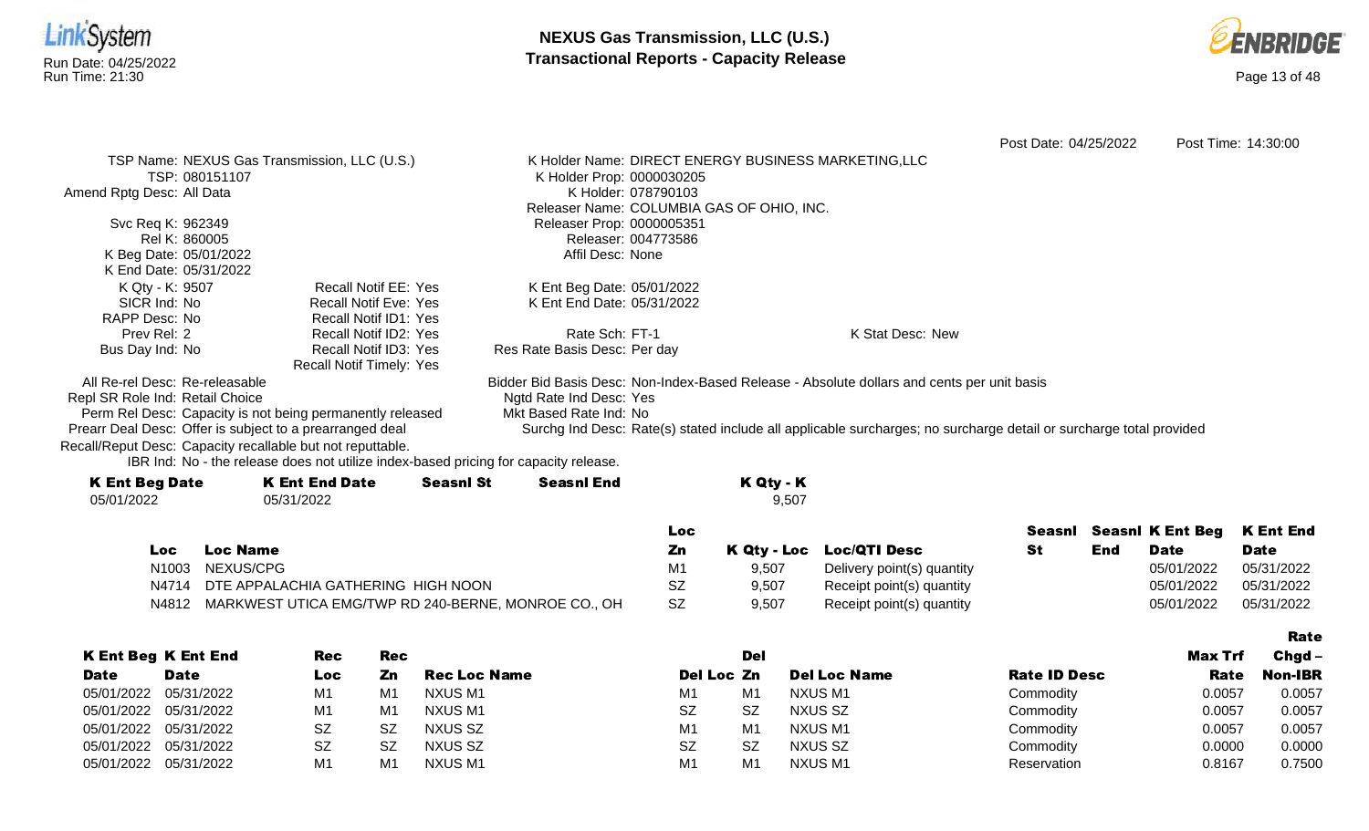Post Date: 04/25/2022 Post Time: 14:30:00

TSP Name: NEXUS Gas Transmission, LLC (U.S.)
TSP: 080151107
Amend Rptg Desc: All Data

Svc Req K: 962349
Rel K: 860005
K Beg Date: 05/01/2022
K End Date: 05/31/2022
K Qty - K: 9507
SICR Ind: No
RAPP Desc: No
Prev Rel: 2
Bus Day Ind: No

Recall Notif EE: Yes
Recall Notif Eve: Yes
Recall Notif ID1: Yes
Recall Notif ID2: Yes
Recall Notif ID3: Yes
Recall Notif Timely: Yes

K Holder Name: DIRECT ENERGY BUSINESS MARKETING,LLC
K Holder Prop: 0000030205
K Holder: 078790103
Releaser Name: COLUMBIA GAS OF OHIO, INC.
Releaser Prop: 0000005351
Releaser: 004773586
Affil Desc: None

K Ent Beg Date: 05/01/2022
K Ent End Date: 05/31/2022

Rate Sch: FT-1
Res Rate Basis Desc: Per day

K Stat Desc: New

All Re-rel Desc: Re-releasable
Repl SR Role Ind: Retail Choice
Perm Rel Desc: Capacity is not being permanently released
Prearr Deal Desc: Offer is subject to a prearranged deal
Recall/Reput Desc: Capacity recallable but not reputtable.
IBR Ind: No - the release does not utilize index-based pricing for capacity release.

Bidder Bid Basis Desc: Non-Index-Based Release - Absolute dollars and cents per unit basis
Ngtd Rate Ind Desc: Yes
Mkt Based Rate Ind: No
Surchg Ind Desc: Rate(s) stated include all applicable surcharges; no surcharge detail or surcharge total provided

| K Ent Beg Date | K Ent End Date | Seasnl St | Seasnl End | K Qty - K |
|---|---|---|---|---|
| 05/01/2022 | 05/31/2022 | | | 9,507 |

| Loc | Loc Name | Loc Zn | K Qty - Loc | Loc/QTI Desc | Seasnl St | Seasnl End | K Ent Beg Date | K Ent End Date |
|---|---|---|---|---|---|---|---|---|
| N1003 | NEXUS/CPG | M1 | 9,507 | Delivery point(s) quantity | | | 05/01/2022 | 05/31/2022 |
| N4714 | DTE APPALACHIA GATHERING HIGH NOON | SZ | 9,507 | Receipt point(s) quantity | | | 05/01/2022 | 05/31/2022 |
| N4812 | MARKWEST UTICA EMG/TWP RD 240-BERNE, MONROE CO., OH | SZ | 9,507 | Receipt point(s) quantity | | | 05/01/2022 | 05/31/2022 |

| K Ent Beg Date | K Ent End Date | Rec Loc | Rec Zn | Rec Loc Name | Del Loc | Del Zn | Del Loc Name | Rate ID Desc | Max Trf Rate | Rate Chgd – Non-IBR |
|---|---|---|---|---|---|---|---|---|---|---|
| 05/01/2022 | 05/31/2022 | M1 | M1 | NXUS M1 | M1 | M1 | NXUS M1 | Commodity | 0.0057 | 0.0057 |
| 05/01/2022 | 05/31/2022 | M1 | M1 | NXUS M1 | SZ | SZ | NXUS SZ | Commodity | 0.0057 | 0.0057 |
| 05/01/2022 | 05/31/2022 | SZ | SZ | NXUS SZ | M1 | M1 | NXUS M1 | Commodity | 0.0057 | 0.0057 |
| 05/01/2022 | 05/31/2022 | SZ | SZ | NXUS SZ | SZ | SZ | NXUS SZ | Commodity | 0.0000 | 0.0000 |
| 05/01/2022 | 05/31/2022 | M1 | M1 | NXUS M1 | M1 | M1 | NXUS M1 | Reservation | 0.8167 | 0.7500 |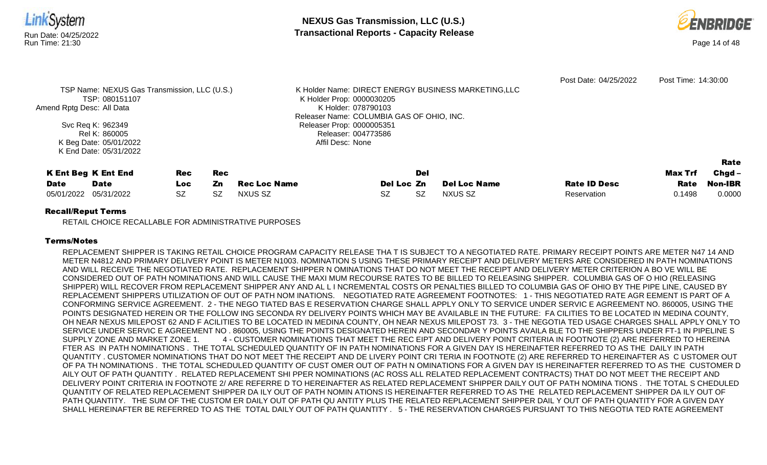Post Date: 04/25/2022 Post Time: 14:30:00

TSP Name: NEXUS Gas Transmission, LLC (U.S.)
TSP: 080151107
Amend Rptg Desc: All Data
Svc Req K: 962349
Rel K: 860005
K Beg Date: 05/01/2022
K End Date: 05/31/2022

K Holder Name: DIRECT ENERGY BUSINESS MARKETING,LLC
K Holder Prop: 0000030205
K Holder: 078790103
Releaser Name: COLUMBIA GAS OF OHIO, INC.
Releaser Prop: 0000005351
Releaser: 004773586
Affil Desc: None

| K Ent Beg Date | K Ent End Date | Rec Loc | Rec Zn | Rec Loc Name | Del Loc | Del Zn | Del Loc Name | Rate ID Desc | Max Trf Rate | Rate Chgd – Non-IBR |
|---|---|---|---|---|---|---|---|---|---|---|
| 05/01/2022 | 05/31/2022 | SZ | SZ | NXUS SZ | SZ | SZ | NXUS SZ | Reservation | 0.1498 | 0.0000 |

**Recall/Reput Terms**

RETAIL CHOICE RECALLABLE FOR ADMINISTRATIVE PURPOSES

**Terms/Notes**

REPLACEMENT SHIPPER IS TAKING RETAIL CHOICE PROGRAM CAPACITY RELEASE THA T IS SUBJECT TO A NEGOTIATED RATE. PRIMARY RECEIPT POINTS ARE METER N47 14 AND METER N4812 AND PRIMARY DELIVERY POINT IS METER N1003. NOMINATION S USING THESE PRIMARY RECEIPT AND DELIVERY METERS ARE CONSIDERED IN PATH NOMINATIONS AND WILL RECEIVE THE NEGOTIATED RATE. REPLACEMENT SHIPPER N OMINATIONS THAT DO NOT MEET THE RECEIPT AND DELIVERY METER CRITERION A BO VE WILL BE CONSIDERED OUT OF PATH NOMINATIONS AND WILL CAUSE THE MAXI MUM RECOURSE RATES TO BE BILLED TO RELEASING SHIPPER. COLUMBIA GAS OF O HIO (RELEASING SHIPPER) WILL RECOVER FROM REPLACEMENT SHIPPER ANY AND AL L I NCREMENTAL COSTS OR PENALTIES BILLED TO COLUMBIA GAS OF OHIO BY THE PIPE LINE, CAUSED BY REPLACEMENT SHIPPERS UTILIZATION OF OUT OF PATH NOM INATIONS. NEGOTIATED RATE AGREEMENT FOOTNOTES: 1 - THIS NEGOTIATED RATE AGR EEMENT IS PART OF A CONFORMING SERVICE AGREEMENT. 2 - THE NEGO TIATED BAS E RESERVATION CHARGE SHALL APPLY ONLY TO SERVICE UNDER SERVIC E AGREEMENT NO. 860005, USING THE POINTS DESIGNATED HEREIN OR THE FOLLOW ING SECONDA RY DELIVERY POINTS WHICH MAY BE AVAILABLE IN THE FUTURE: FA CILITIES TO BE LOCATED IN MEDINA COUNTY, OH NEAR NEXUS MILEPOST 62 AND F ACILITIES TO BE LOCATED IN MEDINA COUNTY, OH NEAR NEXUS MILEPOST 73. 3 - THE NEGOTIA TED USAGE CHARGES SHALL APPLY ONLY TO SERVICE UNDER SERVIC E AGREEMENT NO . 860005, USING THE POINTS DESIGNATED HEREIN AND SECONDAR Y POINTS AVAILA BLE TO THE SHIPPERS UNDER FT-1 IN PIPELINE S SUPPLY ZONE AND MARKET ZONE 1. 4 - CUSTOMER NOMINATIONS THAT MEET THE REC EIPT AND DELIVERY POINT CRITERIA IN FOOTNOTE (2) ARE REFERRED TO HEREINA FTER AS IN PATH NOMINATIONS . THE TOTAL SCHEDULED QUANTITY OF IN PATH NOMINATIONS FOR A GIVEN DAY IS HEREINAFTER REFERRED TO AS THE DAILY IN PATH QUANTITY . CUSTOMER NOMINATIONS THAT DO NOT MEET THE RECEIPT AND DE LIVERY POINT CRI TERIA IN FOOTNOTE (2) ARE REFERRED TO HEREINAFTER AS C USTOMER OUT OF PA TH NOMINATIONS . THE TOTAL SCHEDULED QUANTITY OF CUST OMER OUT OF PATH N OMINATIONS FOR A GIVEN DAY IS HEREINAFTER REFERRED TO AS THE CUSTOMER D AILY OUT OF PATH QUANTITY . RELATED REPLACEMENT SHI PPER NOMINATIONS (AC ROSS ALL RELATED REPLACEMENT CONTRACTS) THAT DO NOT MEET THE RECEIPT AND DELIVERY POINT CRITERIA IN FOOTNOTE 2/ ARE REFERRE D TO HEREINAFTER AS RELATED REPLACEMENT SHIPPER DAILY OUT OF PATH NOMINA TIONS . THE TOTAL S CHEDULED QUANTITY OF RELATED REPLACEMENT SHIPPER DA ILY OUT OF PATH NOMIN ATIONS IS HEREINAFTER REFERRED TO AS THE RELATED REPLACEMENT SHIPPER DA ILY OUT OF PATH QUANTITY. THE SUM OF THE CUSTOM ER DAILY OUT OF PATH QU ANTITY PLUS THE RELATED REPLACEMENT SHIPPER DAIL Y OUT OF PATH QUANTITY FOR A GIVEN DAY SHALL HEREINAFTER BE REFERRED TO AS THE TOTAL DAILY OUT OF PATH QUANTITY . 5 - THE RESERVATION CHARGES PURSUANT TO THIS NEGOTIA TED RATE AGREEMENT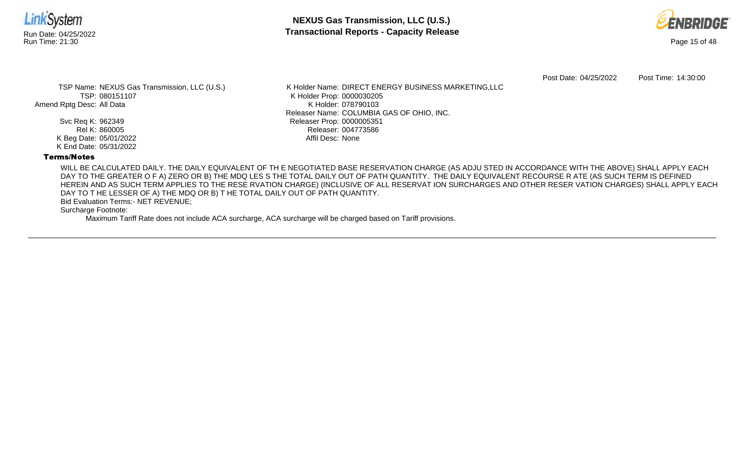Post Date: 04/25/2022 Post Time: 14:30:00

TSP Name: NEXUS Gas Transmission, LLC (U.S.)
TSP: 080151107
Amend Rptg Desc: All Data

Svc Req K: 962349
Rel K: 860005
K Beg Date: 05/01/2022
K End Date: 05/31/2022

K Holder Name: DIRECT ENERGY BUSINESS MARKETING,LLC
K Holder Prop: 0000030205
K Holder: 078790103
Releaser Name: COLUMBIA GAS OF OHIO, INC.
Releaser Prop: 0000005351
Releaser: 004773586
Affil Desc: None

**Terms/Notes**

WILL BE CALCULATED DAILY. THE DAILY EQUIVALENT OF TH E NEGOTIATED BASE RESERVATION CHARGE (AS ADJU STED IN ACCORDANCE WITH THE ABOVE) SHALL APPLY EACH DAY TO THE GREATER O F A) ZERO OR B) THE MDQ LES S THE TOTAL DAILY OUT OF PATH QUANTITY. THE DAILY EQUIVALENT RECOURSE R ATE (AS SUCH TERM IS DEFINED HEREIN AND AS SUCH TERM APPLIES TO THE RESE RVATION CHARGE) (INCLUSIVE OF ALL RESERVAT ION SURCHARGES AND OTHER RESER VATION CHARGES) SHALL APPLY EACH DAY TO T HE LESSER OF A) THE MDQ OR B) T HE TOTAL DAILY OUT OF PATH QUANTITY.

Bid Evaluation Terms:- NET REVENUE;

Surcharge Footnote:

Maximum Tariff Rate does not include ACA surcharge, ACA surcharge will be charged based on Tariff provisions.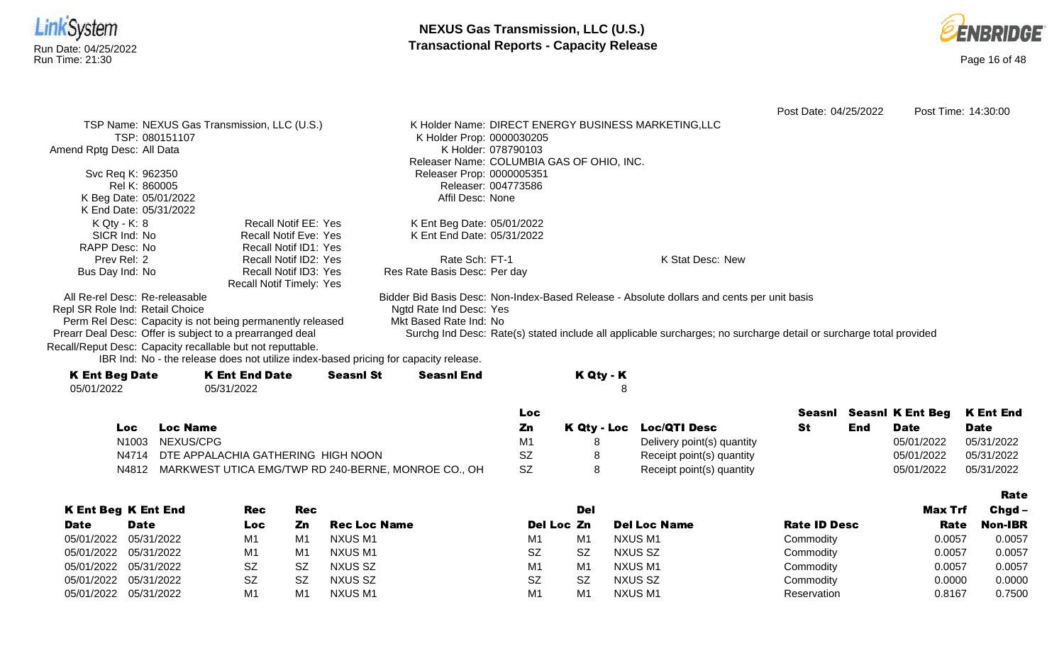# NEXUS Gas Transmission, LLC (U.S.)
## Transactional Reports - Capacity Release

Run Date: 04/25/2022
Run Time: 21:30

Post Date: 04/25/2022 Post Time: 14:30:00

TSP Name: NEXUS Gas Transmission, LLC (U.S.)
TSP: 080151107
Amend Rptg Desc: All Data
Svc Req K: 962350
Rel K: 860005
K Beg Date: 05/01/2022
K End Date: 05/31/2022
K Qty - K: 8
SICR Ind: No
RAPP Desc: No
Prev Rel: 2
Bus Day Ind: No

Recall Notif EE: Yes
Recall Notif Eve: Yes
Recall Notif ID1: Yes
Recall Notif ID2: Yes
Recall Notif ID3: Yes
Recall Notif Timely: Yes

K Holder Name: DIRECT ENERGY BUSINESS MARKETING,LLC
K Holder Prop: 0000030205
K Holder: 078790103
Releaser Name: COLUMBIA GAS OF OHIO, INC.
Releaser Prop: 0000005351
Releaser: 004773586
Affil Desc: None
K Ent Beg Date: 05/01/2022
K Ent End Date: 05/31/2022
Rate Sch: FT-1
Res Rate Basis Desc: Per day

K Stat Desc: New

All Re-rel Desc: Re-releasable
Repl SR Role Ind: Retail Choice
Perm Rel Desc: Capacity is not being permanently released
Prearr Deal Desc: Offer is subject to a prearranged deal
Recall/Reput Desc: Capacity recallable but not reputtable.
IBR Ind: No - the release does not utilize index-based pricing for capacity release.

Bidder Bid Basis Desc: Non-Index-Based Release - Absolute dollars and cents per unit basis
Ngtd Rate Ind Desc: Yes
Mkt Based Rate Ind: No
Surchg Ind Desc: Rate(s) stated include all applicable surcharges; no surcharge detail or surcharge total provided

| K Ent Beg Date | K Ent End Date | Seasnl St | Seasnl End | K Qty - K |
|---|---|---|---|---|
| 05/01/2022 | 05/31/2022 | | | 8 |

| Loc | Loc Name | Loc Zn | K Qty - Loc | Loc/QTI Desc | Seasnl St | Seasnl End | K Ent Beg Date | K Ent End Date |
|---|---|---|---|---|---|---|---|---|
| N1003 | NEXUS/CPG | M1 | 8 | Delivery point(s) quantity | | | 05/01/2022 | 05/31/2022 |
| N4714 | DTE APPALACHIA GATHERING HIGH NOON | SZ | 8 | Receipt point(s) quantity | | | 05/01/2022 | 05/31/2022 |
| N4812 | MARKWEST UTICA EMG/TWP RD 240-BERNE, MONROE CO., OH | SZ | 8 | Receipt point(s) quantity | | | 05/01/2022 | 05/31/2022 |

| K Ent Beg Date | K Ent End Date | Rec Loc | Rec Zn | Rec Loc Name | Del Loc | Del Zn | Del Loc Name | Rate ID Desc | Max Trf Rate | Rate Chgd – Non-IBR |
|---|---|---|---|---|---|---|---|---|---|---|
| 05/01/2022 | 05/31/2022 | M1 | M1 | NXUS M1 | M1 | M1 | NXUS M1 | Commodity | 0.0057 | 0.0057 |
| 05/01/2022 | 05/31/2022 | M1 | M1 | NXUS M1 | SZ | SZ | NXUS SZ | Commodity | 0.0057 | 0.0057 |
| 05/01/2022 | 05/31/2022 | SZ | SZ | NXUS SZ | M1 | M1 | NXUS M1 | Commodity | 0.0057 | 0.0057 |
| 05/01/2022 | 05/31/2022 | SZ | SZ | NXUS SZ | SZ | SZ | NXUS SZ | Commodity | 0.0000 | 0.0000 |
| 05/01/2022 | 05/31/2022 | M1 | M1 | NXUS M1 | M1 | M1 | NXUS M1 | Reservation | 0.8167 | 0.7500 |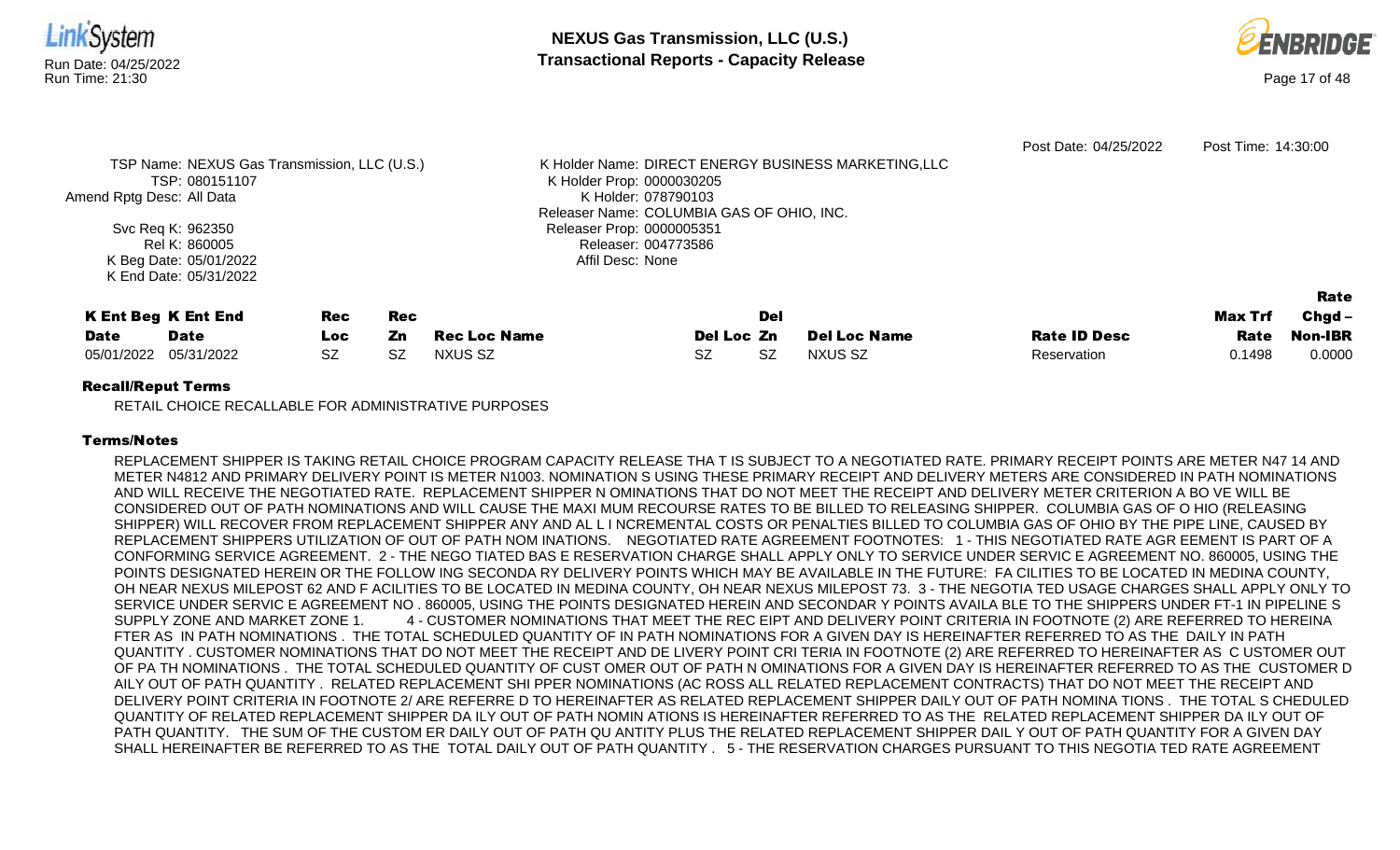Post Date: 04/25/2022 Post Time: 14:30:00

TSP Name: NEXUS Gas Transmission, LLC (U.S.)
TSP: 080151107
Amend Rptg Desc: All Data
Svc Req K: 962350
Rel K: 860005
K Beg Date: 05/01/2022
K End Date: 05/31/2022

K Holder Name: DIRECT ENERGY BUSINESS MARKETING,LLC
K Holder Prop: 0000030205
K Holder: 078790103
Releaser Name: COLUMBIA GAS OF OHIO, INC.
Releaser Prop: 0000005351
Releaser: 004773586
Affil Desc: None

| K Ent Beg Date | K Ent End Date | Rec Loc | Rec Zn | Rec Loc Name | Del Loc | Del Zn | Del Loc Name | Rate ID Desc | Max Trf Rate | Rate Chgd – Non-IBR |
|---|---|---|---|---|---|---|---|---|---|---|
| 05/01/2022 | 05/31/2022 | SZ | SZ | NXUS SZ | SZ | SZ | NXUS SZ | Reservation | 0.1498 | 0.0000 |

**Recall/Reput Terms**

RETAIL CHOICE RECALLABLE FOR ADMINISTRATIVE PURPOSES

**Terms/Notes**

REPLACEMENT SHIPPER IS TAKING RETAIL CHOICE PROGRAM CAPACITY RELEASE THA T IS SUBJECT TO A NEGOTIATED RATE. PRIMARY RECEIPT POINTS ARE METER N47 14 AND METER N4812 AND PRIMARY DELIVERY POINT IS METER N1003. NOMINATION S USING THESE PRIMARY RECEIPT AND DELIVERY METERS ARE CONSIDERED IN PATH NOMINATIONS AND WILL RECEIVE THE NEGOTIATED RATE. REPLACEMENT SHIPPER N OMINATIONS THAT DO NOT MEET THE RECEIPT AND DELIVERY METER CRITERION A BO VE WILL BE CONSIDERED OUT OF PATH NOMINATIONS AND WILL CAUSE THE MAXI MUM RECOURSE RATES TO BE BILLED TO RELEASING SHIPPER. COLUMBIA GAS OF O HIO (RELEASING SHIPPER) WILL RECOVER FROM REPLACEMENT SHIPPER ANY AND AL L INCREMENTAL COSTS OR PENALTIES BILLED TO COLUMBIA GAS OF OHIO BY THE PIPE LINE, CAUSED BY REPLACEMENT SHIPPERS UTILIZATION OF OUT OF PATH NOM INATIONS. NEGOTIATED RATE AGREEMENT FOOTNOTES: 1 - THIS NEGOTIATED RATE AGR EEMENT IS PART OF A CONFORMING SERVICE AGREEMENT. 2 - THE NEGO TIATED BAS E RESERVATION CHARGE SHALL APPLY ONLY TO SERVICE UNDER SERVIC E AGREEMENT NO. 860005, USING THE POINTS DESIGNATED HEREIN OR THE FOLLOW ING SECONDA RY DELIVERY POINTS WHICH MAY BE AVAILABLE IN THE FUTURE: FA CILITIES TO BE LOCATED IN MEDINA COUNTY, OH NEAR NEXUS MILEPOST 62 AND F ACILITIES TO BE LOCATED IN MEDINA COUNTY, OH NEAR NEXUS MILEPOST 73. 3 - THE NEGOTIA TED USAGE CHARGES SHALL APPLY ONLY TO SERVICE UNDER SERVIC E AGREEMENT NO . 860005, USING THE POINTS DESIGNATED HEREIN AND SECONDAR Y POINTS AVAILA BLE TO THE SHIPPERS UNDER FT-1 IN PIPELINE S SUPPLY ZONE AND MARKET ZONE 1. 4 - CUSTOMER NOMINATIONS THAT MEET THE REC EIPT AND DELIVERY POINT CRITERIA IN FOOTNOTE (2) ARE REFERRED TO HEREINA FTER AS IN PATH NOMINATIONS . THE TOTAL SCHEDULED QUANTITY OF IN PATH NOMINATIONS FOR A GIVEN DAY IS HEREINAFTER REFERRED TO AS THE DAILY IN PATH QUANTITY . CUSTOMER NOMINATIONS THAT DO NOT MEET THE RECEIPT AND DE LIVERY POINT CRI TERIA IN FOOTNOTE (2) ARE REFERRED TO HEREINAFTER AS C USTOMER OUT OF PA TH NOMINATIONS . THE TOTAL SCHEDULED QUANTITY OF CUST OMER OUT OF PATH N OMINATIONS FOR A GIVEN DAY IS HEREINAFTER REFERRED TO AS THE CUSTOMER D AILY OUT OF PATH QUANTITY . RELATED REPLACEMENT SHI PPER NOMINATIONS (AC ROSS ALL RELATED REPLACEMENT CONTRACTS) THAT DO NOT MEET THE RECEIPT AND DELIVERY POINT CRITERIA IN FOOTNOTE 2/ ARE REFERRE D TO HEREINAFTER AS RELATED REPLACEMENT SHIPPER DAILY OUT OF PATH NOMINA TIONS . THE TOTAL S CHEDULED QUANTITY OF RELATED REPLACEMENT SHIPPER DA ILY OUT OF PATH NOMIN ATIONS IS HEREINAFTER REFERRED TO AS THE RELATED REPLACEMENT SHIPPER DA ILY OUT OF PATH QUANTITY. THE SUM OF THE CUSTOM ER DAILY OUT OF PATH QU ANTITY PLUS THE RELATED REPLACEMENT SHIPPER DAIL Y OUT OF PATH QUANTITY FOR A GIVEN DAY SHALL HEREINAFTER BE REFERRED TO AS THE TOTAL DAILY OUT OF PATH QUANTITY . 5 - THE RESERVATION CHARGES PURSUANT TO THIS NEGOTIA TED RATE AGREEMENT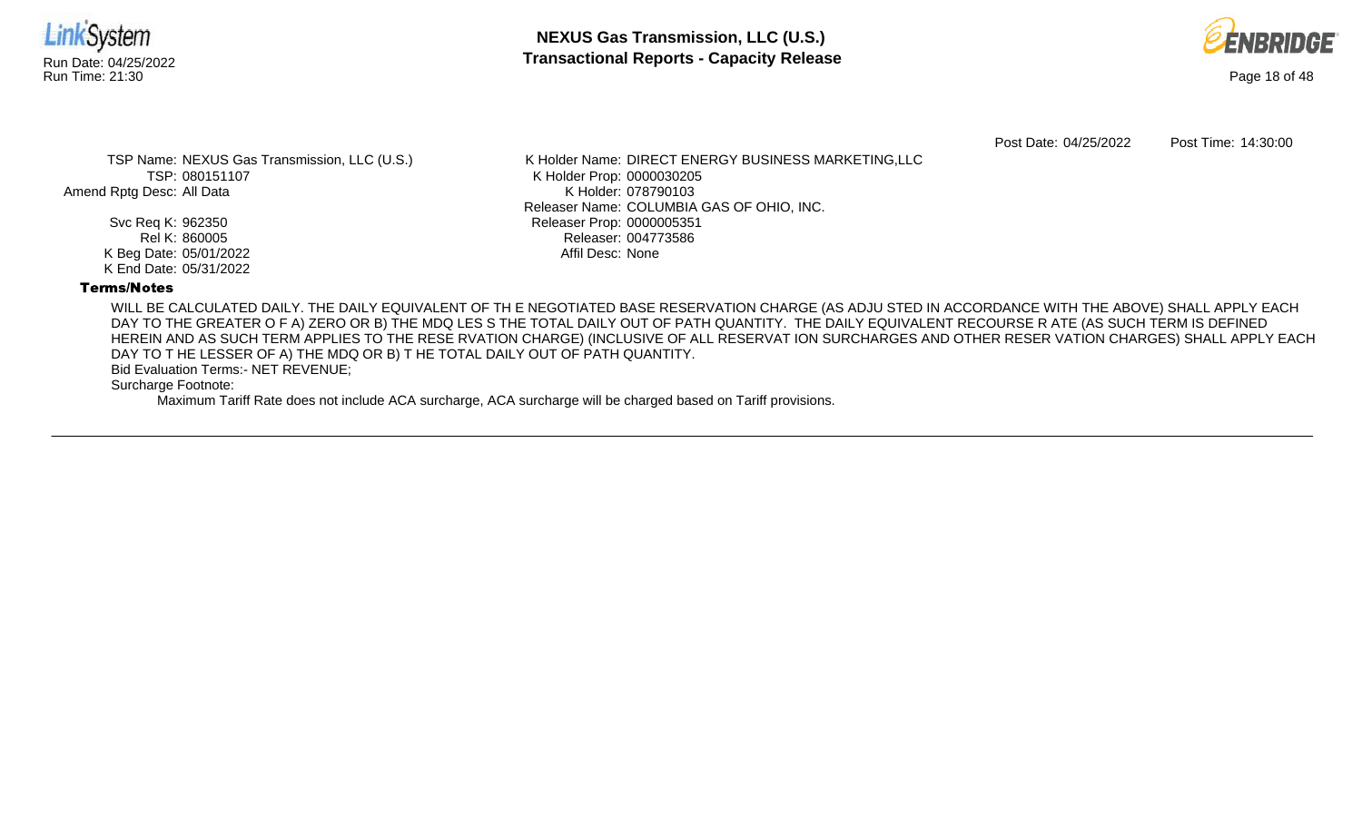Post Date: 04/25/2022 Post Time: 14:30:00

TSP Name: NEXUS Gas Transmission, LLC (U.S.)
TSP: 080151107
Amend Rptg Desc: All Data

Svc Req K: 962350
Rel K: 860005
K Beg Date: 05/01/2022
K End Date: 05/31/2022

K Holder Name: DIRECT ENERGY BUSINESS MARKETING,LLC
K Holder Prop: 0000030205
K Holder: 078790103
Releaser Name: COLUMBIA GAS OF OHIO, INC.
Releaser Prop: 0000005351
Releaser: 004773586
Affil Desc: None

**Terms/Notes**

WILL BE CALCULATED DAILY. THE DAILY EQUIVALENT OF TH E NEGOTIATED BASE RESERVATION CHARGE (AS ADJU STED IN ACCORDANCE WITH THE ABOVE) SHALL APPLY EACH DAY TO THE GREATER O F A) ZERO OR B) THE MDQ LES S THE TOTAL DAILY OUT OF PATH QUANTITY. THE DAILY EQUIVALENT RECOURSE R ATE (AS SUCH TERM IS DEFINED HEREIN AND AS SUCH TERM APPLIES TO THE RESE RVATION CHARGE) (INCLUSIVE OF ALL RESERVAT ION SURCHARGES AND OTHER RESER VATION CHARGES) SHALL APPLY EACH DAY TO T HE LESSER OF A) THE MDQ OR B) T HE TOTAL DAILY OUT OF PATH QUANTITY.

Bid Evaluation Terms:- NET REVENUE;

Surcharge Footnote:

Maximum Tariff Rate does not include ACA surcharge, ACA surcharge will be charged based on Tariff provisions.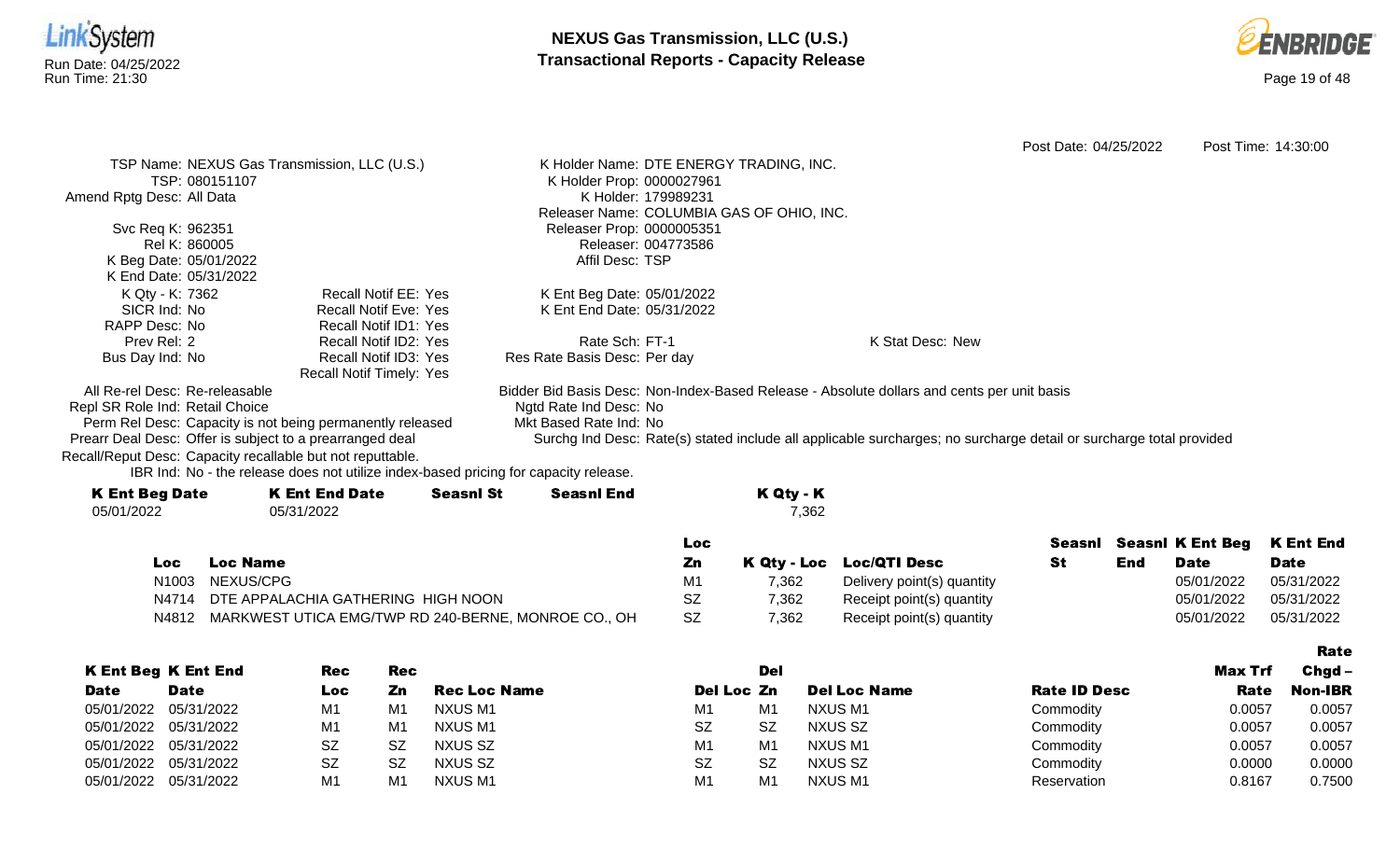Post Date: 04/25/2022 Post Time: 14:30:00

TSP Name: NEXUS Gas Transmission, LLC (U.S.)
TSP: 080151107
Amend Rptg Desc: All Data

Svc Req K: 962351
Rel K: 860005
K Beg Date: 05/01/2022
K End Date: 05/31/2022
K Qty - K: 7362
SICR Ind: No
RAPP Desc: No
Prev Rel: 2
Bus Day Ind: No

Recall Notif EE: Yes
Recall Notif Eve: Yes
Recall Notif ID1: Yes
Recall Notif ID2: Yes
Recall Notif ID3: Yes
Recall Notif Timely: Yes

K Holder Name: DTE ENERGY TRADING, INC.
K Holder Prop: 0000027961
K Holder: 179989231
Releaser Name: COLUMBIA GAS OF OHIO, INC.
Releaser Prop: 0000005351
Releaser: 004773586
Affil Desc: TSP

K Ent Beg Date: 05/01/2022
K Ent End Date: 05/31/2022

Rate Sch: FT-1
Res Rate Basis Desc: Per day

K Stat Desc: New

All Re-rel Desc: Re-releasable
Repl SR Role Ind: Retail Choice
Perm Rel Desc: Capacity is not being permanently released
Prearr Deal Desc: Offer is subject to a prearranged deal
Recall/Reput Desc: Capacity recallable but not reputtable.
IBR Ind: No - the release does not utilize index-based pricing for capacity release.

Bidder Bid Basis Desc: Non-Index-Based Release - Absolute dollars and cents per unit basis
Ngtd Rate Ind Desc: No
Mkt Based Rate Ind: No
Surchg Ind Desc: Rate(s) stated include all applicable surcharges; no surcharge detail or surcharge total provided

| K Ent Beg Date | K Ent End Date | Seasnl St | Seasnl End | K Qty - K |
|---|---|---|---|---|
| 05/01/2022 | 05/31/2022 | | | 7,362 |

| Loc | Loc Name | Loc Zn | K Qty - Loc | Loc/QTI Desc | Seasnl St | Seasnl End | K Ent Beg Date | K Ent End Date |
|---|---|---|---|---|---|---|---|---|
| N1003 | NEXUS/CPG | M1 | 7,362 | Delivery point(s) quantity | | | 05/01/2022 | 05/31/2022 |
| N4714 | DTE APPALACHIA GATHERING HIGH NOON | SZ | 7,362 | Receipt point(s) quantity | | | 05/01/2022 | 05/31/2022 |
| N4812 | MARKWEST UTICA EMG/TWP RD 240-BERNE, MONROE CO., OH | SZ | 7,362 | Receipt point(s) quantity | | | 05/01/2022 | 05/31/2022 |

| K Ent Beg Date | K Ent End Date | Rec Loc | Rec Zn | Rec Loc Name | Del Loc | Del Zn | Del Loc Name | Rate ID Desc | Max Trf Rate | Rate Chgd – Non-IBR |
|---|---|---|---|---|---|---|---|---|---|---|
| 05/01/2022 | 05/31/2022 | M1 | M1 | NXUS M1 | M1 | M1 | NXUS M1 | Commodity | 0.0057 | 0.0057 |
| 05/01/2022 | 05/31/2022 | M1 | M1 | NXUS M1 | SZ | SZ | NXUS SZ | Commodity | 0.0057 | 0.0057 |
| 05/01/2022 | 05/31/2022 | SZ | SZ | NXUS SZ | M1 | M1 | NXUS M1 | Commodity | 0.0057 | 0.0057 |
| 05/01/2022 | 05/31/2022 | SZ | SZ | NXUS SZ | SZ | SZ | NXUS SZ | Commodity | 0.0000 | 0.0000 |
| 05/01/2022 | 05/31/2022 | M1 | M1 | NXUS M1 | M1 | M1 | NXUS M1 | Reservation | 0.8167 | 0.7500 |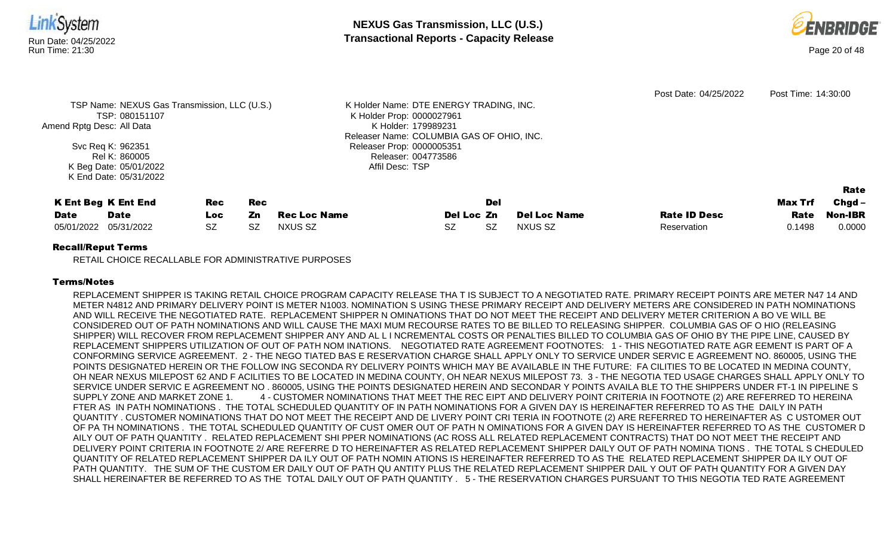Post Date: 04/25/2022 Post Time: 14:30:00

TSP Name: NEXUS Gas Transmission, LLC (U.S.)
TSP: 080151107
Amend Rptg Desc: All Data
Svc Req K: 962351
Rel K: 860005
K Beg Date: 05/01/2022
K End Date: 05/31/2022

K Holder Name: DTE ENERGY TRADING, INC.
K Holder Prop: 0000027961
K Holder: 179989231
Releaser Name: COLUMBIA GAS OF OHIO, INC.
Releaser Prop: 0000005351
Releaser: 004773586
Affil Desc: TSP

| K Ent Beg Date | K Ent End Date | Rec Loc | Rec Zn | Rec Loc Name | Del Loc | Del Zn | Del Loc Name | Rate ID Desc | Max Trf Rate | Rate Chgd – Non-IBR |
|---|---|---|---|---|---|---|---|---|---|---|
| 05/01/2022 | 05/31/2022 | SZ | SZ | NXUS SZ | SZ | SZ | NXUS SZ | Reservation | 0.1498 | 0.0000 |

### Recall/Reput Terms

RETAIL CHOICE RECALLABLE FOR ADMINISTRATIVE PURPOSES

### Terms/Notes

REPLACEMENT SHIPPER IS TAKING RETAIL CHOICE PROGRAM CAPACITY RELEASE THA T IS SUBJECT TO A NEGOTIATED RATE. PRIMARY RECEIPT POINTS ARE METER N47 14 AND METER N4812 AND PRIMARY DELIVERY POINT IS METER N1003. NOMINATION S USING THESE PRIMARY RECEIPT AND DELIVERY METERS ARE CONSIDERED IN PATH NOMINATIONS AND WILL RECEIVE THE NEGOTIATED RATE. REPLACEMENT SHIPPER N OMINATIONS THAT DO NOT MEET THE RECEIPT AND DELIVERY METER CRITERION A BO VE WILL BE CONSIDERED OUT OF PATH NOMINATIONS AND WILL CAUSE THE MAXI MUM RECOURSE RATES TO BE BILLED TO RELEASING SHIPPER. COLUMBIA GAS OF O HIO (RELEASING SHIPPER) WILL RECOVER FROM REPLACEMENT SHIPPER ANY AND AL L I NCREMENTAL COSTS OR PENALTIES BILLED TO COLUMBIA GAS OF OHIO BY THE PIPE LINE, CAUSED BY REPLACEMENT SHIPPERS UTILIZATION OF OUT OF PATH NOM INATIONS. NEGOTIATED RATE AGREEMENT FOOTNOTES: 1 - THIS NEGOTIATED RATE AGR EEMENT IS PART OF A CONFORMING SERVICE AGREEMENT. 2 - THE NEGO TIATED BAS E RESERVATION CHARGE SHALL APPLY ONLY TO SERVICE UNDER SERVIC E AGREEMENT NO. 860005, USING THE POINTS DESIGNATED HEREIN OR THE FOLLOW ING SECONDA RY DELIVERY POINTS WHICH MAY BE AVAILABLE IN THE FUTURE: FA CILITIES TO BE LOCATED IN MEDINA COUNTY, OH NEAR NEXUS MILEPOST 62 AND F ACILITIES TO BE LOCATED IN MEDINA COUNTY, OH NEAR NEXUS MILEPOST 73. 3 - THE NEGOTIA TED USAGE CHARGES SHALL APPLY ONLY TO SERVICE UNDER SERVIC E AGREEMENT NO . 860005, USING THE POINTS DESIGNATED HEREIN AND SECONDAR Y POINTS AVAILA BLE TO THE SHIPPERS UNDER FT-1 IN PIPELINE S SUPPLY ZONE AND MARKET ZONE 1. 4 - CUSTOMER NOMINATIONS THAT MEET THE REC EIPT AND DELIVERY POINT CRITERIA IN FOOTNOTE (2) ARE REFERRED TO HEREINA FTER AS IN PATH NOMINATIONS . THE TOTAL SCHEDULED QUANTITY OF IN PATH NOMINATIONS FOR A GIVEN DAY IS HEREINAFTER REFERRED TO AS THE DAILY IN PATH QUANTITY . CUSTOMER NOMINATIONS THAT DO NOT MEET THE RECEIPT AND DE LIVERY POINT CRI TERIA IN FOOTNOTE (2) ARE REFERRED TO HEREINAFTER AS C USTOMER OUT OF PA TH NOMINATIONS . THE TOTAL SCHEDULED QUANTITY OF CUST OMER OUT OF PATH N OMINATIONS FOR A GIVEN DAY IS HEREINAFTER REFERRED TO AS THE CUSTOMER D AILY OUT OF PATH QUANTITY . RELATED REPLACEMENT SHI PPER NOMINATIONS (AC ROSS ALL RELATED REPLACEMENT CONTRACTS) THAT DO NOT MEET THE RECEIPT AND DELIVERY POINT CRITERIA IN FOOTNOTE 2/ ARE REFERRE D TO HEREINAFTER AS RELATED REPLACEMENT SHIPPER DAILY OUT OF PATH NOMINA TIONS . THE TOTAL S CHEDULED QUANTITY OF RELATED REPLACEMENT SHIPPER DA ILY OUT OF PATH NOMIN ATIONS IS HEREINAFTER REFERRED TO AS THE RELATED REPLACEMENT SHIPPER DA ILY OUT OF PATH QUANTITY. THE SUM OF THE CUSTOM ER DAILY OUT OF PATH QU ANTITY PLUS THE RELATED REPLACEMENT SHIPPER DAIL Y OUT OF PATH QUANTITY FOR A GIVEN DAY SHALL HEREINAFTER BE REFERRED TO AS THE TOTAL DAILY OUT OF PATH QUANTITY . 5 - THE RESERVATION CHARGES PURSUANT TO THIS NEGOTIA TED RATE AGREEMENT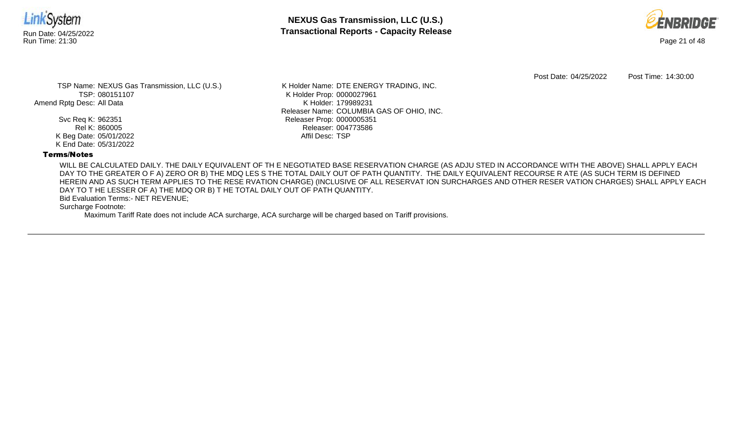Post Date: 04/25/2022 Post Time: 14:30:00

TSP Name: NEXUS Gas Transmission, LLC (U.S.)
TSP: 080151107
Amend Rptg Desc: All Data

Svc Req K: 962351
Rel K: 860005
K Beg Date: 05/01/2022
K End Date: 05/31/2022

K Holder Name: DTE ENERGY TRADING, INC.
K Holder Prop: 0000027961
K Holder: 179989231
Releaser Name: COLUMBIA GAS OF OHIO, INC.
Releaser Prop: 0000005351
Releaser: 004773586
Affil Desc: TSP

**Terms/Notes**

WILL BE CALCULATED DAILY. THE DAILY EQUIVALENT OF TH E NEGOTIATED BASE RESERVATION CHARGE (AS ADJU STED IN ACCORDANCE WITH THE ABOVE) SHALL APPLY EACH DAY TO THE GREATER O F A) ZERO OR B) THE MDQ LES S THE TOTAL DAILY OUT OF PATH QUANTITY. THE DAILY EQUIVALENT RECOURSE R ATE (AS SUCH TERM IS DEFINED HEREIN AND AS SUCH TERM APPLIES TO THE RESE RVATION CHARGE) (INCLUSIVE OF ALL RESERVAT ION SURCHARGES AND OTHER RESER VATION CHARGES) SHALL APPLY EACH DAY TO T HE LESSER OF A) THE MDQ OR B) T HE TOTAL DAILY OUT OF PATH QUANTITY.

Bid Evaluation Terms:- NET REVENUE;

Surcharge Footnote:

Maximum Tariff Rate does not include ACA surcharge, ACA surcharge will be charged based on Tariff provisions.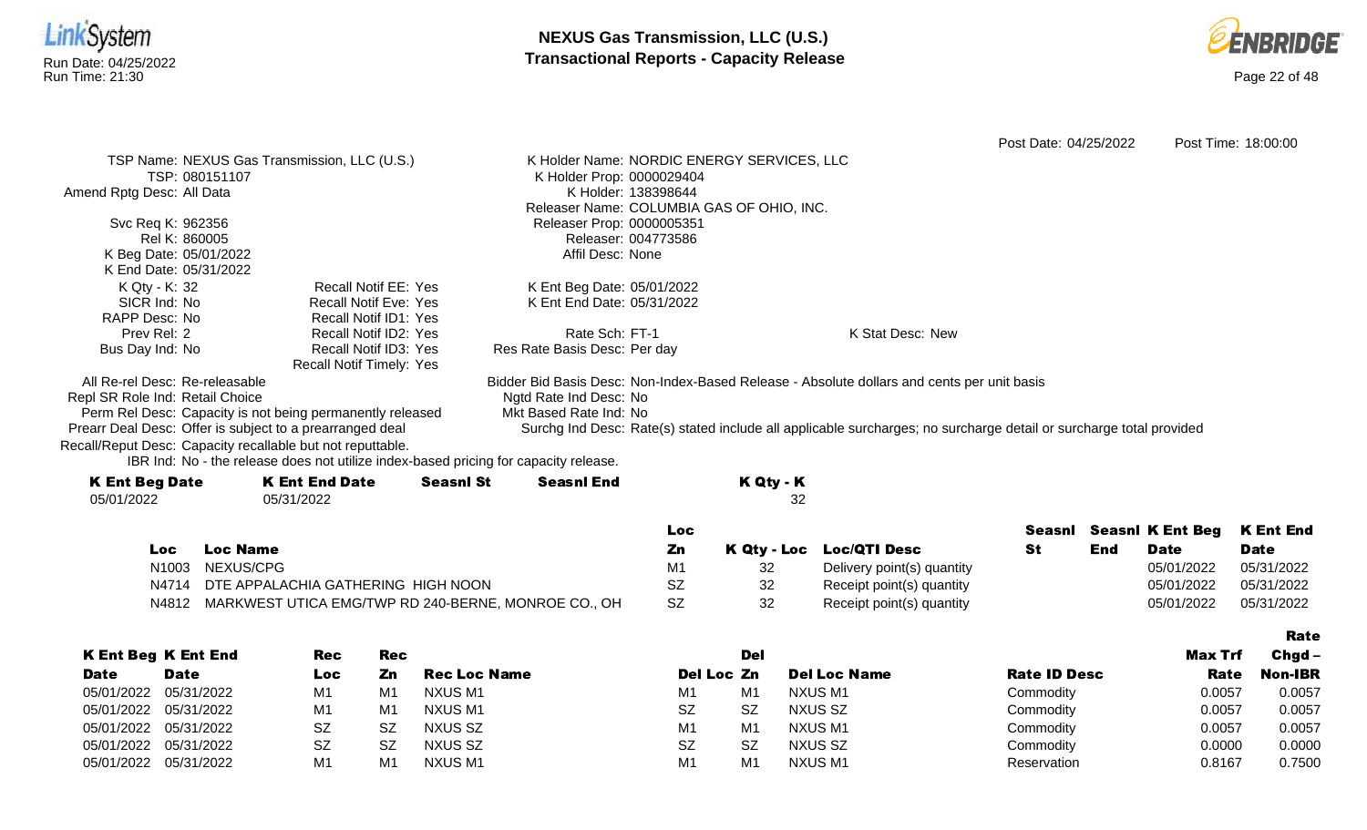# NEXUS Gas Transmission, LLC (U.S.)
## Transactional Reports - Capacity Release

Post Date: 04/25/2022 Post Time: 18:00:00

TSP Name: NEXUS Gas Transmission, LLC (U.S.)
TSP: 080151107
Amend Rptg Desc: All Data

K Holder Name: NORDIC ENERGY SERVICES, LLC
K Holder Prop: 0000029404
K Holder: 138398644
Releaser Name: COLUMBIA GAS OF OHIO, INC.
Releaser Prop: 0000005351
Releaser: 004773586
Affil Desc: None

Svc Req K: 962356
Rel K: 860005
K Beg Date: 05/01/2022
K End Date: 05/31/2022

K Qty - K: 32
SICR Ind: No
RAPP Desc: No
Prev Rel: 2
Bus Day Ind: No

Recall Notif EE: Yes
Recall Notif Eve: Yes
Recall Notif ID1: Yes
Recall Notif ID2: Yes
Recall Notif ID3: Yes
Recall Notif Timely: Yes

K Ent Beg Date: 05/01/2022
K Ent End Date: 05/31/2022

Rate Sch: FT-1
Res Rate Basis Desc: Per day

K Stat Desc: New

All Re-rel Desc: Re-releasable
Repl SR Role Ind: Retail Choice
Perm Rel Desc: Capacity is not being permanently released
Prearr Deal Desc: Offer is subject to a prearranged deal
Recall/Reput Desc: Capacity recallable but not reputtable.
IBR Ind: No - the release does not utilize index-based pricing for capacity release.

Bidder Bid Basis Desc: Non-Index-Based Release - Absolute dollars and cents per unit basis
Ngtd Rate Ind Desc: No
Mkt Based Rate Ind: No
Surchg Ind Desc: Rate(s) stated include all applicable surcharges; no surcharge detail or surcharge total provided

| K Ent Beg Date | K Ent End Date | Seasnl St | Seasnl End | K Qty - K |
|---|---|---|---|---|
| 05/01/2022 | 05/31/2022 | | | 32 |

| Loc | Loc Name | Loc Zn | K Qty - Loc | Loc/QTI Desc | Seasnl St | Seasnl End | K Ent Beg Date | K Ent End Date |
|---|---|---|---|---|---|---|---|---|
| N1003 | NEXUS/CPG | M1 | 32 | Delivery point(s) quantity | | | 05/01/2022 | 05/31/2022 |
| N4714 | DTE APPALACHIA GATHERING HIGH NOON | SZ | 32 | Receipt point(s) quantity | | | 05/01/2022 | 05/31/2022 |
| N4812 | MARKWEST UTICA EMG/TWP RD 240-BERNE, MONROE CO., OH | SZ | 32 | Receipt point(s) quantity | | | 05/01/2022 | 05/31/2022 |

| K Ent Beg Date | K Ent End Date | Rec Loc | Rec Zn | Rec Loc Name | Del Loc | Del Zn | Del Loc Name | Rate ID Desc | Max Trf Rate | Rate Chgd – Non-IBR |
|---|---|---|---|---|---|---|---|---|---|---|
| 05/01/2022 | 05/31/2022 | M1 | M1 | NXUS M1 | M1 | M1 | NXUS M1 | Commodity | 0.0057 | 0.0057 |
| 05/01/2022 | 05/31/2022 | M1 | M1 | NXUS M1 | SZ | SZ | NXUS SZ | Commodity | 0.0057 | 0.0057 |
| 05/01/2022 | 05/31/2022 | SZ | SZ | NXUS SZ | M1 | M1 | NXUS M1 | Commodity | 0.0057 | 0.0057 |
| 05/01/2022 | 05/31/2022 | SZ | SZ | NXUS SZ | SZ | SZ | NXUS SZ | Commodity | 0.0000 | 0.0000 |
| 05/01/2022 | 05/31/2022 | M1 | M1 | NXUS M1 | M1 | M1 | NXUS M1 | Reservation | 0.8167 | 0.7500 |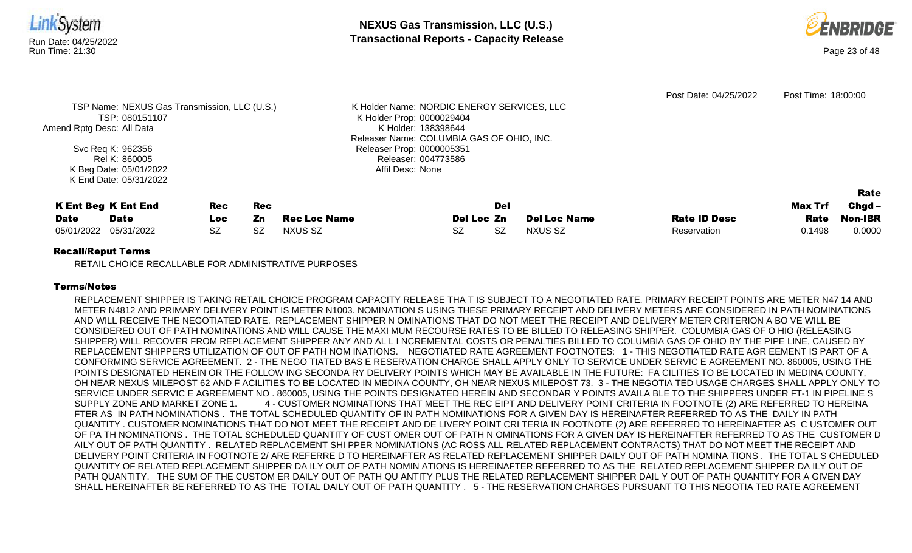Post Date: 04/25/2022 Post Time: 18:00:00

TSP Name: NEXUS Gas Transmission, LLC (U.S.)
TSP: 080151107
Amend Rptg Desc: All Data
Svc Req K: 962356
Rel K: 860005
K Beg Date: 05/01/2022
K End Date: 05/31/2022

K Holder Name: NORDIC ENERGY SERVICES, LLC
K Holder Prop: 0000029404
K Holder: 138398644
Releaser Name: COLUMBIA GAS OF OHIO, INC.
Releaser Prop: 0000005351
Releaser: 004773586
Affil Desc: None

| K Ent Beg Date | K Ent End Date | Rec Loc | Rec Zn | Rec Loc Name | Del Loc | Del Zn | Del Loc Name | Rate ID Desc | Max Trf Rate | Rate Chgd – Non-IBR |
|---|---|---|---|---|---|---|---|---|---|---|
| 05/01/2022 | 05/31/2022 | SZ | SZ | NXUS SZ | SZ | SZ | NXUS SZ | Reservation | 0.1498 | 0.0000 |

**Recall/Reput Terms**

RETAIL CHOICE RECALLABLE FOR ADMINISTRATIVE PURPOSES

**Terms/Notes**

REPLACEMENT SHIPPER IS TAKING RETAIL CHOICE PROGRAM CAPACITY RELEASE THA T IS SUBJECT TO A NEGOTIATED RATE. PRIMARY RECEIPT POINTS ARE METER N47 14 AND METER N4812 AND PRIMARY DELIVERY POINT IS METER N1003. NOMINATION S USING THESE PRIMARY RECEIPT AND DELIVERY METERS ARE CONSIDERED IN PATH NOMINATIONS AND WILL RECEIVE THE NEGOTIATED RATE. REPLACEMENT SHIPPER N OMINATIONS THAT DO NOT MEET THE RECEIPT AND DELIVERY METER CRITERION A BO VE WILL BE CONSIDERED OUT OF PATH NOMINATIONS AND WILL CAUSE THE MAXI MUM RECOURSE RATES TO BE BILLED TO RELEASING SHIPPER. COLUMBIA GAS OF O HIO (RELEASING SHIPPER) WILL RECOVER FROM REPLACEMENT SHIPPER ANY AND AL L I NCREMENTAL COSTS OR PENALTIES BILLED TO COLUMBIA GAS OF OHIO BY THE PIPE LINE, CAUSED BY REPLACEMENT SHIPPERS UTILIZATION OF OUT OF PATH NOM INATIONS. NEGOTIATED RATE AGREEMENT FOOTNOTES: 1 - THIS NEGOTIATED RATE AGR EEMENT IS PART OF A CONFORMING SERVICE AGREEMENT. 2 - THE NEGO TIATED BAS E RESERVATION CHARGE SHALL APPLY ONLY TO SERVICE UNDER SERVIC E AGREEMENT NO. 860005, USING THE POINTS DESIGNATED HEREIN OR THE FOLLOW ING SECONDA RY DELIVERY POINTS WHICH MAY BE AVAILABLE IN THE FUTURE: FA CILITIES TO BE LOCATED IN MEDINA COUNTY, OH NEAR NEXUS MILEPOST 62 AND F ACILITIES TO BE LOCATED IN MEDINA COUNTY, OH NEAR NEXUS MILEPOST 73. 3 - THE NEGOTIA TED USAGE CHARGES SHALL APPLY ONLY TO SERVICE UNDER SERVIC E AGREEMENT NO . 860005, USING THE POINTS DESIGNATED HEREIN AND SECONDAR Y POINTS AVAILA BLE TO THE SHIPPERS UNDER FT-1 IN PIPELINE S SUPPLY ZONE AND MARKET ZONE 1. 4 - CUSTOMER NOMINATIONS THAT MEET THE REC EIPT AND DELIVERY POINT CRITERIA IN FOOTNOTE (2) ARE REFERRED TO HEREINA FTER AS IN PATH NOMINATIONS . THE TOTAL SCHEDULED QUANTITY OF IN PATH NOMINATIONS FOR A GIVEN DAY IS HEREINAFTER REFERRED TO AS THE DAILY IN PATH QUANTITY . CUSTOMER NOMINATIONS THAT DO NOT MEET THE RECEIPT AND DE LIVERY POINT CRI TERIA IN FOOTNOTE (2) ARE REFERRED TO HEREINAFTER AS C USTOMER OUT OF PA TH NOMINATIONS . THE TOTAL SCHEDULED QUANTITY OF CUST OMER OUT OF PATH N OMINATIONS FOR A GIVEN DAY IS HEREINAFTER REFERRED TO AS THE CUSTOMER D AILY OUT OF PATH QUANTITY . RELATED REPLACEMENT SHI PPER NOMINATIONS (AC ROSS ALL RELATED REPLACEMENT CONTRACTS) THAT DO NOT MEET THE RECEIPT AND DELIVERY POINT CRITERIA IN FOOTNOTE 2/ ARE REFERRE D TO HEREINAFTER AS RELATED REPLACEMENT SHIPPER DAILY OUT OF PATH NOMINA TIONS . THE TOTAL S CHEDULED QUANTITY OF RELATED REPLACEMENT SHIPPER DA ILY OUT OF PATH NOMIN ATIONS IS HEREINAFTER REFERRED TO AS THE RELATED REPLACEMENT SHIPPER DA ILY OUT OF PATH QUANTITY. THE SUM OF THE CUSTOM ER DAILY OUT OF PATH QU ANTITY PLUS THE RELATED REPLACEMENT SHIPPER DAIL Y OUT OF PATH QUANTITY FOR A GIVEN DAY SHALL HEREINAFTER BE REFERRED TO AS THE TOTAL DAILY OUT OF PATH QUANTITY . 5 - THE RESERVATION CHARGES PURSUANT TO THIS NEGOTIA TED RATE AGREEMENT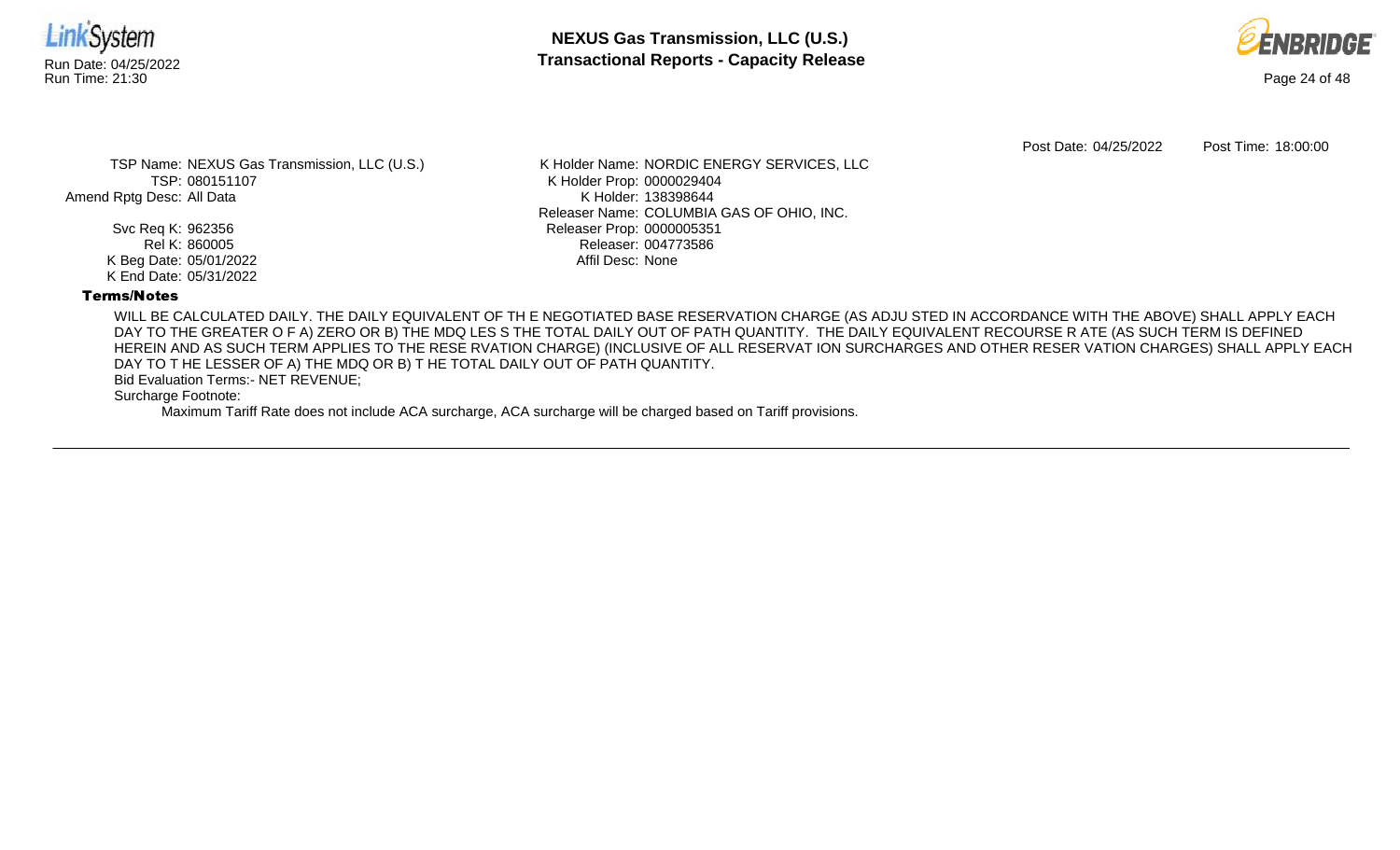Post Date: 04/25/2022 Post Time: 18:00:00

TSP Name: NEXUS Gas Transmission, LLC (U.S.)
TSP: 080151107
Amend Rptg Desc: All Data

Svc Req K: 962356
Rel K: 860005
K Beg Date: 05/01/2022
K End Date: 05/31/2022

K Holder Name: NORDIC ENERGY SERVICES, LLC
K Holder Prop: 0000029404
K Holder: 138398644
Releaser Name: COLUMBIA GAS OF OHIO, INC.
Releaser Prop: 0000005351
Releaser: 004773586
Affil Desc: None

**Terms/Notes**

WILL BE CALCULATED DAILY. THE DAILY EQUIVALENT OF TH E NEGOTIATED BASE RESERVATION CHARGE (AS ADJU STED IN ACCORDANCE WITH THE ABOVE) SHALL APPLY EACH DAY TO THE GREATER O F A) ZERO OR B) THE MDQ LES S THE TOTAL DAILY OUT OF PATH QUANTITY. THE DAILY EQUIVALENT RECOURSE R ATE (AS SUCH TERM IS DEFINED HEREIN AND AS SUCH TERM APPLIES TO THE RESE RVATION CHARGE) (INCLUSIVE OF ALL RESERVAT ION SURCHARGES AND OTHER RESER VATION CHARGES) SHALL APPLY EACH DAY TO T HE LESSER OF A) THE MDQ OR B) T HE TOTAL DAILY OUT OF PATH QUANTITY.

Bid Evaluation Terms:- NET REVENUE;

Surcharge Footnote:

Maximum Tariff Rate does not include ACA surcharge, ACA surcharge will be charged based on Tariff provisions.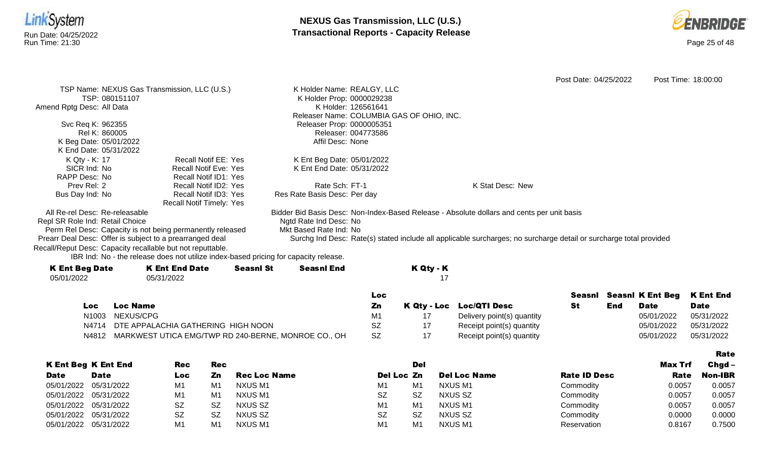Post Date: 04/25/2022 Post Time: 18:00:00

TSP Name: NEXUS Gas Transmission, LLC (U.S.)
TSP: 080151107
Amend Rptg Desc: All Data

Svc Req K: 962355
Rel K: 860005
K Beg Date: 05/01/2022
K End Date: 05/31/2022
K Qty - K: 17
SICR Ind: No
RAPP Desc: No
Prev Rel: 2
Bus Day Ind: No

Recall Notif EE: Yes
Recall Notif Eve: Yes
Recall Notif ID1: Yes
Recall Notif ID2: Yes
Recall Notif ID3: Yes
Recall Notif Timely: Yes

K Holder Name: REALGY, LLC
K Holder Prop: 0000029238
K Holder: 126561641
Releaser Name: COLUMBIA GAS OF OHIO, INC.
Releaser Prop: 0000005351
Releaser: 004773586
Affil Desc: None

K Ent Beg Date: 05/01/2022
K Ent End Date: 05/31/2022

Rate Sch: FT-1
Res Rate Basis Desc: Per day

K Stat Desc: New

All Re-rel Desc: Re-releasable
Repl SR Role Ind: Retail Choice
Perm Rel Desc: Capacity is not being permanently released
Prearr Deal Desc: Offer is subject to a prearranged deal
Recall/Reput Desc: Capacity recallable but not reputtable.
IBR Ind: No - the release does not utilize index-based pricing for capacity release.

Bidder Bid Basis Desc: Non-Index-Based Release - Absolute dollars and cents per unit basis
Ngtd Rate Ind Desc: No
Mkt Based Rate Ind: No
Surchg Ind Desc: Rate(s) stated include all applicable surcharges; no surcharge detail or surcharge total provided

| K Ent Beg Date | K Ent End Date | Seasnl St | Seasnl End | K Qty - K |
|---|---|---|---|---|
| 05/01/2022 | 05/31/2022 | | | 17 |

| Loc | Loc Name | Loc Zn | K Qty - Loc | Loc/QTI Desc | Seasnl St | Seasnl End | K Ent Beg Date | K Ent End Date |
|---|---|---|---|---|---|---|---|---|
| N1003 | NEXUS/CPG | M1 | 17 | Delivery point(s) quantity | | | 05/01/2022 | 05/31/2022 |
| N4714 | DTE APPALACHIA GATHERING HIGH NOON | SZ | 17 | Receipt point(s) quantity | | | 05/01/2022 | 05/31/2022 |
| N4812 | MARKWEST UTICA EMG/TWP RD 240-BERNE, MONROE CO., OH | SZ | 17 | Receipt point(s) quantity | | | 05/01/2022 | 05/31/2022 |

| K Ent Beg Date | K Ent End Date | Rec Loc | Rec Zn | Rec Loc Name | Del Loc | Del Zn | Del Loc Name | Rate ID Desc | Max Trf Rate | Rate Chgd – Non-IBR |
|---|---|---|---|---|---|---|---|---|---|---|
| 05/01/2022 | 05/31/2022 | M1 | M1 | NXUS M1 | M1 | M1 | NXUS M1 | Commodity | 0.0057 | 0.0057 |
| 05/01/2022 | 05/31/2022 | M1 | M1 | NXUS M1 | SZ | SZ | NXUS SZ | Commodity | 0.0057 | 0.0057 |
| 05/01/2022 | 05/31/2022 | SZ | SZ | NXUS SZ | M1 | M1 | NXUS M1 | Commodity | 0.0057 | 0.0057 |
| 05/01/2022 | 05/31/2022 | SZ | SZ | NXUS SZ | SZ | SZ | NXUS SZ | Commodity | 0.0000 | 0.0000 |
| 05/01/2022 | 05/31/2022 | M1 | M1 | NXUS M1 | M1 | M1 | NXUS M1 | Reservation | 0.8167 | 0.7500 |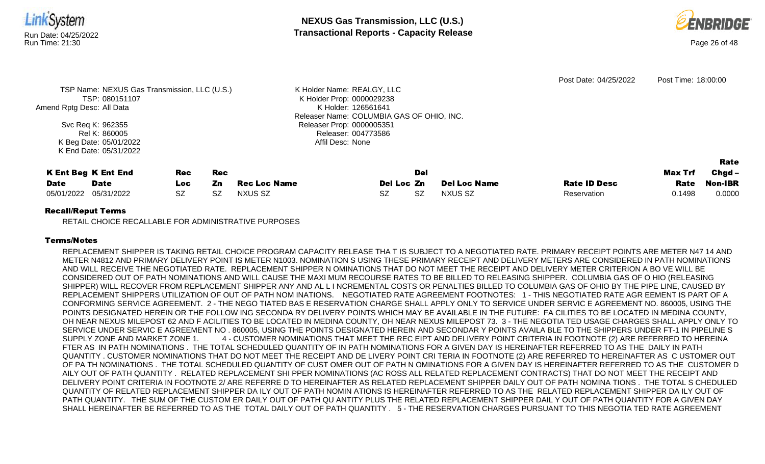Post Date: 04/25/2022 Post Time: 18:00:00

TSP Name: NEXUS Gas Transmission, LLC (U.S.)
TSP: 080151107
Amend Rptg Desc: All Data
Svc Req K: 962355
Rel K: 860005
K Beg Date: 05/01/2022
K End Date: 05/31/2022

K Holder Name: REALGY, LLC
K Holder Prop: 0000029238
K Holder: 126561641
Releaser Name: COLUMBIA GAS OF OHIO, INC.
Releaser Prop: 0000005351
Releaser: 004773586
Affil Desc: None

| K Ent Beg Date | K Ent End Date | Rec Loc | Rec Zn | Rec Loc Name | Del Loc | Del Zn | Del Loc Name | Rate ID Desc | Max Trf Rate | Rate Chgd – Non-IBR |
|---|---|---|---|---|---|---|---|---|---|---|
| 05/01/2022 | 05/31/2022 | SZ | SZ | NXUS SZ | SZ | SZ | NXUS SZ | Reservation | 0.1498 | 0.0000 |

**Recall/Reput Terms**

RETAIL CHOICE RECALLABLE FOR ADMINISTRATIVE PURPOSES

**Terms/Notes**

REPLACEMENT SHIPPER IS TAKING RETAIL CHOICE PROGRAM CAPACITY RELEASE THA T IS SUBJECT TO A NEGOTIATED RATE. PRIMARY RECEIPT POINTS ARE METER N47 14 AND METER N4812 AND PRIMARY DELIVERY POINT IS METER N1003. NOMINATION S USING THESE PRIMARY RECEIPT AND DELIVERY METERS ARE CONSIDERED IN PATH NOMINATIONS AND WILL RECEIVE THE NEGOTIATED RATE. REPLACEMENT SHIPPER N OMINATIONS THAT DO NOT MEET THE RECEIPT AND DELIVERY METER CRITERION A BO VE WILL BE CONSIDERED OUT OF PATH NOMINATIONS AND WILL CAUSE THE MAXI MUM RECOURSE RATES TO BE BILLED TO RELEASING SHIPPER. COLUMBIA GAS OF O HIO (RELEASING SHIPPER) WILL RECOVER FROM REPLACEMENT SHIPPER ANY AND AL L I NCREMENTAL COSTS OR PENALTIES BILLED TO COLUMBIA GAS OF OHIO BY THE PIPE LINE, CAUSED BY REPLACEMENT SHIPPERS UTILIZATION OF OUT OF PATH NOM INATIONS. NEGOTIATED RATE AGREEMENT FOOTNOTES: 1 - THIS NEGOTIATED RATE AGR EEMENT IS PART OF A CONFORMING SERVICE AGREEMENT. 2 - THE NEGO TIATED BAS E RESERVATION CHARGE SHALL APPLY ONLY TO SERVICE UNDER SERVIC E AGREEMENT NO. 860005, USING THE POINTS DESIGNATED HEREIN OR THE FOLLOW ING SECONDA RY DELIVERY POINTS WHICH MAY BE AVAILABLE IN THE FUTURE: FA CILITIES TO BE LOCATED IN MEDINA COUNTY, OH NEAR NEXUS MILEPOST 62 AND F ACILITIES TO BE LOCATED IN MEDINA COUNTY, OH NEAR NEXUS MILEPOST 73. 3 - THE NEGOTIA TED USAGE CHARGES SHALL APPLY ONLY TO SERVICE UNDER SERVIC E AGREEMENT NO . 860005, USING THE POINTS DESIGNATED HEREIN AND SECONDAR Y POINTS AVAILA BLE TO THE SHIPPERS UNDER FT-1 IN PIPELINE S SUPPLY ZONE AND MARKET ZONE 1. 4 - CUSTOMER NOMINATIONS THAT MEET THE REC EIPT AND DELIVERY POINT CRITERIA IN FOOTNOTE (2) ARE REFERRED TO HEREINA FTER AS IN PATH NOMINATIONS . THE TOTAL SCHEDULED QUANTITY OF IN PATH NOMINATIONS FOR A GIVEN DAY IS HEREINAFTER REFERRED TO AS THE DAILY IN PATH QUANTITY . CUSTOMER NOMINATIONS THAT DO NOT MEET THE RECEIPT AND DE LIVERY POINT CRI TERIA IN FOOTNOTE (2) ARE REFERRED TO HEREINAFTER AS C USTOMER OUT OF PA TH NOMINATIONS . THE TOTAL SCHEDULED QUANTITY OF CUST OMER OUT OF PATH N OMINATIONS FOR A GIVEN DAY IS HEREINAFTER REFERRED TO AS THE CUSTOMER D AILY OUT OF PATH QUANTITY . RELATED REPLACEMENT SHI PPER NOMINATIONS (AC ROSS ALL RELATED REPLACEMENT CONTRACTS) THAT DO NOT MEET THE RECEIPT AND DELIVERY POINT CRITERIA IN FOOTNOTE 2/ ARE REFERRE D TO HEREINAFTER AS RELATED REPLACEMENT SHIPPER DAILY OUT OF PATH NOMINA TIONS . THE TOTAL S CHEDULED QUANTITY OF RELATED REPLACEMENT SHIPPER DA ILY OUT OF PATH NOMIN ATIONS IS HEREINAFTER REFERRED TO AS THE RELATED REPLACEMENT SHIPPER DA ILY OUT OF PATH QUANTITY. THE SUM OF THE CUSTOM ER DAILY OUT OF PATH QU ANTITY PLUS THE RELATED REPLACEMENT SHIPPER DAIL Y OUT OF PATH QUANTITY FOR A GIVEN DAY SHALL HEREINAFTER BE REFERRED TO AS THE TOTAL DAILY OUT OF PATH QUANTITY . 5 - THE RESERVATION CHARGES PURSUANT TO THIS NEGOTIA TED RATE AGREEMENT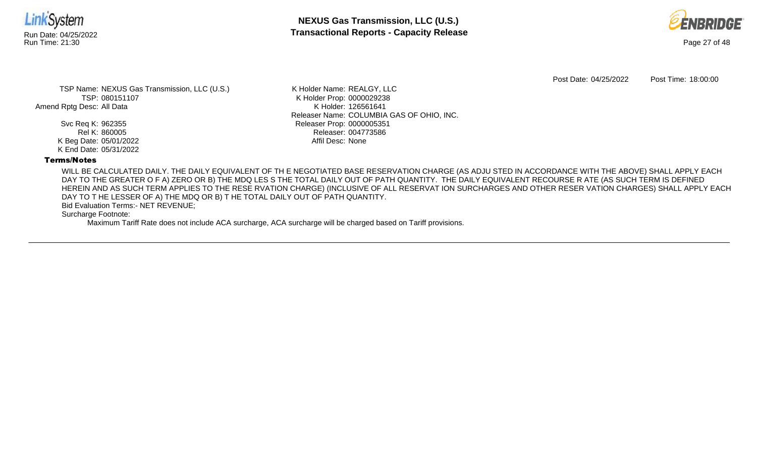Post Date: 04/25/2022 Post Time: 18:00:00

TSP Name: NEXUS Gas Transmission, LLC (U.S.)
TSP: 080151107
Amend Rptg Desc: All Data

Svc Req K: 962355
Rel K: 860005
K Beg Date: 05/01/2022
K End Date: 05/31/2022

K Holder Name: REALGY, LLC
K Holder Prop: 0000029238
K Holder: 126561641
Releaser Name: COLUMBIA GAS OF OHIO, INC.
Releaser Prop: 0000005351
Releaser: 004773586
Affil Desc: None

**Terms/Notes**

WILL BE CALCULATED DAILY. THE DAILY EQUIVALENT OF TH E NEGOTIATED BASE RESERVATION CHARGE (AS ADJU STED IN ACCORDANCE WITH THE ABOVE) SHALL APPLY EACH DAY TO THE GREATER O F A) ZERO OR B) THE MDQ LES S THE TOTAL DAILY OUT OF PATH QUANTITY. THE DAILY EQUIVALENT RECOURSE R ATE (AS SUCH TERM IS DEFINED HEREIN AND AS SUCH TERM APPLIES TO THE RESE RVATION CHARGE) (INCLUSIVE OF ALL RESERVAT ION SURCHARGES AND OTHER RESER VATION CHARGES) SHALL APPLY EACH DAY TO T HE LESSER OF A) THE MDQ OR B) T HE TOTAL DAILY OUT OF PATH QUANTITY.

Bid Evaluation Terms:- NET REVENUE;

Surcharge Footnote:

Maximum Tariff Rate does not include ACA surcharge, ACA surcharge will be charged based on Tariff provisions.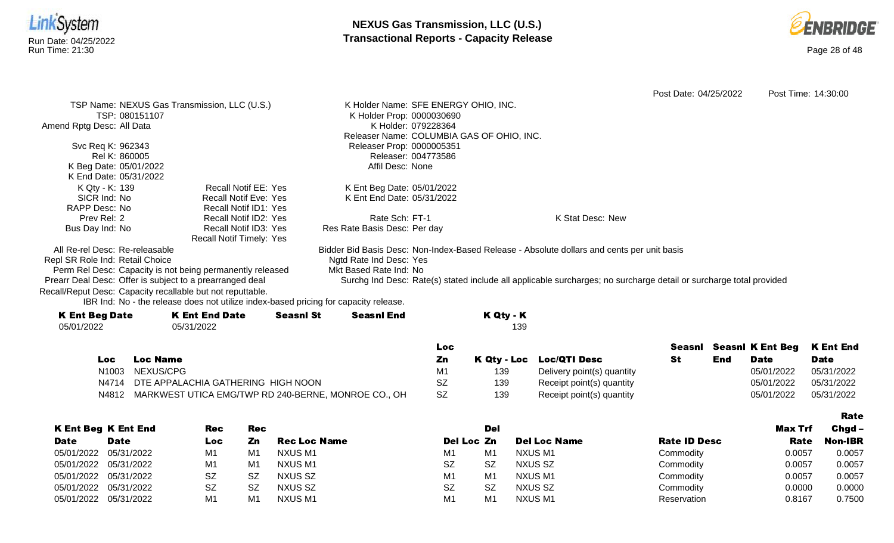# NEXUS Gas Transmission, LLC (U.S.)
## Transactional Reports - Capacity Release

Run Date: 04/25/2022
Run Time: 21:30

Post Date: 04/25/2022 Post Time: 14:30:00

TSP Name: NEXUS Gas Transmission, LLC (U.S.)
TSP: 080151107
Amend Rptg Desc: All Data
Svc Req K: 962343
Rel K: 860005
K Beg Date: 05/01/2022
K End Date: 05/31/2022
K Qty - K: 139
SICR Ind: No
RAPP Desc: No
Prev Rel: 2
Bus Day Ind: No

Recall Notif EE: Yes
Recall Notif Eve: Yes
Recall Notif ID1: Yes
Recall Notif ID2: Yes
Recall Notif ID3: Yes
Recall Notif Timely: Yes

K Holder Name: SFE ENERGY OHIO, INC.
K Holder Prop: 0000030690
K Holder: 079228364
Releaser Name: COLUMBIA GAS OF OHIO, INC.
Releaser Prop: 0000005351
Releaser: 004773586
Affil Desc: None
K Ent Beg Date: 05/01/2022
K Ent End Date: 05/31/2022
Rate Sch: FT-1
Res Rate Basis Desc: Per day

K Stat Desc: New

All Re-rel Desc: Re-releasable
Repl SR Role Ind: Retail Choice
Perm Rel Desc: Capacity is not being permanently released
Prearr Deal Desc: Offer is subject to a prearranged deal
Recall/Reput Desc: Capacity recallable but not reputtable.
IBR Ind: No - the release does not utilize index-based pricing for capacity release.

Bidder Bid Basis Desc: Non-Index-Based Release - Absolute dollars and cents per unit basis
Ngtd Rate Ind Desc: Yes
Mkt Based Rate Ind: No
Surchg Ind Desc: Rate(s) stated include all applicable surcharges; no surcharge detail or surcharge total provided

| K Ent Beg Date | K Ent End Date | Seasnl St | Seasnl End | K Qty - K |
|---|---|---|---|---|
| 05/01/2022 | 05/31/2022 | | | 139 |

| Loc | Loc Name | Loc Zn | K Qty - Loc | Loc/QTI Desc | Seasnl St | Seasnl End | K Ent Beg Date | K Ent End Date |
|---|---|---|---|---|---|---|---|---|
| N1003 | NEXUS/CPG | M1 | 139 | Delivery point(s) quantity | | | 05/01/2022 | 05/31/2022 |
| N4714 | DTE APPALACHIA GATHERING HIGH NOON | SZ | 139 | Receipt point(s) quantity | | | 05/01/2022 | 05/31/2022 |
| N4812 | MARKWEST UTICA EMG/TWP RD 240-BERNE, MONROE CO., OH | SZ | 139 | Receipt point(s) quantity | | | 05/01/2022 | 05/31/2022 |

| K Ent Beg Date | K Ent End Date | Rec Loc | Rec Zn | Rec Loc Name | Del Loc | Del Zn | Del Loc Name | Rate ID Desc | Max Trf Rate | Rate Chgd – Non-IBR |
|---|---|---|---|---|---|---|---|---|---|---|
| 05/01/2022 | 05/31/2022 | M1 | M1 | NXUS M1 | M1 | M1 | NXUS M1 | Commodity | 0.0057 | 0.0057 |
| 05/01/2022 | 05/31/2022 | M1 | M1 | NXUS M1 | SZ | SZ | NXUS SZ | Commodity | 0.0057 | 0.0057 |
| 05/01/2022 | 05/31/2022 | SZ | SZ | NXUS SZ | M1 | M1 | NXUS M1 | Commodity | 0.0057 | 0.0057 |
| 05/01/2022 | 05/31/2022 | SZ | SZ | NXUS SZ | SZ | SZ | NXUS SZ | Commodity | 0.0000 | 0.0000 |
| 05/01/2022 | 05/31/2022 | M1 | M1 | NXUS M1 | M1 | M1 | NXUS M1 | Reservation | 0.8167 | 0.7500 |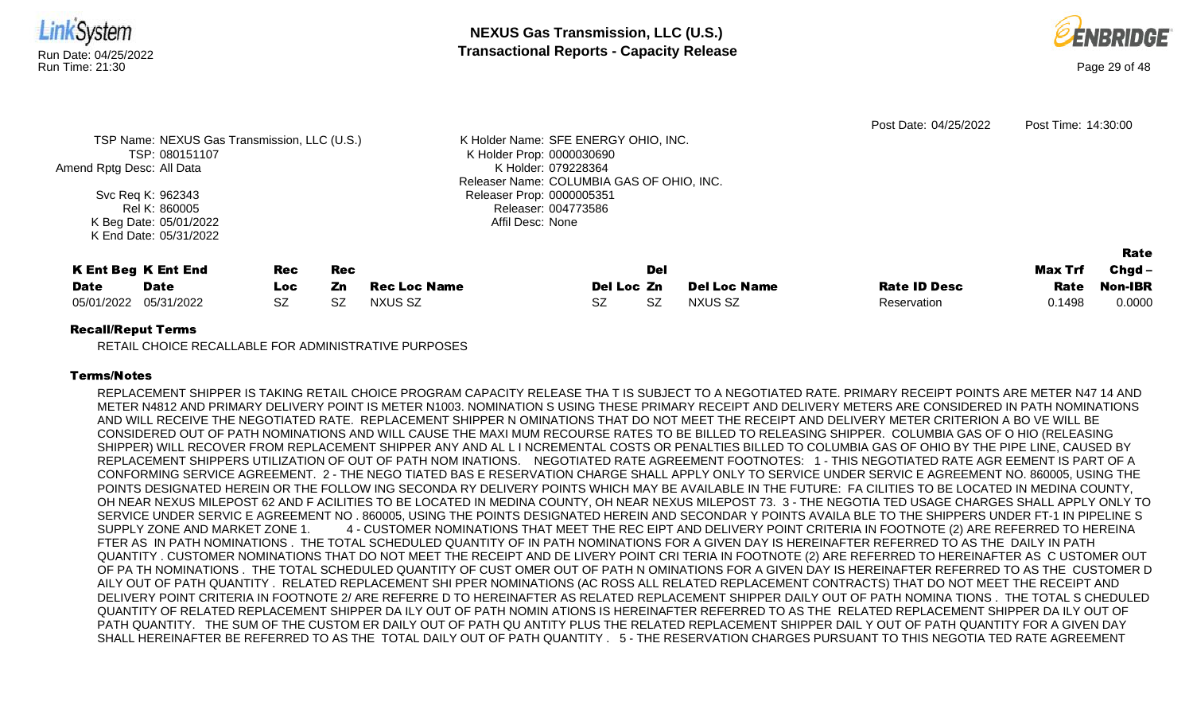Post Date: 04/25/2022 Post Time: 14:30:00

TSP Name: NEXUS Gas Transmission, LLC (U.S.)
TSP: 080151107
Amend Rptg Desc: All Data
Svc Req K: 962343
Rel K: 860005
K Beg Date: 05/01/2022
K End Date: 05/31/2022

K Holder Name: SFE ENERGY OHIO, INC.
K Holder Prop: 0000030690
K Holder: 079228364
Releaser Name: COLUMBIA GAS OF OHIO, INC.
Releaser Prop: 0000005351
Releaser: 004773586
Affil Desc: None

| K Ent Beg Date | K Ent End Date | Rec Loc | Rec Zn | Rec Loc Name | Del Loc | Del Zn | Del Loc Name | Rate ID Desc | Max Trf Rate | Rate Chgd – Non-IBR |
|---|---|---|---|---|---|---|---|---|---|---|
| 05/01/2022 | 05/31/2022 | SZ | SZ | NXUS SZ | SZ | SZ | NXUS SZ | Reservation | 0.1498 | 0.0000 |

### Recall/Reput Terms

RETAIL CHOICE RECALLABLE FOR ADMINISTRATIVE PURPOSES

### Terms/Notes

REPLACEMENT SHIPPER IS TAKING RETAIL CHOICE PROGRAM CAPACITY RELEASE THA T IS SUBJECT TO A NEGOTIATED RATE. PRIMARY RECEIPT POINTS ARE METER N47 14 AND METER N4812 AND PRIMARY DELIVERY POINT IS METER N1003. NOMINATION S USING THESE PRIMARY RECEIPT AND DELIVERY METERS ARE CONSIDERED IN PATH NOMINATIONS AND WILL RECEIVE THE NEGOTIATED RATE. REPLACEMENT SHIPPER N OMINATIONS THAT DO NOT MEET THE RECEIPT AND DELIVERY METER CRITERION A BO VE WILL BE CONSIDERED OUT OF PATH NOMINATIONS AND WILL CAUSE THE MAXI MUM RECOURSE RATES TO BE BILLED TO RELEASING SHIPPER. COLUMBIA GAS OF O HIO (RELEASING SHIPPER) WILL RECOVER FROM REPLACEMENT SHIPPER ANY AND AL L I NCREMENTAL COSTS OR PENALTIES BILLED TO COLUMBIA GAS OF OHIO BY THE PIPE LINE, CAUSED BY REPLACEMENT SHIPPERS UTILIZATION OF OUT OF PATH NOM INATIONS. NEGOTIATED RATE AGREEMENT FOOTNOTES: 1 - THIS NEGOTIATED RATE AGR EEMENT IS PART OF A CONFORMING SERVICE AGREEMENT. 2 - THE NEGO TIATED BAS E RESERVATION CHARGE SHALL APPLY ONLY TO SERVICE UNDER SERVIC E AGREEMENT NO. 860005, USING THE POINTS DESIGNATED HEREIN OR THE FOLLOW ING SECONDA RY DELIVERY POINTS WHICH MAY BE AVAILABLE IN THE FUTURE: FA CILITIES TO BE LOCATED IN MEDINA COUNTY, OH NEAR NEXUS MILEPOST 62 AND F ACILITIES TO BE LOCATED IN MEDINA COUNTY, OH NEAR NEXUS MILEPOST 73. 3 - THE NEGOTIA TED USAGE CHARGES SHALL APPLY ONLY TO SERVICE UNDER SERVIC E AGREEMENT NO . 860005, USING THE POINTS DESIGNATED HEREIN AND SECONDAR Y POINTS AVAILA BLE TO THE SHIPPERS UNDER FT-1 IN PIPELINE S SUPPLY ZONE AND MARKET ZONE 1. 4 - CUSTOMER NOMINATIONS THAT MEET THE REC EIPT AND DELIVERY POINT CRITERIA IN FOOTNOTE (2) ARE REFERRED TO HEREINA FTER AS IN PATH NOMINATIONS . THE TOTAL SCHEDULED QUANTITY OF IN PATH NOMINATIONS FOR A GIVEN DAY IS HEREINAFTER REFERRED TO AS THE DAILY IN PATH QUANTITY . CUSTOMER NOMINATIONS THAT DO NOT MEET THE RECEIPT AND DE LIVERY POINT CRI TERIA IN FOOTNOTE (2) ARE REFERRED TO HEREINAFTER AS C USTOMER OUT OF PA TH NOMINATIONS . THE TOTAL SCHEDULED QUANTITY OF CUST OMER OUT OF PATH N OMINATIONS FOR A GIVEN DAY IS HEREINAFTER REFERRED TO AS THE CUSTOMER D AILY OUT OF PATH QUANTITY . RELATED REPLACEMENT SHI PPER NOMINATIONS (AC ROSS ALL RELATED REPLACEMENT CONTRACTS) THAT DO NOT MEET THE RECEIPT AND DELIVERY POINT CRITERIA IN FOOTNOTE 2/ ARE REFERRE D TO HEREINAFTER AS RELATED REPLACEMENT SHIPPER DAILY OUT OF PATH NOMINA TIONS . THE TOTAL S CHEDULED QUANTITY OF RELATED REPLACEMENT SHIPPER DA ILY OUT OF PATH NOMIN ATIONS IS HEREINAFTER REFERRED TO AS THE RELATED REPLACEMENT SHIPPER DA ILY OUT OF PATH QUANTITY. THE SUM OF THE CUSTOM ER DAILY OUT OF PATH QU ANTITY PLUS THE RELATED REPLACEMENT SHIPPER DAIL Y OUT OF PATH QUANTITY FOR A GIVEN DAY SHALL HEREINAFTER BE REFERRED TO AS THE TOTAL DAILY OUT OF PATH QUANTITY . 5 - THE RESERVATION CHARGES PURSUANT TO THIS NEGOTIA TED RATE AGREEMENT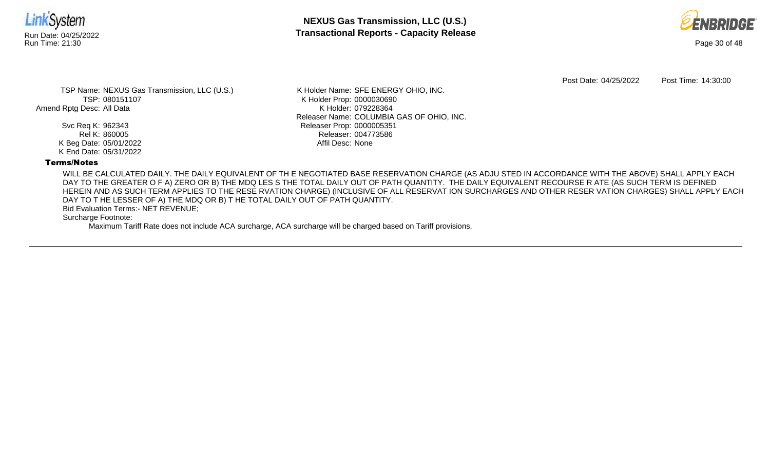Post Date: 04/25/2022 Post Time: 14:30:00

TSP Name: NEXUS Gas Transmission, LLC (U.S.)
TSP: 080151107
Amend Rptg Desc: All Data

Svc Req K: 962343
Rel K: 860005
K Beg Date: 05/01/2022
K End Date: 05/31/2022

K Holder Name: SFE ENERGY OHIO, INC.
K Holder Prop: 0000030690
K Holder: 079228364
Releaser Name: COLUMBIA GAS OF OHIO, INC.
Releaser Prop: 0000005351
Releaser: 004773586
Affil Desc: None

**Terms/Notes**

WILL BE CALCULATED DAILY. THE DAILY EQUIVALENT OF TH E NEGOTIATED BASE RESERVATION CHARGE (AS ADJU STED IN ACCORDANCE WITH THE ABOVE) SHALL APPLY EACH DAY TO THE GREATER O F A) ZERO OR B) THE MDQ LES S THE TOTAL DAILY OUT OF PATH QUANTITY. THE DAILY EQUIVALENT RECOURSE R ATE (AS SUCH TERM IS DEFINED HEREIN AND AS SUCH TERM APPLIES TO THE RESE RVATION CHARGE) (INCLUSIVE OF ALL RESERVAT ION SURCHARGES AND OTHER RESER VATION CHARGES) SHALL APPLY EACH DAY TO T HE LESSER OF A) THE MDQ OR B) T HE TOTAL DAILY OUT OF PATH QUANTITY.

Bid Evaluation Terms:- NET REVENUE;

Surcharge Footnote:

Maximum Tariff Rate does not include ACA surcharge, ACA surcharge will be charged based on Tariff provisions.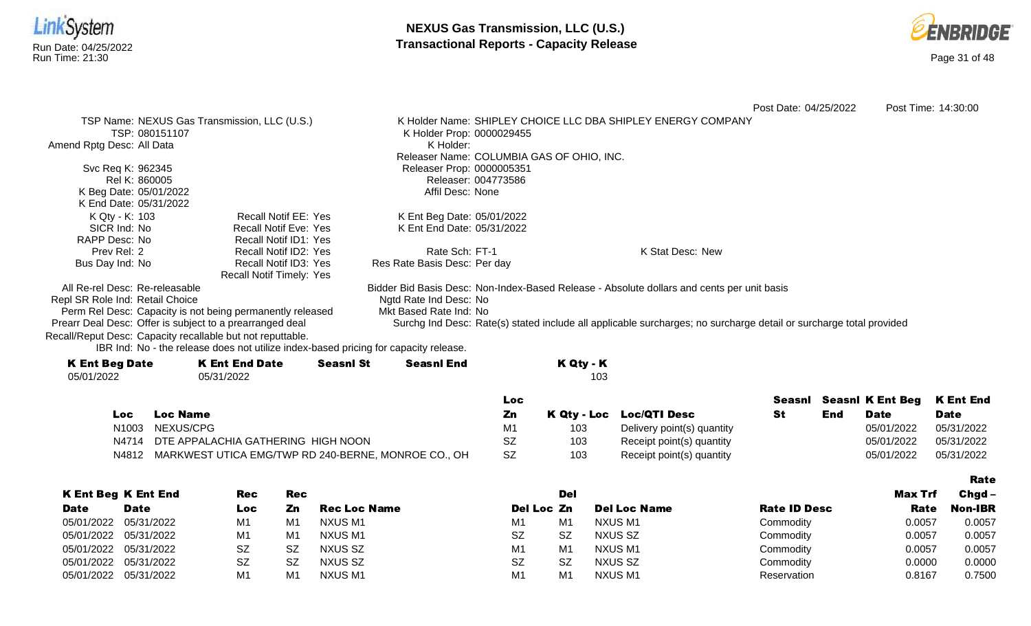Post Date: 04/25/2022 Post Time: 14:30:00

TSP Name: NEXUS Gas Transmission, LLC (U.S.)
TSP: 080151107
Amend Rptg Desc: All Data

Svc Req K: 962345
Rel K: 860005
K Beg Date: 05/01/2022
K End Date: 05/31/2022
K Qty - K: 103
SICR Ind: No
RAPP Desc: No
Prev Rel: 2
Bus Day Ind: No

Recall Notif EE: Yes
Recall Notif Eve: Yes
Recall Notif ID1: Yes
Recall Notif ID2: Yes
Recall Notif ID3: Yes
Recall Notif Timely: Yes

K Holder Name: SHIPLEY CHOICE LLC DBA SHIPLEY ENERGY COMPANY
K Holder Prop: 0000029455
K Holder:
Releaser Name: COLUMBIA GAS OF OHIO, INC.
Releaser Prop: 0000005351
Releaser: 004773586
Affil Desc: None

K Ent Beg Date: 05/01/2022
K Ent End Date: 05/31/2022

Rate Sch: FT-1
Res Rate Basis Desc: Per day

K Stat Desc: New

All Re-rel Desc: Re-releasable
Repl SR Role Ind: Retail Choice
Perm Rel Desc: Capacity is not being permanently released
Prearr Deal Desc: Offer is subject to a prearranged deal
Recall/Reput Desc: Capacity recallable but not reputtable.
IBR Ind: No - the release does not utilize index-based pricing for capacity release.

Bidder Bid Basis Desc: Non-Index-Based Release - Absolute dollars and cents per unit basis
Ngtd Rate Ind Desc: No
Mkt Based Rate Ind: No
Surchg Ind Desc: Rate(s) stated include all applicable surcharges; no surcharge detail or surcharge total provided

| K Ent Beg Date | K Ent End Date | Seasnl St | Seasnl End | K Qty - K |
|---|---|---|---|---|
| 05/01/2022 | 05/31/2022 | | | 103 |

| Loc | Loc Name | Loc Zn | K Qty - Loc | Loc/QTI Desc | Seasnl St | Seasnl End | K Ent Beg Date | K Ent End Date |
|---|---|---|---|---|---|---|---|---|
| N1003 | NEXUS/CPG | M1 | 103 | Delivery point(s) quantity | | | 05/01/2022 | 05/31/2022 |
| N4714 | DTE APPALACHIA GATHERING HIGH NOON | SZ | 103 | Receipt point(s) quantity | | | 05/01/2022 | 05/31/2022 |
| N4812 | MARKWEST UTICA EMG/TWP RD 240-BERNE, MONROE CO., OH | SZ | 103 | Receipt point(s) quantity | | | 05/01/2022 | 05/31/2022 |

| K Ent Beg Date | K Ent End Date | Rec Loc | Rec Zn | Rec Loc Name | Del Loc | Del Zn | Del Loc Name | Rate ID Desc | Max Trf Rate | Rate Chgd – Non-IBR |
|---|---|---|---|---|---|---|---|---|---|---|
| 05/01/2022 | 05/31/2022 | M1 | M1 | NXUS M1 | M1 | M1 | NXUS M1 | Commodity | 0.0057 | 0.0057 |
| 05/01/2022 | 05/31/2022 | M1 | M1 | NXUS M1 | SZ | SZ | NXUS SZ | Commodity | 0.0057 | 0.0057 |
| 05/01/2022 | 05/31/2022 | SZ | SZ | NXUS SZ | M1 | M1 | NXUS M1 | Commodity | 0.0057 | 0.0057 |
| 05/01/2022 | 05/31/2022 | SZ | SZ | NXUS SZ | SZ | SZ | NXUS SZ | Commodity | 0.0000 | 0.0000 |
| 05/01/2022 | 05/31/2022 | M1 | M1 | NXUS M1 | M1 | M1 | NXUS M1 | Reservation | 0.8167 | 0.7500 |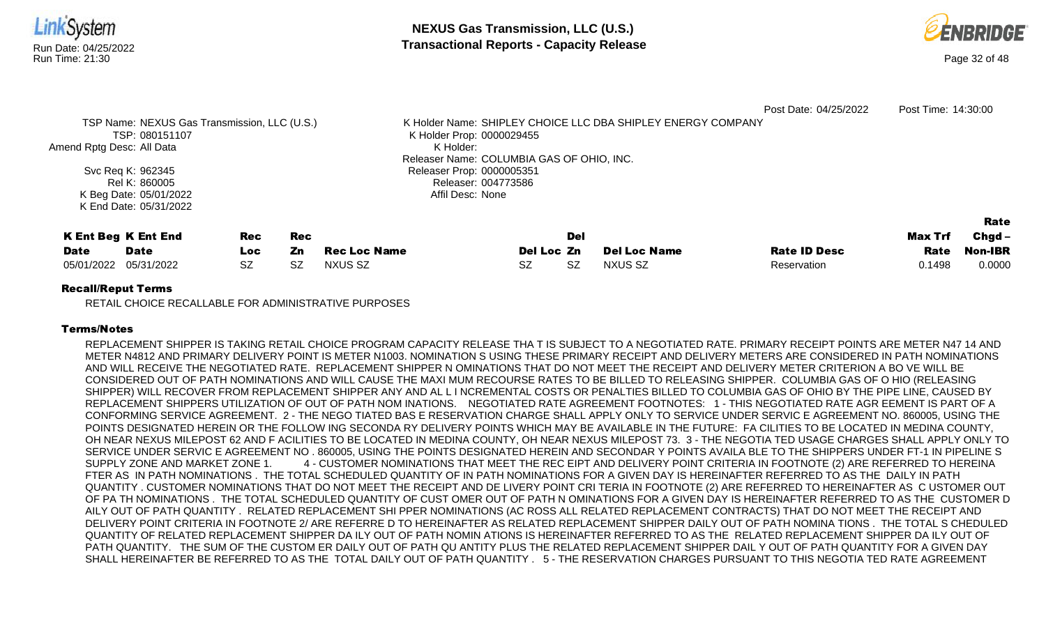Post Date: 04/25/2022 Post Time: 14:30:00

TSP Name: NEXUS Gas Transmission, LLC (U.S.)
TSP: 080151107
Amend Rptg Desc: All Data
Svc Req K: 962345
Rel K: 860005
K Beg Date: 05/01/2022
K End Date: 05/31/2022

K Holder Name: SHIPLEY CHOICE LLC DBA SHIPLEY ENERGY COMPANY
K Holder Prop: 0000029455
K Holder:
Releaser Name: COLUMBIA GAS OF OHIO, INC.
Releaser Prop: 0000005351
Releaser: 004773586
Affil Desc: None

| K Ent Beg Date | K Ent End Date | Rec Loc | Rec Zn | Rec Loc Name | Del Loc | Del Zn | Del Loc Name | Rate ID Desc | Max Trf Rate | Rate Chgd – Non-IBR |
|---|---|---|---|---|---|---|---|---|---|---|
| 05/01/2022 | 05/31/2022 | SZ | SZ | NXUS SZ | SZ | SZ | NXUS SZ | Reservation | 0.1498 | 0.0000 |

## Recall/Reput Terms

RETAIL CHOICE RECALLABLE FOR ADMINISTRATIVE PURPOSES

## Terms/Notes

REPLACEMENT SHIPPER IS TAKING RETAIL CHOICE PROGRAM CAPACITY RELEASE THA T IS SUBJECT TO A NEGOTIATED RATE. PRIMARY RECEIPT POINTS ARE METER N47 14 AND METER N4812 AND PRIMARY DELIVERY POINT IS METER N1003. NOMINATION S USING THESE PRIMARY RECEIPT AND DELIVERY METERS ARE CONSIDERED IN PATH NOMINATIONS AND WILL RECEIVE THE NEGOTIATED RATE. REPLACEMENT SHIPPER N OMINATIONS THAT DO NOT MEET THE RECEIPT AND DELIVERY METER CRITERION A BO VE WILL BE CONSIDERED OUT OF PATH NOMINATIONS AND WILL CAUSE THE MAXI MUM RECOURSE RATES TO BE BILLED TO RELEASING SHIPPER. COLUMBIA GAS OF O HIO (RELEASING SHIPPER) WILL RECOVER FROM REPLACEMENT SHIPPER ANY AND AL L I NCREMENTAL COSTS OR PENALTIES BILLED TO COLUMBIA GAS OF OHIO BY THE PIPE LINE, CAUSED BY REPLACEMENT SHIPPERS UTILIZATION OF OUT OF PATH NOM INATIONS. NEGOTIATED RATE AGREEMENT FOOTNOTES: 1 - THIS NEGOTIATED RATE AGR EEMENT IS PART OF A CONFORMING SERVICE AGREEMENT. 2 - THE NEGO TIATED BAS E RESERVATION CHARGE SHALL APPLY ONLY TO SERVICE UNDER SERVIC E AGREEMENT NO. 860005, USING THE POINTS DESIGNATED HEREIN OR THE FOLLOW ING SECONDA RY DELIVERY POINTS WHICH MAY BE AVAILABLE IN THE FUTURE: FA CILITIES TO BE LOCATED IN MEDINA COUNTY, OH NEAR NEXUS MILEPOST 62 AND F ACILITIES TO BE LOCATED IN MEDINA COUNTY, OH NEAR NEXUS MILEPOST 73. 3 - THE NEGOTIA TED USAGE CHARGES SHALL APPLY ONLY TO SERVICE UNDER SERVIC E AGREEMENT NO . 860005, USING THE POINTS DESIGNATED HEREIN AND SECONDAR Y POINTS AVAILA BLE TO THE SHIPPERS UNDER FT-1 IN PIPELINE S SUPPLY ZONE AND MARKET ZONE 1. 4 - CUSTOMER NOMINATIONS THAT MEET THE REC EIPT AND DELIVERY POINT CRITERIA IN FOOTNOTE (2) ARE REFERRED TO HEREINA FTER AS IN PATH NOMINATIONS . THE TOTAL SCHEDULED QUANTITY OF IN PATH NOMINATIONS FOR A GIVEN DAY IS HEREINAFTER REFERRED TO AS THE DAILY IN PATH QUANTITY . CUSTOMER NOMINATIONS THAT DO NOT MEET THE RECEIPT AND DE LIVERY POINT CRI TERIA IN FOOTNOTE (2) ARE REFERRED TO HEREINAFTER AS C USTOMER OUT OF PA TH NOMINATIONS . THE TOTAL SCHEDULED QUANTITY OF CUST OMER OUT OF PATH N OMINATIONS FOR A GIVEN DAY IS HEREINAFTER REFERRED TO AS THE CUSTOMER D AILY OUT OF PATH QUANTITY . RELATED REPLACEMENT SHI PPER NOMINATIONS (AC ROSS ALL RELATED REPLACEMENT CONTRACTS) THAT DO NOT MEET THE RECEIPT AND DELIVERY POINT CRITERIA IN FOOTNOTE 2/ ARE REFERRE D TO HEREINAFTER AS RELATED REPLACEMENT SHIPPER DAILY OUT OF PATH NOMINA TIONS . THE TOTAL S CHEDULED QUANTITY OF RELATED REPLACEMENT SHIPPER DA ILY OUT OF PATH NOMIN ATIONS IS HEREINAFTER REFERRED TO AS THE RELATED REPLACEMENT SHIPPER DA ILY OUT OF PATH QUANTITY. THE SUM OF THE CUSTOM ER DAILY OUT OF PATH QU ANTITY PLUS THE RELATED REPLACEMENT SHIPPER DAIL Y OUT OF PATH QUANTITY FOR A GIVEN DAY SHALL HEREINAFTER BE REFERRED TO AS THE TOTAL DAILY OUT OF PATH QUANTITY . 5 - THE RESERVATION CHARGES PURSUANT TO THIS NEGOTIA TED RATE AGREEMENT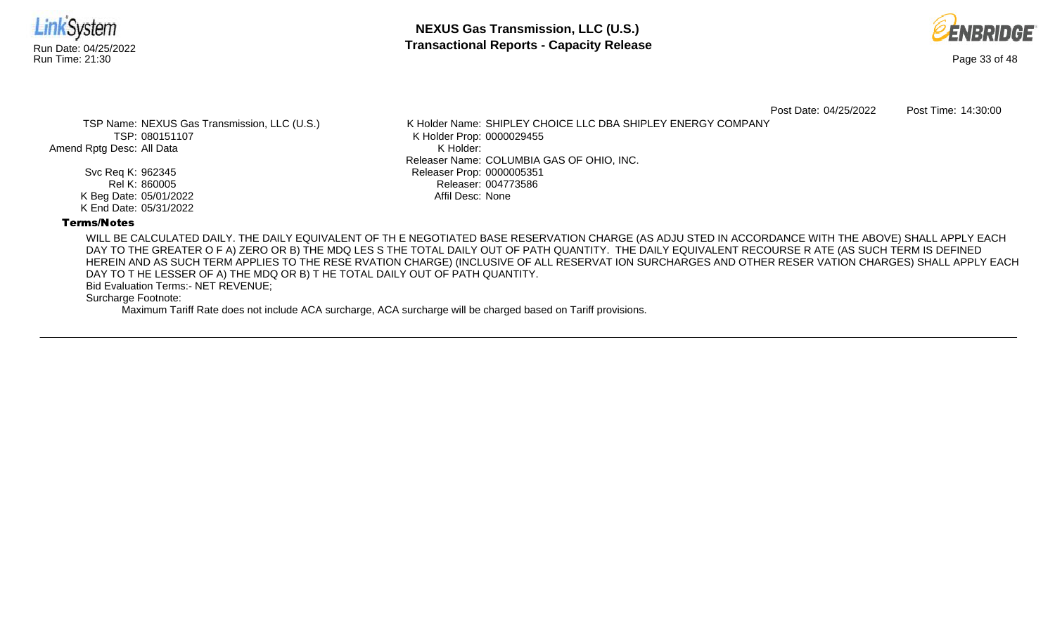Post Date: 04/25/2022 Post Time: 14:30:00

TSP Name: NEXUS Gas Transmission, LLC (U.S.)
TSP: 080151107
Amend Rptg Desc: All Data

Svc Req K: 962345
Rel K: 860005
K Beg Date: 05/01/2022
K End Date: 05/31/2022

K Holder Name: SHIPLEY CHOICE LLC DBA SHIPLEY ENERGY COMPANY
K Holder Prop: 0000029455
K Holder:
Releaser Name: COLUMBIA GAS OF OHIO, INC.
Releaser Prop: 0000005351
Releaser: 004773586
Affil Desc: None

**Terms/Notes**

WILL BE CALCULATED DAILY. THE DAILY EQUIVALENT OF TH E NEGOTIATED BASE RESERVATION CHARGE (AS ADJU STED IN ACCORDANCE WITH THE ABOVE) SHALL APPLY EACH DAY TO THE GREATER O F A) ZERO OR B) THE MDQ LES S THE TOTAL DAILY OUT OF PATH QUANTITY. THE DAILY EQUIVALENT RECOURSE R ATE (AS SUCH TERM IS DEFINED HEREIN AND AS SUCH TERM APPLIES TO THE RESE RVATION CHARGE) (INCLUSIVE OF ALL RESERVAT ION SURCHARGES AND OTHER RESER VATION CHARGES) SHALL APPLY EACH DAY TO T HE LESSER OF A) THE MDQ OR B) T HE TOTAL DAILY OUT OF PATH QUANTITY.

Bid Evaluation Terms:- NET REVENUE;

Surcharge Footnote:

Maximum Tariff Rate does not include ACA surcharge, ACA surcharge will be charged based on Tariff provisions.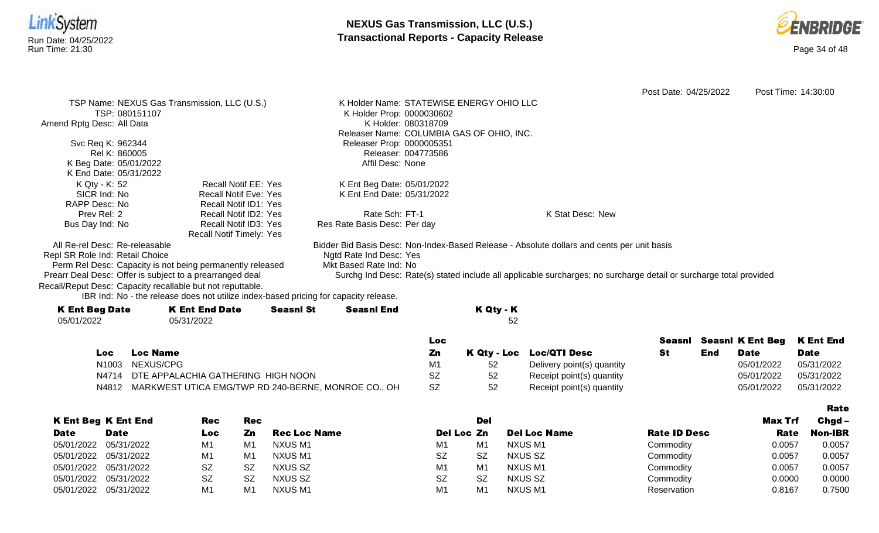Post Date: 04/25/2022 Post Time: 14:30:00

TSP Name: NEXUS Gas Transmission, LLC (U.S.)
TSP: 080151107
Amend Rptg Desc: All Data

Svc Req K: 962344
Rel K: 860005
K Beg Date: 05/01/2022
K End Date: 05/31/2022
K Qty - K: 52
SICR Ind: No
RAPP Desc: No
Prev Rel: 2
Bus Day Ind: No

Recall Notif EE: Yes
Recall Notif Eve: Yes
Recall Notif ID1: Yes
Recall Notif ID2: Yes
Recall Notif ID3: Yes
Recall Notif Timely: Yes

K Holder Name: STATEWISE ENERGY OHIO LLC
K Holder Prop: 0000030602
K Holder: 080318709
Releaser Name: COLUMBIA GAS OF OHIO, INC.
Releaser Prop: 0000005351
Releaser: 004773586
Affil Desc: None

K Ent Beg Date: 05/01/2022
K Ent End Date: 05/31/2022

Rate Sch: FT-1
Res Rate Basis Desc: Per day

K Stat Desc: New

All Re-rel Desc: Re-releasable
Repl SR Role Ind: Retail Choice
Perm Rel Desc: Capacity is not being permanently released
Prearr Deal Desc: Offer is subject to a prearranged deal
Recall/Reput Desc: Capacity recallable but not reputtable.
IBR Ind: No - the release does not utilize index-based pricing for capacity release.

Bidder Bid Basis Desc: Non-Index-Based Release - Absolute dollars and cents per unit basis
Ngtd Rate Ind Desc: Yes
Mkt Based Rate Ind: No
Surchg Ind Desc: Rate(s) stated include all applicable surcharges; no surcharge detail or surcharge total provided

| K Ent Beg Date | K Ent End Date | Seasnl St | Seasnl End | K Qty - K |
|---|---|---|---|---|
| 05/01/2022 | 05/31/2022 | | | 52 |

| Loc | Loc Name | Loc Zn | K Qty - Loc | Loc/QTI Desc | Seasnl St | Seasnl End | K Ent Beg Date | K Ent End Date |
|---|---|---|---|---|---|---|---|---|
| N1003 | NEXUS/CPG | M1 | 52 | Delivery point(s) quantity | | | 05/01/2022 | 05/31/2022 |
| N4714 | DTE APPALACHIA GATHERING HIGH NOON | SZ | 52 | Receipt point(s) quantity | | | 05/01/2022 | 05/31/2022 |
| N4812 | MARKWEST UTICA EMG/TWP RD 240-BERNE, MONROE CO., OH | SZ | 52 | Receipt point(s) quantity | | | 05/01/2022 | 05/31/2022 |

| K Ent Beg Date | K Ent End Date | Rec Loc | Rec Zn | Rec Loc Name | Del Loc | Del Zn | Del Loc Name | Rate ID Desc | Max Trf Rate | Rate Chgd – Non-IBR |
|---|---|---|---|---|---|---|---|---|---|---|
| 05/01/2022 | 05/31/2022 | M1 | M1 | NXUS M1 | M1 | M1 | NXUS M1 | Commodity | 0.0057 | 0.0057 |
| 05/01/2022 | 05/31/2022 | M1 | M1 | NXUS M1 | SZ | SZ | NXUS SZ | Commodity | 0.0057 | 0.0057 |
| 05/01/2022 | 05/31/2022 | SZ | SZ | NXUS SZ | M1 | M1 | NXUS M1 | Commodity | 0.0057 | 0.0057 |
| 05/01/2022 | 05/31/2022 | SZ | SZ | NXUS SZ | SZ | SZ | NXUS SZ | Commodity | 0.0000 | 0.0000 |
| 05/01/2022 | 05/31/2022 | M1 | M1 | NXUS M1 | M1 | M1 | NXUS M1 | Reservation | 0.8167 | 0.7500 |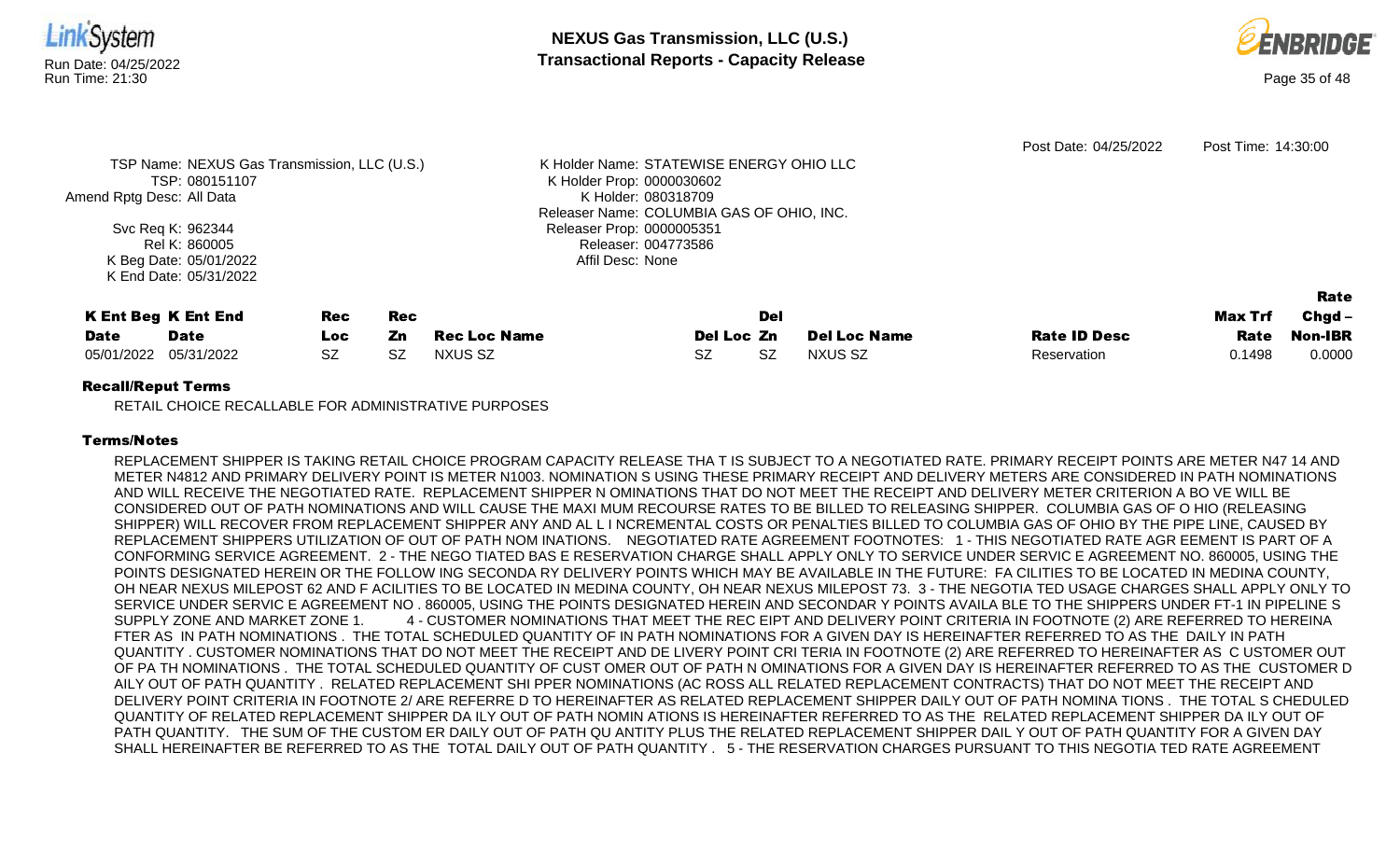Post Date: 04/25/2022 Post Time: 14:30:00

TSP Name: NEXUS Gas Transmission, LLC (U.S.)
TSP: 080151107
Amend Rptg Desc: All Data
Svc Req K: 962344
Rel K: 860005
K Beg Date: 05/01/2022
K End Date: 05/31/2022

K Holder Name: STATEWISE ENERGY OHIO LLC
K Holder Prop: 0000030602
K Holder: 080318709
Releaser Name: COLUMBIA GAS OF OHIO, INC.
Releaser Prop: 0000005351
Releaser: 004773586
Affil Desc: None

| K Ent Beg Date | K Ent End Date | Rec Loc | Rec Zn | Rec Loc Name | Del Loc | Del Zn | Del Loc Name | Rate ID Desc | Max Trf Rate | Rate Chgd – Non-IBR |
|---|---|---|---|---|---|---|---|---|---|---|
| 05/01/2022 | 05/31/2022 | SZ | SZ | NXUS SZ | SZ | SZ | NXUS SZ | Reservation | 0.1498 | 0.0000 |

**Recall/Reput Terms**

RETAIL CHOICE RECALLABLE FOR ADMINISTRATIVE PURPOSES

**Terms/Notes**

REPLACEMENT SHIPPER IS TAKING RETAIL CHOICE PROGRAM CAPACITY RELEASE THA T IS SUBJECT TO A NEGOTIATED RATE. PRIMARY RECEIPT POINTS ARE METER N47 14 AND METER N4812 AND PRIMARY DELIVERY POINT IS METER N1003. NOMINATION S USING THESE PRIMARY RECEIPT AND DELIVERY METERS ARE CONSIDERED IN PATH NOMINATIONS AND WILL RECEIVE THE NEGOTIATED RATE. REPLACEMENT SHIPPER N OMINATIONS THAT DO NOT MEET THE RECEIPT AND DELIVERY METER CRITERION A BO VE WILL BE CONSIDERED OUT OF PATH NOMINATIONS AND WILL CAUSE THE MAXI MUM RECOURSE RATES TO BE BILLED TO RELEASING SHIPPER. COLUMBIA GAS OF O HIO (RELEASING SHIPPER) WILL RECOVER FROM REPLACEMENT SHIPPER ANY AND AL L I NCREMENTAL COSTS OR PENALTIES BILLED TO COLUMBIA GAS OF OHIO BY THE PIPE LINE, CAUSED BY REPLACEMENT SHIPPERS UTILIZATION OF OUT OF PATH NOM INATIONS. NEGOTIATED RATE AGREEMENT FOOTNOTES: 1 - THIS NEGOTIATED RATE AGR EEMENT IS PART OF A CONFORMING SERVICE AGREEMENT. 2 - THE NEGO TIATED BAS E RESERVATION CHARGE SHALL APPLY ONLY TO SERVICE UNDER SERVIC E AGREEMENT NO. 860005, USING THE POINTS DESIGNATED HEREIN OR THE FOLLOW ING SECONDA RY DELIVERY POINTS WHICH MAY BE AVAILABLE IN THE FUTURE: FA CILITIES TO BE LOCATED IN MEDINA COUNTY, OH NEAR NEXUS MILEPOST 62 AND F ACILITIES TO BE LOCATED IN MEDINA COUNTY, OH NEAR NEXUS MILEPOST 73. 3 - THE NEGOTIA TED USAGE CHARGES SHALL APPLY ONLY TO SERVICE UNDER SERVIC E AGREEMENT NO . 860005, USING THE POINTS DESIGNATED HEREIN AND SECONDAR Y POINTS AVAILA BLE TO THE SHIPPERS UNDER FT-1 IN PIPELINE S SUPPLY ZONE AND MARKET ZONE 1. 4 - CUSTOMER NOMINATIONS THAT MEET THE REC EIPT AND DELIVERY POINT CRITERIA IN FOOTNOTE (2) ARE REFERRED TO HEREINA FTER AS IN PATH NOMINATIONS . THE TOTAL SCHEDULED QUANTITY OF IN PATH NOMINATIONS FOR A GIVEN DAY IS HEREINAFTER REFERRED TO AS THE DAILY IN PATH QUANTITY . CUSTOMER NOMINATIONS THAT DO NOT MEET THE RECEIPT AND DE LIVERY POINT CRI TERIA IN FOOTNOTE (2) ARE REFERRED TO HEREINAFTER AS C USTOMER OUT OF PA TH NOMINATIONS . THE TOTAL SCHEDULED QUANTITY OF CUST OMER OUT OF PATH N OMINATIONS FOR A GIVEN DAY IS HEREINAFTER REFERRED TO AS THE CUSTOMER D AILY OUT OF PATH QUANTITY . RELATED REPLACEMENT SHI PPER NOMINATIONS (AC ROSS ALL RELATED REPLACEMENT CONTRACTS) THAT DO NOT MEET THE RECEIPT AND DELIVERY POINT CRITERIA IN FOOTNOTE 2/ ARE REFERRE D TO HEREINAFTER AS RELATED REPLACEMENT SHIPPER DAILY OUT OF PATH NOMINA TIONS . THE TOTAL S CHEDULED QUANTITY OF RELATED REPLACEMENT SHIPPER DA ILY OUT OF PATH NOMIN ATIONS IS HEREINAFTER REFERRED TO AS THE RELATED REPLACEMENT SHIPPER DA ILY OUT OF PATH QUANTITY. THE SUM OF THE CUSTOM ER DAILY OUT OF PATH QU ANTITY PLUS THE RELATED REPLACEMENT SHIPPER DAIL Y OUT OF PATH QUANTITY FOR A GIVEN DAY SHALL HEREINAFTER BE REFERRED TO AS THE TOTAL DAILY OUT OF PATH QUANTITY . 5 - THE RESERVATION CHARGES PURSUANT TO THIS NEGOTIA TED RATE AGREEMENT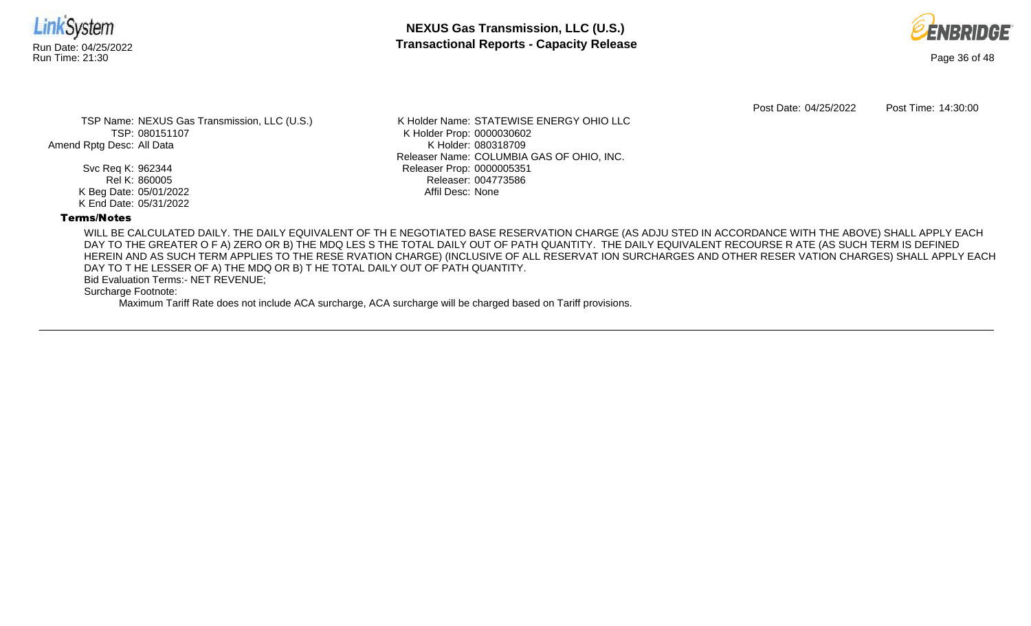Post Date: 04/25/2022 Post Time: 14:30:00

TSP Name: NEXUS Gas Transmission, LLC (U.S.)
TSP: 080151107
Amend Rptg Desc: All Data

Svc Req K: 962344
Rel K: 860005
K Beg Date: 05/01/2022
K End Date: 05/31/2022

K Holder Name: STATEWISE ENERGY OHIO LLC
K Holder Prop: 0000030602
K Holder: 080318709
Releaser Name: COLUMBIA GAS OF OHIO, INC.
Releaser Prop: 0000005351
Releaser: 004773586
Affil Desc: None

**Terms/Notes**

WILL BE CALCULATED DAILY. THE DAILY EQUIVALENT OF TH E NEGOTIATED BASE RESERVATION CHARGE (AS ADJU STED IN ACCORDANCE WITH THE ABOVE) SHALL APPLY EACH DAY TO THE GREATER O F A) ZERO OR B) THE MDQ LES S THE TOTAL DAILY OUT OF PATH QUANTITY. THE DAILY EQUIVALENT RECOURSE R ATE (AS SUCH TERM IS DEFINED HEREIN AND AS SUCH TERM APPLIES TO THE RESE RVATION CHARGE) (INCLUSIVE OF ALL RESERVAT ION SURCHARGES AND OTHER RESER VATION CHARGES) SHALL APPLY EACH DAY TO T HE LESSER OF A) THE MDQ OR B) T HE TOTAL DAILY OUT OF PATH QUANTITY.

Bid Evaluation Terms:- NET REVENUE;

Surcharge Footnote:

Maximum Tariff Rate does not include ACA surcharge, ACA surcharge will be charged based on Tariff provisions.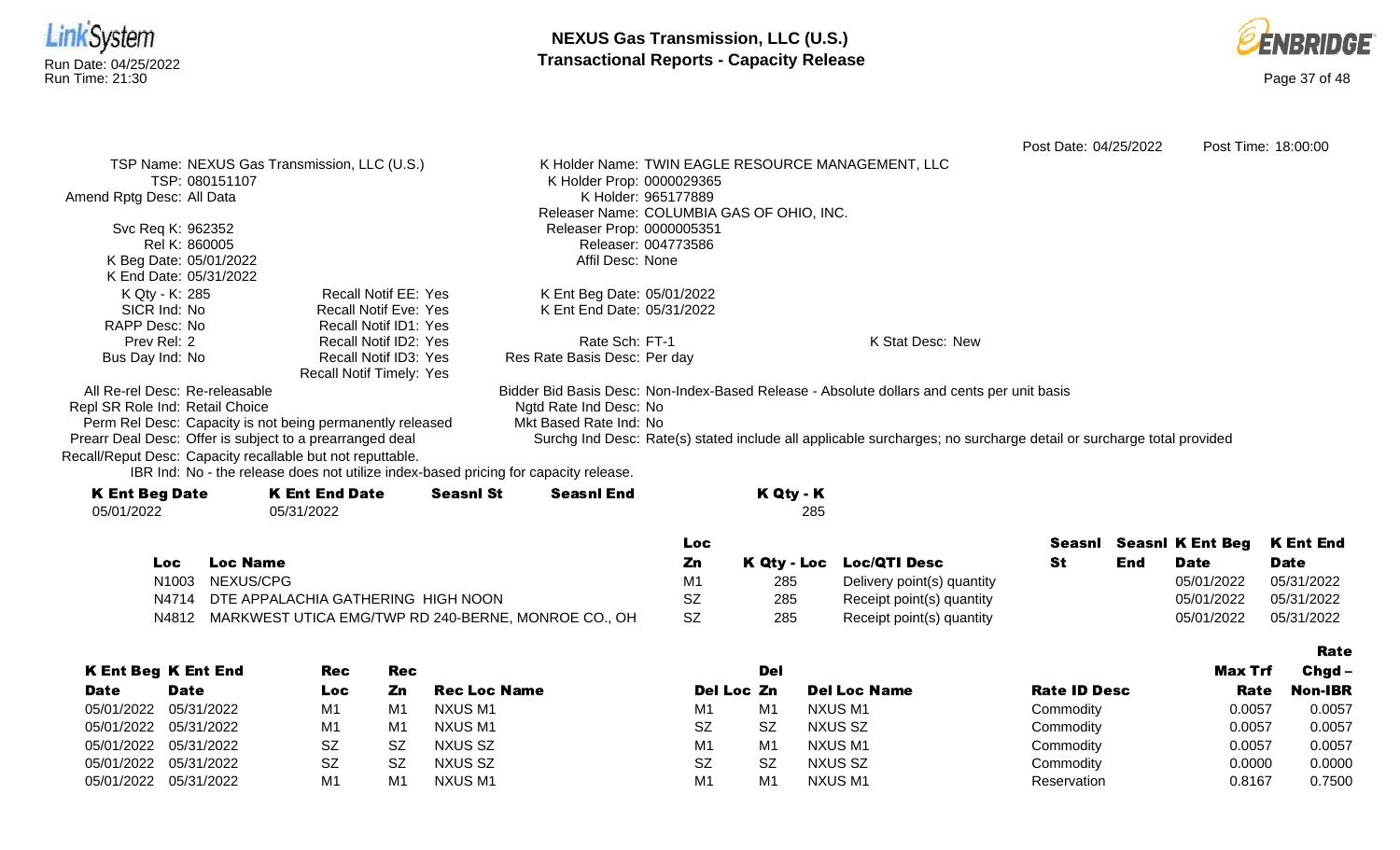Post Date: 04/25/2022 Post Time: 18:00:00

TSP Name: NEXUS Gas Transmission, LLC (U.S.)
TSP: 080151107
Amend Rptg Desc: All Data

Svc Req K: 962352
Rel K: 860005
K Beg Date: 05/01/2022
K End Date: 05/31/2022
K Qty - K: 285
SICR Ind: No
RAPP Desc: No
Prev Rel: 2
Bus Day Ind: No

Recall Notif EE: Yes
Recall Notif Eve: Yes
Recall Notif ID1: Yes
Recall Notif ID2: Yes
Recall Notif ID3: Yes
Recall Notif Timely: Yes

K Holder Name: TWIN EAGLE RESOURCE MANAGEMENT, LLC
K Holder Prop: 0000029365
K Holder: 965177889
Releaser Name: COLUMBIA GAS OF OHIO, INC.
Releaser Prop: 0000005351
Releaser: 004773586
Affil Desc: None

K Ent Beg Date: 05/01/2022
K Ent End Date: 05/31/2022

Rate Sch: FT-1
Res Rate Basis Desc: Per day

K Stat Desc: New

All Re-rel Desc: Re-releasable
Repl SR Role Ind: Retail Choice
Perm Rel Desc: Capacity is not being permanently released
Prearr Deal Desc: Offer is subject to a prearranged deal
Recall/Reput Desc: Capacity recallable but not reputtable.
IBR Ind: No - the release does not utilize index-based pricing for capacity release.

Bidder Bid Basis Desc: Non-Index-Based Release - Absolute dollars and cents per unit basis
Ngtd Rate Ind Desc: No
Mkt Based Rate Ind: No
Surchg Ind Desc: Rate(s) stated include all applicable surcharges; no surcharge detail or surcharge total provided

| K Ent Beg Date | K Ent End Date | Seasnl St | Seasnl End | K Qty - K |
|---|---|---|---|---|
| 05/01/2022 | 05/31/2022 | | | 285 |

| Loc | Loc Name | Loc Zn | K Qty - Loc | Loc/QTI Desc | Seasnl St | Seasnl End | K Ent Beg Date | K Ent End Date |
|---|---|---|---|---|---|---|---|---|
| N1003 | NEXUS/CPG | M1 | 285 | Delivery point(s) quantity | | | 05/01/2022 | 05/31/2022 |
| N4714 | DTE APPALACHIA GATHERING HIGH NOON | SZ | 285 | Receipt point(s) quantity | | | 05/01/2022 | 05/31/2022 |
| N4812 | MARKWEST UTICA EMG/TWP RD 240-BERNE, MONROE CO., OH | SZ | 285 | Receipt point(s) quantity | | | 05/01/2022 | 05/31/2022 |

| K Ent Beg Date | K Ent End Date | Rec Loc | Rec Zn | Rec Loc Name | Del Loc | Del Zn | Del Loc Name | Rate ID Desc | Max Trf Rate | Rate Chgd – Non-IBR |
|---|---|---|---|---|---|---|---|---|---|---|
| 05/01/2022 | 05/31/2022 | M1 | M1 | NXUS M1 | M1 | M1 | NXUS M1 | Commodity | 0.0057 | 0.0057 |
| 05/01/2022 | 05/31/2022 | M1 | M1 | NXUS M1 | SZ | SZ | NXUS SZ | Commodity | 0.0057 | 0.0057 |
| 05/01/2022 | 05/31/2022 | SZ | SZ | NXUS SZ | M1 | M1 | NXUS M1 | Commodity | 0.0057 | 0.0057 |
| 05/01/2022 | 05/31/2022 | SZ | SZ | NXUS SZ | SZ | SZ | NXUS SZ | Commodity | 0.0000 | 0.0000 |
| 05/01/2022 | 05/31/2022 | M1 | M1 | NXUS M1 | M1 | M1 | NXUS M1 | Reservation | 0.8167 | 0.7500 |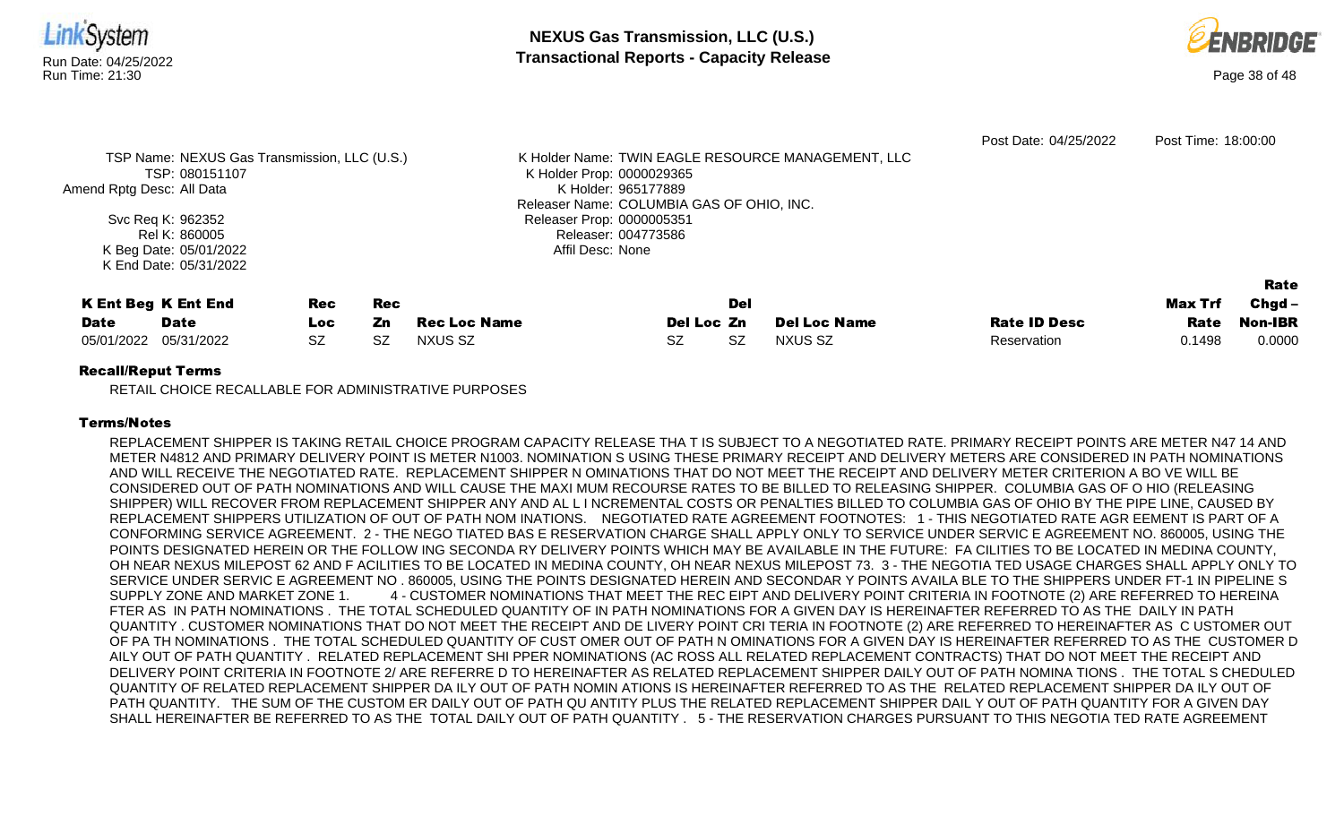Post Date: 04/25/2022 Post Time: 18:00:00

TSP Name: NEXUS Gas Transmission, LLC (U.S.)
TSP: 080151107
Amend Rptg Desc: All Data
Svc Req K: 962352
Rel K: 860005
K Beg Date: 05/01/2022
K End Date: 05/31/2022

K Holder Name: TWIN EAGLE RESOURCE MANAGEMENT, LLC
K Holder Prop: 0000029365
K Holder: 965177889
Releaser Name: COLUMBIA GAS OF OHIO, INC.
Releaser Prop: 0000005351
Releaser: 004773586
Affil Desc: None

| K Ent Beg Date | K Ent End Date | Rec Loc | Rec Zn | Rec Loc Name | Del Loc | Del Zn | Del Loc Name | Rate ID Desc | Max Trf Rate | Rate Chgd – Non-IBR |
|---|---|---|---|---|---|---|---|---|---|---|
| 05/01/2022 | 05/31/2022 | SZ | SZ | NXUS SZ | SZ | SZ | NXUS SZ | Reservation | 0.1498 | 0.0000 |

**Recall/Reput Terms**

RETAIL CHOICE RECALLABLE FOR ADMINISTRATIVE PURPOSES

**Terms/Notes**

REPLACEMENT SHIPPER IS TAKING RETAIL CHOICE PROGRAM CAPACITY RELEASE THA T IS SUBJECT TO A NEGOTIATED RATE. PRIMARY RECEIPT POINTS ARE METER N47 14 AND METER N4812 AND PRIMARY DELIVERY POINT IS METER N1003. NOMINATION S USING THESE PRIMARY RECEIPT AND DELIVERY METERS ARE CONSIDERED IN PATH NOMINATIONS AND WILL RECEIVE THE NEGOTIATED RATE. REPLACEMENT SHIPPER N OMINATIONS THAT DO NOT MEET THE RECEIPT AND DELIVERY METER CRITERION A BO VE WILL BE CONSIDERED OUT OF PATH NOMINATIONS AND WILL CAUSE THE MAXI MUM RECOURSE RATES TO BE BILLED TO RELEASING SHIPPER. COLUMBIA GAS OF O HIO (RELEASING SHIPPER) WILL RECOVER FROM REPLACEMENT SHIPPER ANY AND AL L I NCREMENTAL COSTS OR PENALTIES BILLED TO COLUMBIA GAS OF OHIO BY THE PIPE LINE, CAUSED BY REPLACEMENT SHIPPERS UTILIZATION OF OUT OF PATH NOM INATIONS. NEGOTIATED RATE AGREEMENT FOOTNOTES: 1 - THIS NEGOTIATED RATE AGR EEMENT IS PART OF A CONFORMING SERVICE AGREEMENT. 2 - THE NEGO TIATED BAS E RESERVATION CHARGE SHALL APPLY ONLY TO SERVICE UNDER SERVIC E AGREEMENT NO. 860005, USING THE POINTS DESIGNATED HEREIN OR THE FOLLOW ING SECONDA RY DELIVERY POINTS WHICH MAY BE AVAILABLE IN THE FUTURE: FA CILITIES TO BE LOCATED IN MEDINA COUNTY, OH NEAR NEXUS MILEPOST 62 AND F ACILITIES TO BE LOCATED IN MEDINA COUNTY, OH NEAR NEXUS MILEPOST 73. 3 - THE NEGOTIA TED USAGE CHARGES SHALL APPLY ONLY TO SERVICE UNDER SERVIC E AGREEMENT NO . 860005, USING THE POINTS DESIGNATED HEREIN AND SECONDAR Y POINTS AVAILA BLE TO THE SHIPPERS UNDER FT-1 IN PIPELINE S SUPPLY ZONE AND MARKET ZONE 1. 4 - CUSTOMER NOMINATIONS THAT MEET THE REC EIPT AND DELIVERY POINT CRITERIA IN FOOTNOTE (2) ARE REFERRED TO HEREINA FTER AS IN PATH NOMINATIONS . THE TOTAL SCHEDULED QUANTITY OF IN PATH NOMINATIONS FOR A GIVEN DAY IS HEREINAFTER REFERRED TO AS THE DAILY IN PATH QUANTITY . CUSTOMER NOMINATIONS THAT DO NOT MEET THE RECEIPT AND DE LIVERY POINT CRI TERIA IN FOOTNOTE (2) ARE REFERRED TO HEREINAFTER AS C USTOMER OUT OF PA TH NOMINATIONS . THE TOTAL SCHEDULED QUANTITY OF CUST OMER OUT OF PATH N OMINATIONS FOR A GIVEN DAY IS HEREINAFTER REFERRED TO AS THE CUSTOMER D AILY OUT OF PATH QUANTITY . RELATED REPLACEMENT SHI PPER NOMINATIONS (AC ROSS ALL RELATED REPLACEMENT CONTRACTS) THAT DO NOT MEET THE RECEIPT AND DELIVERY POINT CRITERIA IN FOOTNOTE 2/ ARE REFERRE D TO HEREINAFTER AS RELATED REPLACEMENT SHIPPER DAILY OUT OF PATH NOMINA TIONS . THE TOTAL S CHEDULED QUANTITY OF RELATED REPLACEMENT SHIPPER DA ILY OUT OF PATH NOMIN ATIONS IS HEREINAFTER REFERRED TO AS THE RELATED REPLACEMENT SHIPPER DA ILY OUT OF PATH QUANTITY. THE SUM OF THE CUSTOM ER DAILY OUT OF PATH QU ANTITY PLUS THE RELATED REPLACEMENT SHIPPER DAIL Y OUT OF PATH QUANTITY FOR A GIVEN DAY SHALL HEREINAFTER BE REFERRED TO AS THE TOTAL DAILY OUT OF PATH QUANTITY . 5 - THE RESERVATION CHARGES PURSUANT TO THIS NEGOTIA TED RATE AGREEMENT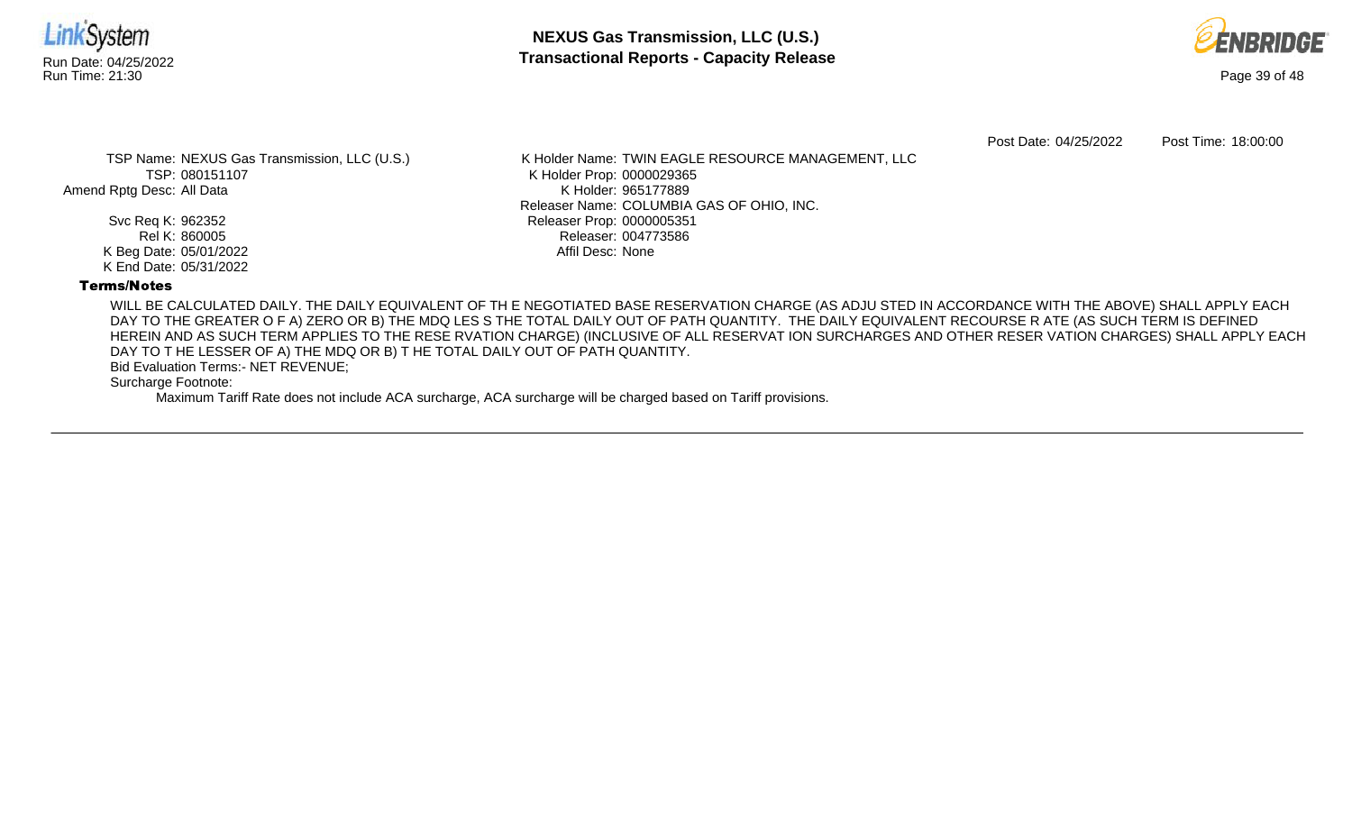Post Date: 04/25/2022 Post Time: 18:00:00

TSP Name: NEXUS Gas Transmission, LLC (U.S.)
TSP: 080151107
Amend Rptg Desc: All Data

Svc Req K: 962352
Rel K: 860005
K Beg Date: 05/01/2022
K End Date: 05/31/2022

K Holder Name: TWIN EAGLE RESOURCE MANAGEMENT, LLC
K Holder Prop: 0000029365
K Holder: 965177889
Releaser Name: COLUMBIA GAS OF OHIO, INC.
Releaser Prop: 0000005351
Releaser: 004773586
Affil Desc: None

**Terms/Notes**

WILL BE CALCULATED DAILY. THE DAILY EQUIVALENT OF TH E NEGOTIATED BASE RESERVATION CHARGE (AS ADJU STED IN ACCORDANCE WITH THE ABOVE) SHALL APPLY EACH DAY TO THE GREATER O F A) ZERO OR B) THE MDQ LES S THE TOTAL DAILY OUT OF PATH QUANTITY. THE DAILY EQUIVALENT RECOURSE R ATE (AS SUCH TERM IS DEFINED HEREIN AND AS SUCH TERM APPLIES TO THE RESE RVATION CHARGE) (INCLUSIVE OF ALL RESERVAT ION SURCHARGES AND OTHER RESER VATION CHARGES) SHALL APPLY EACH DAY TO T HE LESSER OF A) THE MDQ OR B) T HE TOTAL DAILY OUT OF PATH QUANTITY.

Bid Evaluation Terms:- NET REVENUE;

Surcharge Footnote:

Maximum Tariff Rate does not include ACA surcharge, ACA surcharge will be charged based on Tariff provisions.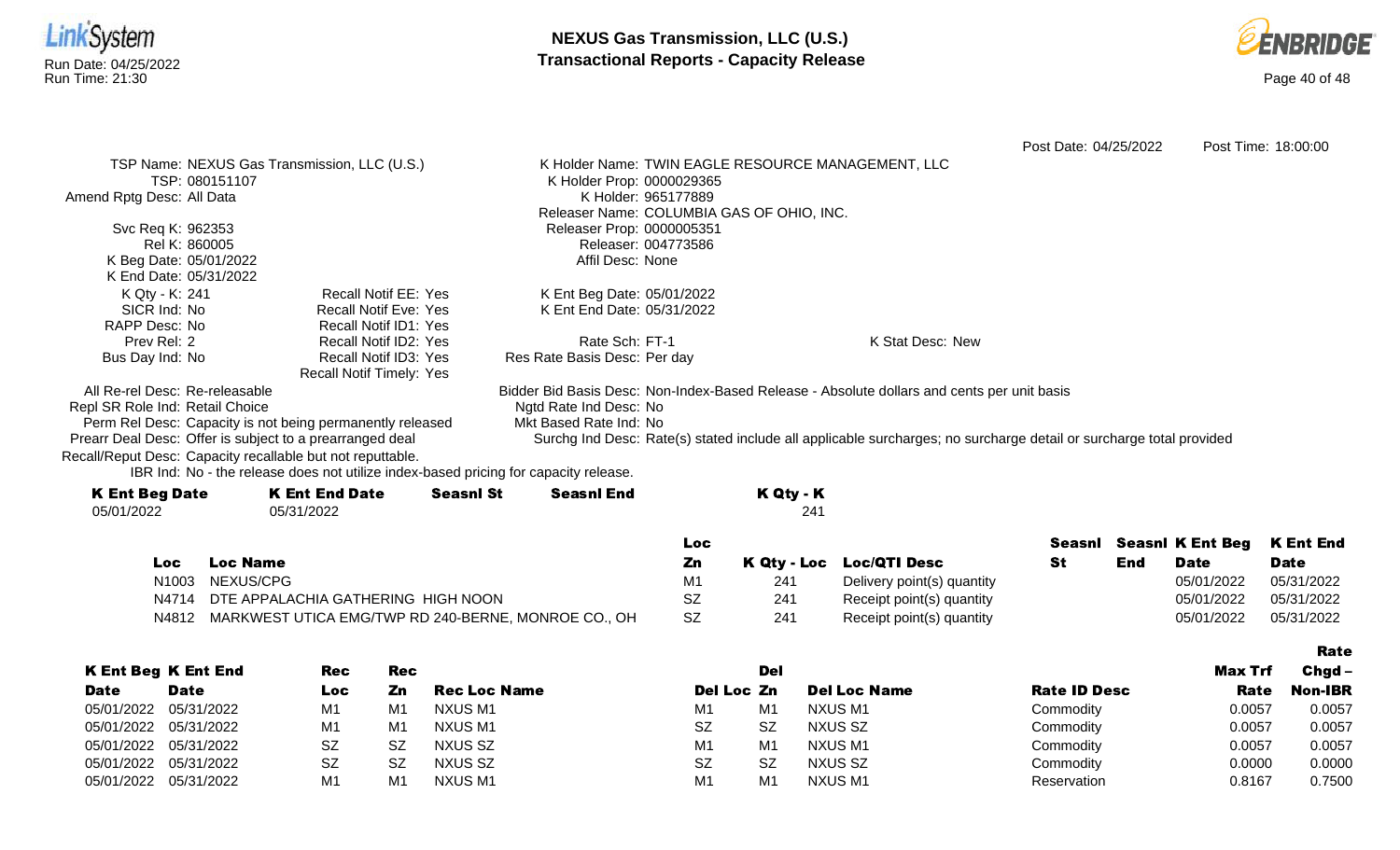Post Date: 04/25/2022 Post Time: 18:00:00

TSP Name: NEXUS Gas Transmission, LLC (U.S.)
TSP: 080151107
Amend Rptg Desc: All Data

Svc Req K: 962353
Rel K: 860005
K Beg Date: 05/01/2022
K End Date: 05/31/2022
K Qty - K: 241
SICR Ind: No
RAPP Desc: No
Prev Rel: 2
Bus Day Ind: No

Recall Notif EE: Yes
Recall Notif Eve: Yes
Recall Notif ID1: Yes
Recall Notif ID2: Yes
Recall Notif ID3: Yes
Recall Notif Timely: Yes

K Holder Name: TWIN EAGLE RESOURCE MANAGEMENT, LLC
K Holder Prop: 0000029365
K Holder: 965177889
Releaser Name: COLUMBIA GAS OF OHIO, INC.
Releaser Prop: 0000005351
Releaser: 004773586
Affil Desc: None

K Ent Beg Date: 05/01/2022
K Ent End Date: 05/31/2022

Rate Sch: FT-1
Res Rate Basis Desc: Per day

K Stat Desc: New

All Re-rel Desc: Re-releasable
Repl SR Role Ind: Retail Choice
Perm Rel Desc: Capacity is not being permanently released
Prearr Deal Desc: Offer is subject to a prearranged deal
Recall/Reput Desc: Capacity recallable but not reputtable.
IBR Ind: No - the release does not utilize index-based pricing for capacity release.

Bidder Bid Basis Desc: Non-Index-Based Release - Absolute dollars and cents per unit basis
Ngtd Rate Ind Desc: No
Mkt Based Rate Ind: No
Surchg Ind Desc: Rate(s) stated include all applicable surcharges; no surcharge detail or surcharge total provided

| K Ent Beg Date | K Ent End Date | Seasnl St | Seasnl End | K Qty - K |
|---|---|---|---|---|
| 05/01/2022 | 05/31/2022 | | | 241 |

| Loc | Loc Name | Loc Zn | K Qty - Loc | Loc/QTI Desc | Seasnl St | Seasnl End | K Ent Beg Date | K Ent End Date |
|---|---|---|---|---|---|---|---|---|
| N1003 | NEXUS/CPG | M1 | 241 | Delivery point(s) quantity | | | 05/01/2022 | 05/31/2022 |
| N4714 | DTE APPALACHIA GATHERING HIGH NOON | SZ | 241 | Receipt point(s) quantity | | | 05/01/2022 | 05/31/2022 |
| N4812 | MARKWEST UTICA EMG/TWP RD 240-BERNE, MONROE CO., OH | SZ | 241 | Receipt point(s) quantity | | | 05/01/2022 | 05/31/2022 |

| K Ent Beg Date | K Ent End Date | Rec Loc | Rec Zn | Rec Loc Name | Del Loc | Del Zn | Del Loc Name | Rate ID Desc | Max Trf Rate | Rate Chgd – Non-IBR |
|---|---|---|---|---|---|---|---|---|---|---|
| 05/01/2022 | 05/31/2022 | M1 | M1 | NXUS M1 | M1 | M1 | NXUS M1 | Commodity | 0.0057 | 0.0057 |
| 05/01/2022 | 05/31/2022 | M1 | M1 | NXUS M1 | SZ | SZ | NXUS SZ | Commodity | 0.0057 | 0.0057 |
| 05/01/2022 | 05/31/2022 | SZ | SZ | NXUS SZ | M1 | M1 | NXUS M1 | Commodity | 0.0057 | 0.0057 |
| 05/01/2022 | 05/31/2022 | SZ | SZ | NXUS SZ | SZ | SZ | NXUS SZ | Commodity | 0.0000 | 0.0000 |
| 05/01/2022 | 05/31/2022 | M1 | M1 | NXUS M1 | M1 | M1 | NXUS M1 | Reservation | 0.8167 | 0.7500 |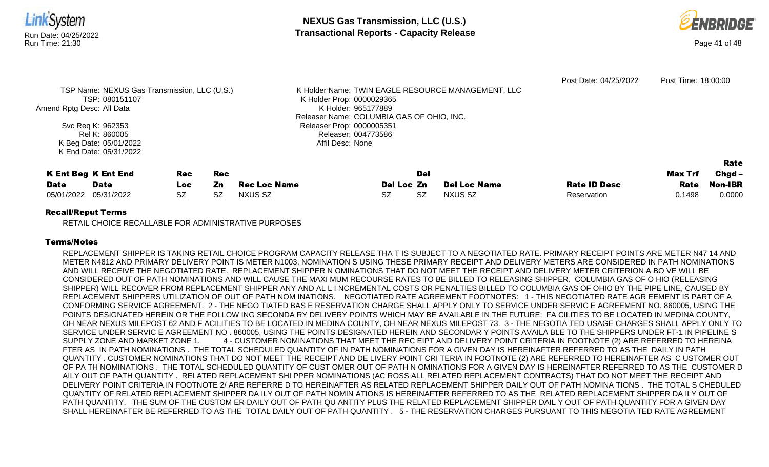NEXUS Gas Transmission, LLC (U.S.)
Transactional Reports - Capacity Release

Post Date: 04/25/2022 Post Time: 18:00:00

TSP Name: NEXUS Gas Transmission, LLC (U.S.)
TSP: 080151107
Amend Rptg Desc: All Data
Svc Req K: 962353
Rel K: 860005
K Beg Date: 05/01/2022
K End Date: 05/31/2022

K Holder Name: TWIN EAGLE RESOURCE MANAGEMENT, LLC
K Holder Prop: 0000029365
K Holder: 965177889
Releaser Name: COLUMBIA GAS OF OHIO, INC.
Releaser Prop: 0000005351
Releaser: 004773586
Affil Desc: None

| K Ent Beg Date | K Ent End Date | Rec Loc | Rec Zn | Rec Loc Name | Del Loc | Del Zn | Del Loc Name | Rate ID Desc | Max Trf Rate | Rate Chgd – Non-IBR |
|---|---|---|---|---|---|---|---|---|---|---|
| 05/01/2022 | 05/31/2022 | SZ | SZ | NXUS SZ | SZ | SZ | NXUS SZ | Reservation | 0.1498 | 0.0000 |

**Recall/Reput Terms**

RETAIL CHOICE RECALLABLE FOR ADMINISTRATIVE PURPOSES

**Terms/Notes**

REPLACEMENT SHIPPER IS TAKING RETAIL CHOICE PROGRAM CAPACITY RELEASE THA T IS SUBJECT TO A NEGOTIATED RATE. PRIMARY RECEIPT POINTS ARE METER N47 14 AND METER N4812 AND PRIMARY DELIVERY POINT IS METER N1003. NOMINATION S USING THESE PRIMARY RECEIPT AND DELIVERY METERS ARE CONSIDERED IN PATH NOMINATIONS AND WILL RECEIVE THE NEGOTIATED RATE. REPLACEMENT SHIPPER N OMINATIONS THAT DO NOT MEET THE RECEIPT AND DELIVERY METER CRITERION A BO VE WILL BE CONSIDERED OUT OF PATH NOMINATIONS AND WILL CAUSE THE MAXI MUM RECOURSE RATES TO BE BILLED TO RELEASING SHIPPER. COLUMBIA GAS OF O HIO (RELEASING SHIPPER) WILL RECOVER FROM REPLACEMENT SHIPPER ANY AND AL L I NCREMENTAL COSTS OR PENALTIES BILLED TO COLUMBIA GAS OF OHIO BY THE PIPE LINE, CAUSED BY REPLACEMENT SHIPPERS UTILIZATION OF OUT OF PATH NOM INATIONS. NEGOTIATED RATE AGREEMENT FOOTNOTES: 1 - THIS NEGOTIATED RATE AGR EEMENT IS PART OF A CONFORMING SERVICE AGREEMENT. 2 - THE NEGO TIATED BAS E RESERVATION CHARGE SHALL APPLY ONLY TO SERVICE UNDER SERVIC E AGREEMENT NO. 860005, USING THE POINTS DESIGNATED HEREIN OR THE FOLLOW ING SECONDA RY DELIVERY POINTS WHICH MAY BE AVAILABLE IN THE FUTURE: FA CILITIES TO BE LOCATED IN MEDINA COUNTY, OH NEAR NEXUS MILEPOST 62 AND F ACILITIES TO BE LOCATED IN MEDINA COUNTY, OH NEAR NEXUS MILEPOST 73. 3 - THE NEGOTIA TED USAGE CHARGES SHALL APPLY ONLY TO SERVICE UNDER SERVIC E AGREEMENT NO . 860005, USING THE POINTS DESIGNATED HEREIN AND SECONDAR Y POINTS AVAILA BLE TO THE SHIPPERS UNDER FT-1 IN PIPELINE S SUPPLY ZONE AND MARKET ZONE 1. 4 - CUSTOMER NOMINATIONS THAT MEET THE REC EIPT AND DELIVERY POINT CRITERIA IN FOOTNOTE (2) ARE REFERRED TO HEREINA FTER AS IN PATH NOMINATIONS . THE TOTAL SCHEDULED QUANTITY OF IN PATH NOMINATIONS FOR A GIVEN DAY IS HEREINAFTER REFERRED TO AS THE DAILY IN PATH QUANTITY . CUSTOMER NOMINATIONS THAT DO NOT MEET THE RECEIPT AND DE LIVERY POINT CRI TERIA IN FOOTNOTE (2) ARE REFERRED TO HEREINAFTER AS C USTOMER OUT OF PA TH NOMINATIONS . THE TOTAL SCHEDULED QUANTITY OF CUST OMER OUT OF PATH N OMINATIONS FOR A GIVEN DAY IS HEREINAFTER REFERRED TO AS THE CUSTOMER D AILY OUT OF PATH QUANTITY . RELATED REPLACEMENT SHI PPER NOMINATIONS (AC ROSS ALL RELATED REPLACEMENT CONTRACTS) THAT DO NOT MEET THE RECEIPT AND DELIVERY POINT CRITERIA IN FOOTNOTE 2/ ARE REFERRE D TO HEREINAFTER AS RELATED REPLACEMENT SHIPPER DAILY OUT OF PATH NOMINA TIONS . THE TOTAL S CHEDULED QUANTITY OF RELATED REPLACEMENT SHIPPER DA ILY OUT OF PATH NOMIN ATIONS IS HEREINAFTER REFERRED TO AS THE RELATED REPLACEMENT SHIPPER DA ILY OUT OF PATH QUANTITY. THE SUM OF THE CUSTOM ER DAILY OUT OF PATH QU ANTITY PLUS THE RELATED REPLACEMENT SHIPPER DAIL Y OUT OF PATH QUANTITY FOR A GIVEN DAY SHALL HEREINAFTER BE REFERRED TO AS THE TOTAL DAILY OUT OF PATH QUANTITY . 5 - THE RESERVATION CHARGES PURSUANT TO THIS NEGOTIA TED RATE AGREEMENT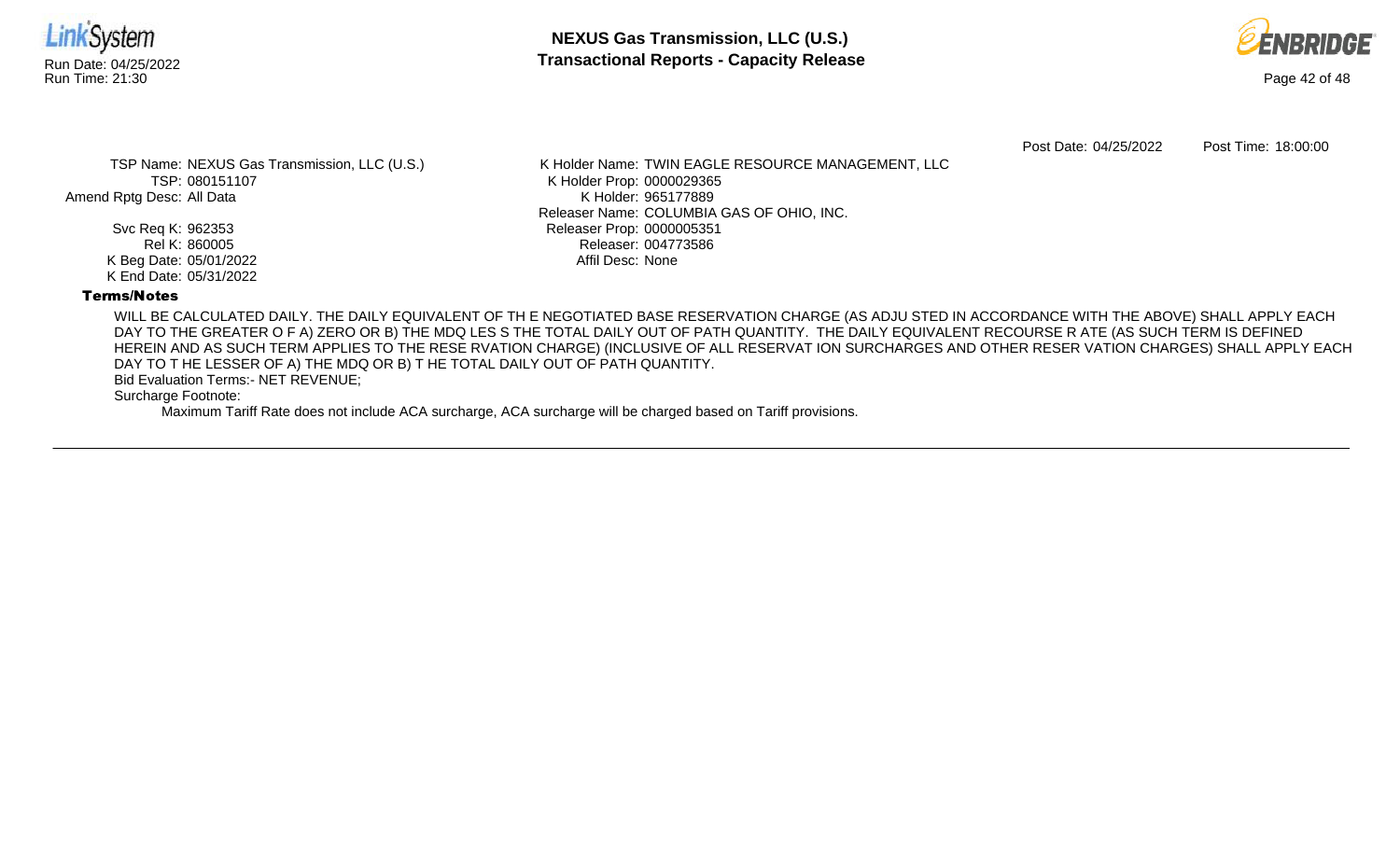Post Date: 04/25/2022 Post Time: 18:00:00

TSP Name: NEXUS Gas Transmission, LLC (U.S.)
TSP: 080151107
Amend Rptg Desc: All Data

Svc Req K: 962353
Rel K: 860005
K Beg Date: 05/01/2022
K End Date: 05/31/2022

K Holder Name: TWIN EAGLE RESOURCE MANAGEMENT, LLC
K Holder Prop: 0000029365
K Holder: 965177889
Releaser Name: COLUMBIA GAS OF OHIO, INC.
Releaser Prop: 0000005351
Releaser: 004773586
Affil Desc: None

**Terms/Notes**

WILL BE CALCULATED DAILY. THE DAILY EQUIVALENT OF TH E NEGOTIATED BASE RESERVATION CHARGE (AS ADJU STED IN ACCORDANCE WITH THE ABOVE) SHALL APPLY EACH DAY TO THE GREATER O F A) ZERO OR B) THE MDQ LES S THE TOTAL DAILY OUT OF PATH QUANTITY. THE DAILY EQUIVALENT RECOURSE R ATE (AS SUCH TERM IS DEFINED HEREIN AND AS SUCH TERM APPLIES TO THE RESE RVATION CHARGE) (INCLUSIVE OF ALL RESERVAT ION SURCHARGES AND OTHER RESER VATION CHARGES) SHALL APPLY EACH DAY TO T HE LESSER OF A) THE MDQ OR B) T HE TOTAL DAILY OUT OF PATH QUANTITY.

Bid Evaluation Terms:- NET REVENUE;

Surcharge Footnote:

Maximum Tariff Rate does not include ACA surcharge, ACA surcharge will be charged based on Tariff provisions.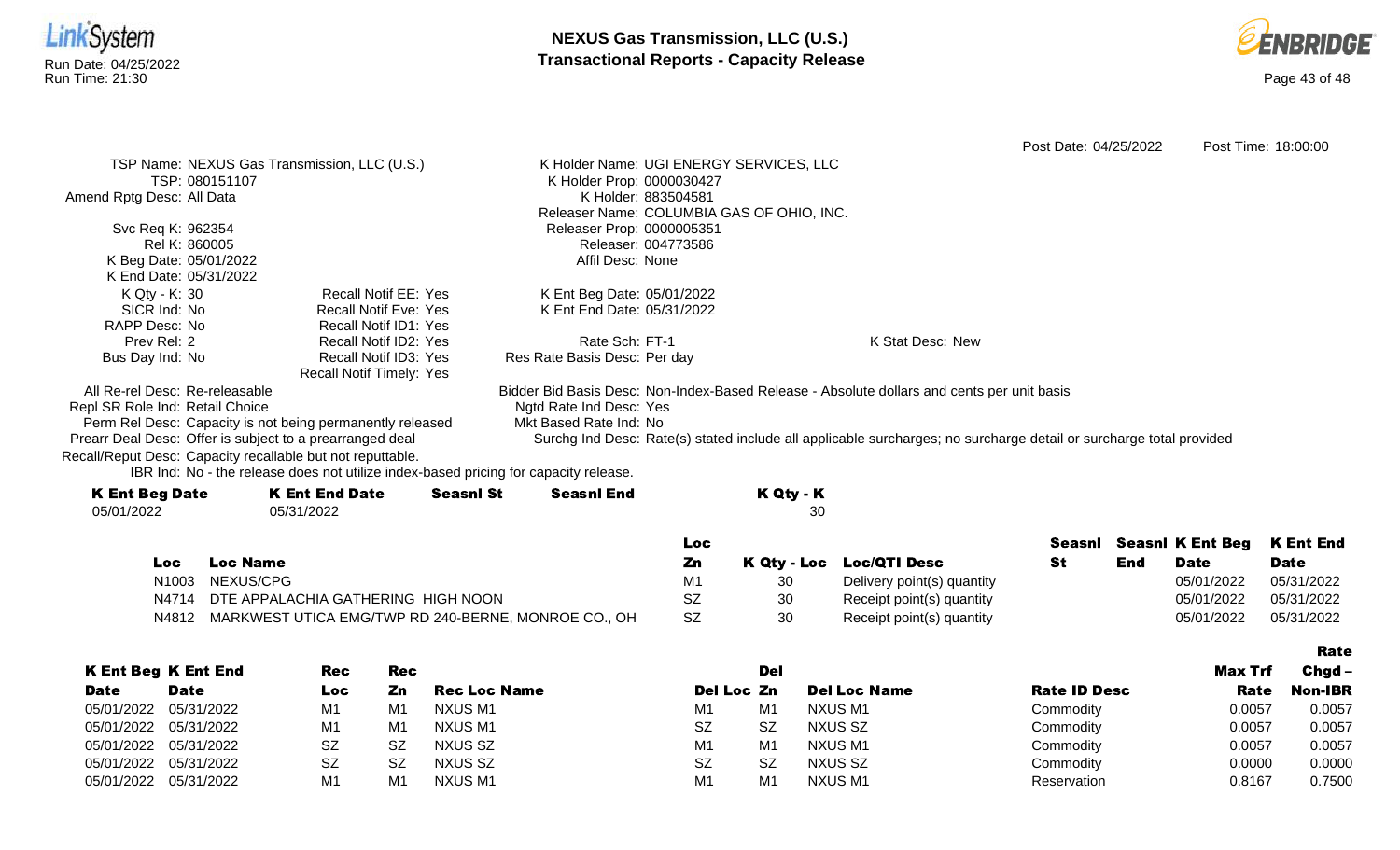Post Date: 04/25/2022 Post Time: 18:00:00

TSP Name: NEXUS Gas Transmission, LLC (U.S.)
TSP: 080151107
Amend Rptg Desc: All Data

Svc Req K: 962354
Rel K: 860005
K Beg Date: 05/01/2022
K End Date: 05/31/2022
K Qty - K: 30
SICR Ind: No
RAPP Desc: No
Prev Rel: 2
Bus Day Ind: No

Recall Notif EE: Yes
Recall Notif Eve: Yes
Recall Notif ID1: Yes
Recall Notif ID2: Yes
Recall Notif ID3: Yes
Recall Notif Timely: Yes

K Holder Name: UGI ENERGY SERVICES, LLC
K Holder Prop: 0000030427
K Holder: 883504581
Releaser Name: COLUMBIA GAS OF OHIO, INC.
Releaser Prop: 0000005351
Releaser: 004773586
Affil Desc: None

K Ent Beg Date: 05/01/2022
K Ent End Date: 05/31/2022

Rate Sch: FT-1
Res Rate Basis Desc: Per day

K Stat Desc: New

All Re-rel Desc: Re-releasable
Repl SR Role Ind: Retail Choice
Perm Rel Desc: Capacity is not being permanently released
Prearr Deal Desc: Offer is subject to a prearranged deal
Recall/Reput Desc: Capacity recallable but not reputtable.
IBR Ind: No - the release does not utilize index-based pricing for capacity release.

Bidder Bid Basis Desc: Non-Index-Based Release - Absolute dollars and cents per unit basis
Ngtd Rate Ind Desc: Yes
Mkt Based Rate Ind: No
Surchg Ind Desc: Rate(s) stated include all applicable surcharges; no surcharge detail or surcharge total provided

| K Ent Beg Date | K Ent End Date | Seasnl St | Seasnl End | K Qty - K |
|---|---|---|---|---|
| 05/01/2022 | 05/31/2022 | | | 30 |

| Loc | Loc Name | Loc Zn | K Qty - Loc | Loc/QTI Desc | Seasnl St | Seasnl End | K Ent Beg Date | K Ent End Date |
|---|---|---|---|---|---|---|---|---|
| N1003 | NEXUS/CPG | M1 | 30 | Delivery point(s) quantity | | | 05/01/2022 | 05/31/2022 |
| N4714 | DTE APPALACHIA GATHERING HIGH NOON | SZ | 30 | Receipt point(s) quantity | | | 05/01/2022 | 05/31/2022 |
| N4812 | MARKWEST UTICA EMG/TWP RD 240-BERNE, MONROE CO., OH | SZ | 30 | Receipt point(s) quantity | | | 05/01/2022 | 05/31/2022 |

| K Ent Beg Date | K Ent End Date | Rec Loc | Rec Zn | Rec Loc Name | Del Loc | Del Zn | Del Loc Name | Rate ID Desc | Max Trf Rate | Rate Chgd – Non-IBR |
|---|---|---|---|---|---|---|---|---|---|---|
| 05/01/2022 | 05/31/2022 | M1 | M1 | NXUS M1 | M1 | M1 | NXUS M1 | Commodity | 0.0057 | 0.0057 |
| 05/01/2022 | 05/31/2022 | M1 | M1 | NXUS M1 | SZ | SZ | NXUS SZ | Commodity | 0.0057 | 0.0057 |
| 05/01/2022 | 05/31/2022 | SZ | SZ | NXUS SZ | M1 | M1 | NXUS M1 | Commodity | 0.0057 | 0.0057 |
| 05/01/2022 | 05/31/2022 | SZ | SZ | NXUS SZ | SZ | SZ | NXUS SZ | Commodity | 0.0000 | 0.0000 |
| 05/01/2022 | 05/31/2022 | M1 | M1 | NXUS M1 | M1 | M1 | NXUS M1 | Reservation | 0.8167 | 0.7500 |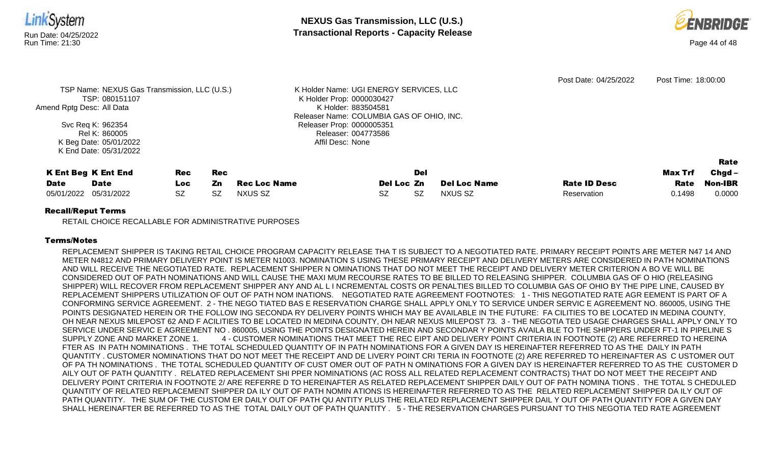Post Date: 04/25/2022 Post Time: 18:00:00

TSP Name: NEXUS Gas Transmission, LLC (U.S.)
TSP: 080151107
Amend Rptg Desc: All Data
Svc Req K: 962354
Rel K: 860005
K Beg Date: 05/01/2022
K End Date: 05/31/2022

K Holder Name: UGI ENERGY SERVICES, LLC
K Holder Prop: 0000030427
K Holder: 883504581
Releaser Name: COLUMBIA GAS OF OHIO, INC.
Releaser Prop: 0000005351
Releaser: 004773586
Affil Desc: None

| K Ent Beg Date | K Ent End Date | Rec Loc | Rec Zn | Rec Loc Name | Del Loc | Del Zn | Del Loc Name | Rate ID Desc | Max Trf Rate | Rate Chgd – Non-IBR |
|---|---|---|---|---|---|---|---|---|---|---|
| 05/01/2022 | 05/31/2022 | SZ | SZ | NXUS SZ | SZ | SZ | NXUS SZ | Reservation | 0.1498 | 0.0000 |

**Recall/Reput Terms**

RETAIL CHOICE RECALLABLE FOR ADMINISTRATIVE PURPOSES

**Terms/Notes**

REPLACEMENT SHIPPER IS TAKING RETAIL CHOICE PROGRAM CAPACITY RELEASE THA T IS SUBJECT TO A NEGOTIATED RATE. PRIMARY RECEIPT POINTS ARE METER N47 14 AND METER N4812 AND PRIMARY DELIVERY POINT IS METER N1003. NOMINATION S USING THESE PRIMARY RECEIPT AND DELIVERY METERS ARE CONSIDERED IN PATH NOMINATIONS AND WILL RECEIVE THE NEGOTIATED RATE. REPLACEMENT SHIPPER N OMINATIONS THAT DO NOT MEET THE RECEIPT AND DELIVERY METER CRITERION A BO VE WILL BE CONSIDERED OUT OF PATH NOMINATIONS AND WILL CAUSE THE MAXI MUM RECOURSE RATES TO BE BILLED TO RELEASING SHIPPER. COLUMBIA GAS OF O HIO (RELEASING SHIPPER) WILL RECOVER FROM REPLACEMENT SHIPPER ANY AND AL L INCREMENTAL COSTS OR PENALTIES BILLED TO COLUMBIA GAS OF OHIO BY THE PIPE LINE, CAUSED BY REPLACEMENT SHIPPERS UTILIZATION OF OUT OF PATH NOM INATIONS. NEGOTIATED RATE AGREEMENT FOOTNOTES: 1 - THIS NEGOTIATED RATE AGR EEMENT IS PART OF A CONFORMING SERVICE AGREEMENT. 2 - THE NEGO TIATED BAS E RESERVATION CHARGE SHALL APPLY ONLY TO SERVICE UNDER SERVIC E AGREEMENT NO. 860005, USING THE POINTS DESIGNATED HEREIN OR THE FOLLOW ING SECONDA RY DELIVERY POINTS WHICH MAY BE AVAILABLE IN THE FUTURE: FA CILITIES TO BE LOCATED IN MEDINA COUNTY, OH NEAR NEXUS MILEPOST 62 AND F ACILITIES TO BE LOCATED IN MEDINA COUNTY, OH NEAR NEXUS MILEPOST 73. 3 - THE NEGOTIA TED USAGE CHARGES SHALL APPLY ONLY TO SERVICE UNDER SERVIC E AGREEMENT NO . 860005, USING THE POINTS DESIGNATED HEREIN AND SECONDAR Y POINTS AVAILA BLE TO THE SHIPPERS UNDER FT-1 IN PIPELINE S SUPPLY ZONE AND MARKET ZONE 1. 4 - CUSTOMER NOMINATIONS THAT MEET THE REC EIPT AND DELIVERY POINT CRITERIA IN FOOTNOTE (2) ARE REFERRED TO HEREINA FTER AS IN PATH NOMINATIONS . THE TOTAL SCHEDULED QUANTITY OF IN PATH NOMINATIONS FOR A GIVEN DAY IS HEREINAFTER REFERRED TO AS THE DAILY IN PATH QUANTITY . CUSTOMER NOMINATIONS THAT DO NOT MEET THE RECEIPT AND DE LIVERY POINT CRI TERIA IN FOOTNOTE (2) ARE REFERRED TO HEREINAFTER AS C USTOMER OUT OF PA TH NOMINATIONS . THE TOTAL SCHEDULED QUANTITY OF CUST OMER OUT OF PATH N OMINATIONS FOR A GIVEN DAY IS HEREINAFTER REFERRED TO AS THE CUSTOMER D AILY OUT OF PATH QUANTITY . RELATED REPLACEMENT SHI PPER NOMINATIONS (AC ROSS ALL RELATED REPLACEMENT CONTRACTS) THAT DO NOT MEET THE RECEIPT AND DELIVERY POINT CRITERIA IN FOOTNOTE 2/ ARE REFERRE D TO HEREINAFTER AS RELATED REPLACEMENT SHIPPER DAILY OUT OF PATH NOMINA TIONS . THE TOTAL S CHEDULED QUANTITY OF RELATED REPLACEMENT SHIPPER DA ILY OUT OF PATH NOMIN ATIONS IS HEREINAFTER REFERRED TO AS THE RELATED REPLACEMENT SHIPPER DA ILY OUT OF PATH QUANTITY. THE SUM OF THE CUSTOM ER DAILY OUT OF PATH QU ANTITY PLUS THE RELATED REPLACEMENT SHIPPER DAIL Y OUT OF PATH QUANTITY FOR A GIVEN DAY SHALL HEREINAFTER BE REFERRED TO AS THE TOTAL DAILY OUT OF PATH QUANTITY . 5 - THE RESERVATION CHARGES PURSUANT TO THIS NEGOTIA TED RATE AGREEMENT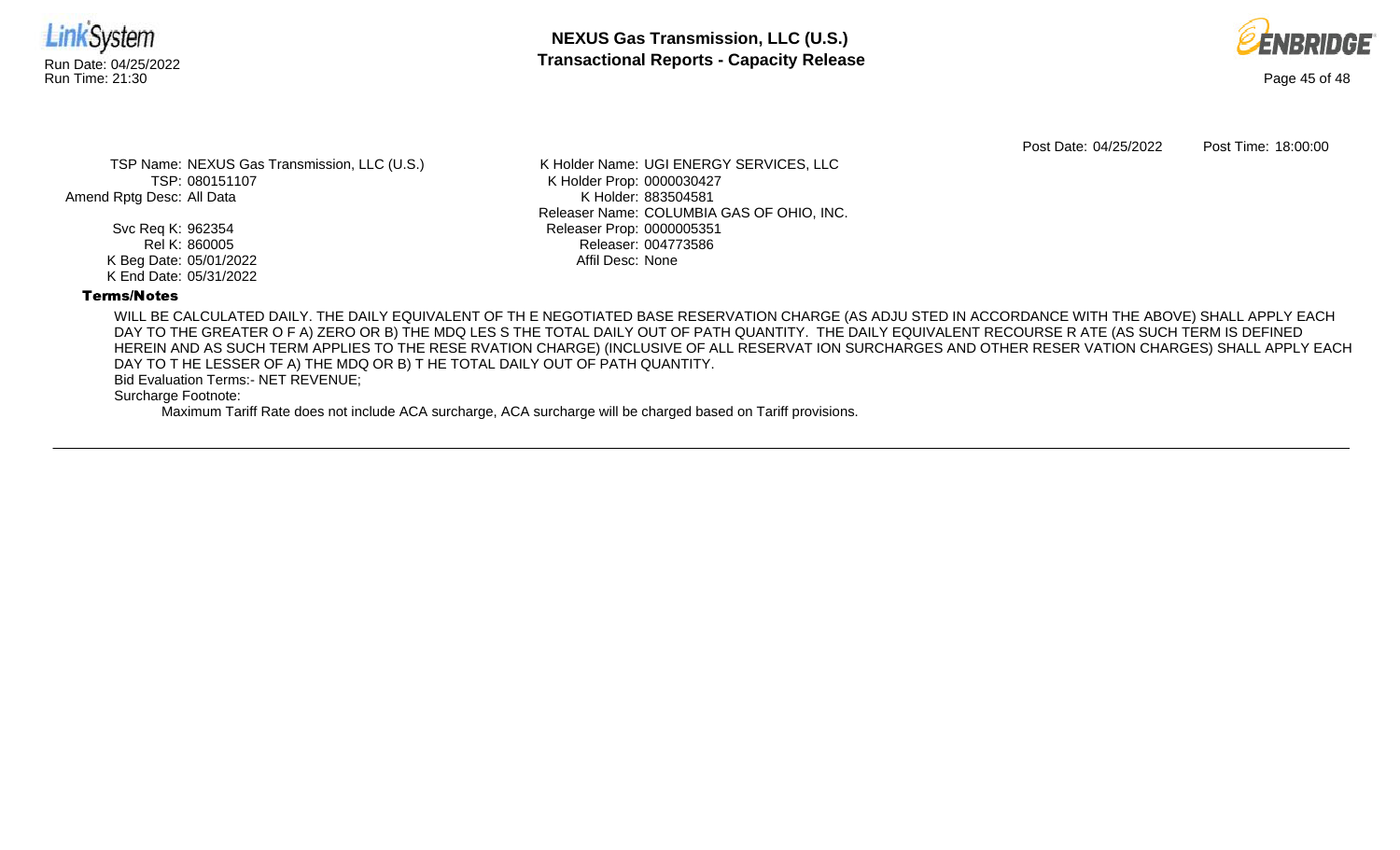Post Date: 04/25/2022 Post Time: 18:00:00

TSP Name: NEXUS Gas Transmission, LLC (U.S.)
TSP: 080151107
Amend Rptg Desc: All Data

Svc Req K: 962354
Rel K: 860005
K Beg Date: 05/01/2022
K End Date: 05/31/2022

K Holder Name: UGI ENERGY SERVICES, LLC
K Holder Prop: 0000030427
K Holder: 883504581
Releaser Name: COLUMBIA GAS OF OHIO, INC.
Releaser Prop: 0000005351
Releaser: 004773586
Affil Desc: None

**Terms/Notes**

WILL BE CALCULATED DAILY. THE DAILY EQUIVALENT OF TH E NEGOTIATED BASE RESERVATION CHARGE (AS ADJU STED IN ACCORDANCE WITH THE ABOVE) SHALL APPLY EACH DAY TO THE GREATER O F A) ZERO OR B) THE MDQ LES S THE TOTAL DAILY OUT OF PATH QUANTITY. THE DAILY EQUIVALENT RECOURSE R ATE (AS SUCH TERM IS DEFINED HEREIN AND AS SUCH TERM APPLIES TO THE RESE RVATION CHARGE) (INCLUSIVE OF ALL RESERVAT ION SURCHARGES AND OTHER RESER VATION CHARGES) SHALL APPLY EACH DAY TO T HE LESSER OF A) THE MDQ OR B) T HE TOTAL DAILY OUT OF PATH QUANTITY.

Bid Evaluation Terms:- NET REVENUE;

Surcharge Footnote:

Maximum Tariff Rate does not include ACA surcharge, ACA surcharge will be charged based on Tariff provisions.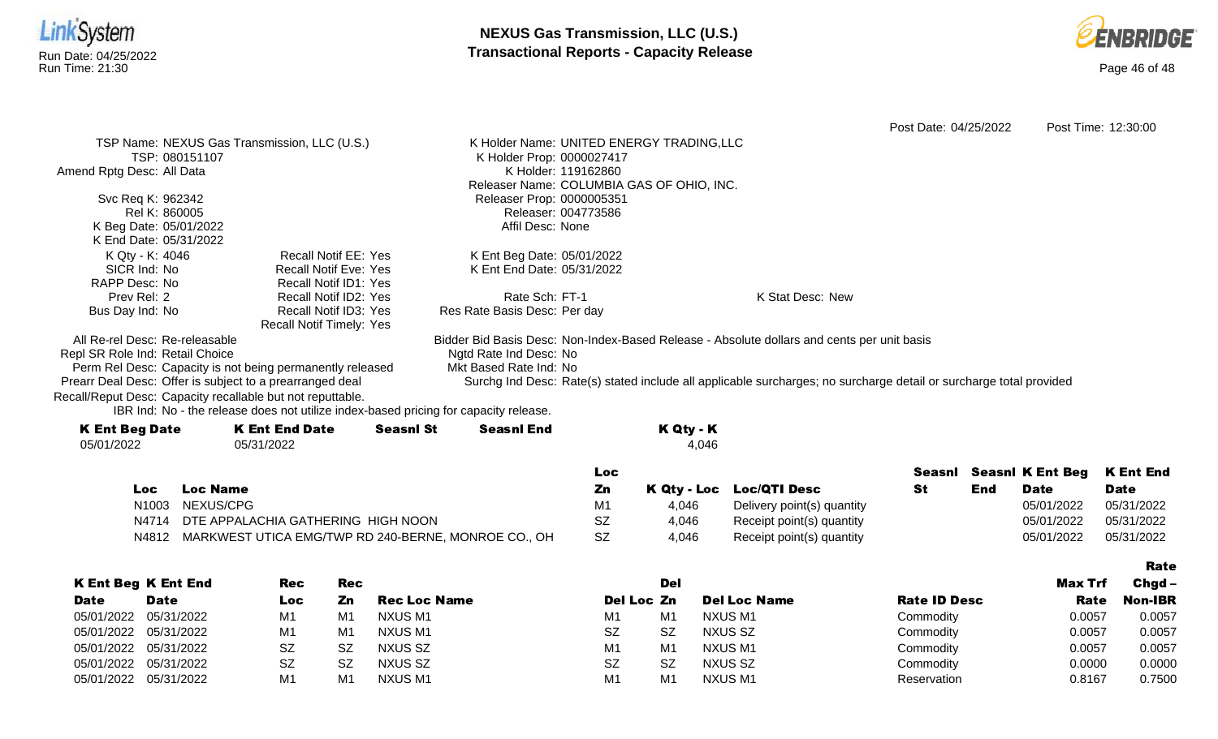Post Date: 04/25/2022 Post Time: 12:30:00

TSP Name: NEXUS Gas Transmission, LLC (U.S.)
TSP: 080151107
Amend Rptg Desc: All Data

Svc Req K: 962342
Rel K: 860005
K Beg Date: 05/01/2022
K End Date: 05/31/2022
K Qty - K: 4046
SICR Ind: No
RAPP Desc: No
Prev Rel: 2
Bus Day Ind: No

Recall Notif EE: Yes
Recall Notif Eve: Yes
Recall Notif ID1: Yes
Recall Notif ID2: Yes
Recall Notif ID3: Yes
Recall Notif Timely: Yes

K Holder Name: UNITED ENERGY TRADING,LLC
K Holder Prop: 0000027417
K Holder: 119162860
Releaser Name: COLUMBIA GAS OF OHIO, INC.
Releaser Prop: 0000005351
Releaser: 004773586
Affil Desc: None

K Ent Beg Date: 05/01/2022
K Ent End Date: 05/31/2022

Rate Sch: FT-1
Res Rate Basis Desc: Per day

K Stat Desc: New

All Re-rel Desc: Re-releasable
Repl SR Role Ind: Retail Choice
Perm Rel Desc: Capacity is not being permanently released
Prearr Deal Desc: Offer is subject to a prearranged deal
Recall/Reput Desc: Capacity recallable but not reputtable.
IBR Ind: No - the release does not utilize index-based pricing for capacity release.

Bidder Bid Basis Desc: Non-Index-Based Release - Absolute dollars and cents per unit basis
Ngtd Rate Ind Desc: No
Mkt Based Rate Ind: No
Surchg Ind Desc: Rate(s) stated include all applicable surcharges; no surcharge detail or surcharge total provided

| K Ent Beg Date | K Ent End Date | Seasnl St | Seasnl End | K Qty - K |
|---|---|---|---|---|
| 05/01/2022 | 05/31/2022 | | | 4,046 |

| Loc | Loc Name | Loc Zn | K Qty - Loc | Loc/QTI Desc | Seasnl St | Seasnl End | K Ent Beg Date | K Ent End Date |
|---|---|---|---|---|---|---|---|---|
| N1003 | NEXUS/CPG | M1 | 4,046 | Delivery point(s) quantity | | | 05/01/2022 | 05/31/2022 |
| N4714 | DTE APPALACHIA GATHERING HIGH NOON | SZ | 4,046 | Receipt point(s) quantity | | | 05/01/2022 | 05/31/2022 |
| N4812 | MARKWEST UTICA EMG/TWP RD 240-BERNE, MONROE CO., OH | SZ | 4,046 | Receipt point(s) quantity | | | 05/01/2022 | 05/31/2022 |

| K Ent Beg Date | K Ent End Date | Rec Loc | Rec Zn | Rec Loc Name | Del Loc | Del Zn | Del Loc Name | Rate ID Desc | Max Trf Rate | Rate Chgd – Non-IBR |
|---|---|---|---|---|---|---|---|---|---|---|
| 05/01/2022 | 05/31/2022 | M1 | M1 | NXUS M1 | M1 | M1 | NXUS M1 | Commodity | 0.0057 | 0.0057 |
| 05/01/2022 | 05/31/2022 | M1 | M1 | NXUS M1 | SZ | SZ | NXUS SZ | Commodity | 0.0057 | 0.0057 |
| 05/01/2022 | 05/31/2022 | SZ | SZ | NXUS SZ | M1 | M1 | NXUS M1 | Commodity | 0.0057 | 0.0057 |
| 05/01/2022 | 05/31/2022 | SZ | SZ | NXUS SZ | SZ | SZ | NXUS SZ | Commodity | 0.0000 | 0.0000 |
| 05/01/2022 | 05/31/2022 | M1 | M1 | NXUS M1 | M1 | M1 | NXUS M1 | Reservation | 0.8167 | 0.7500 |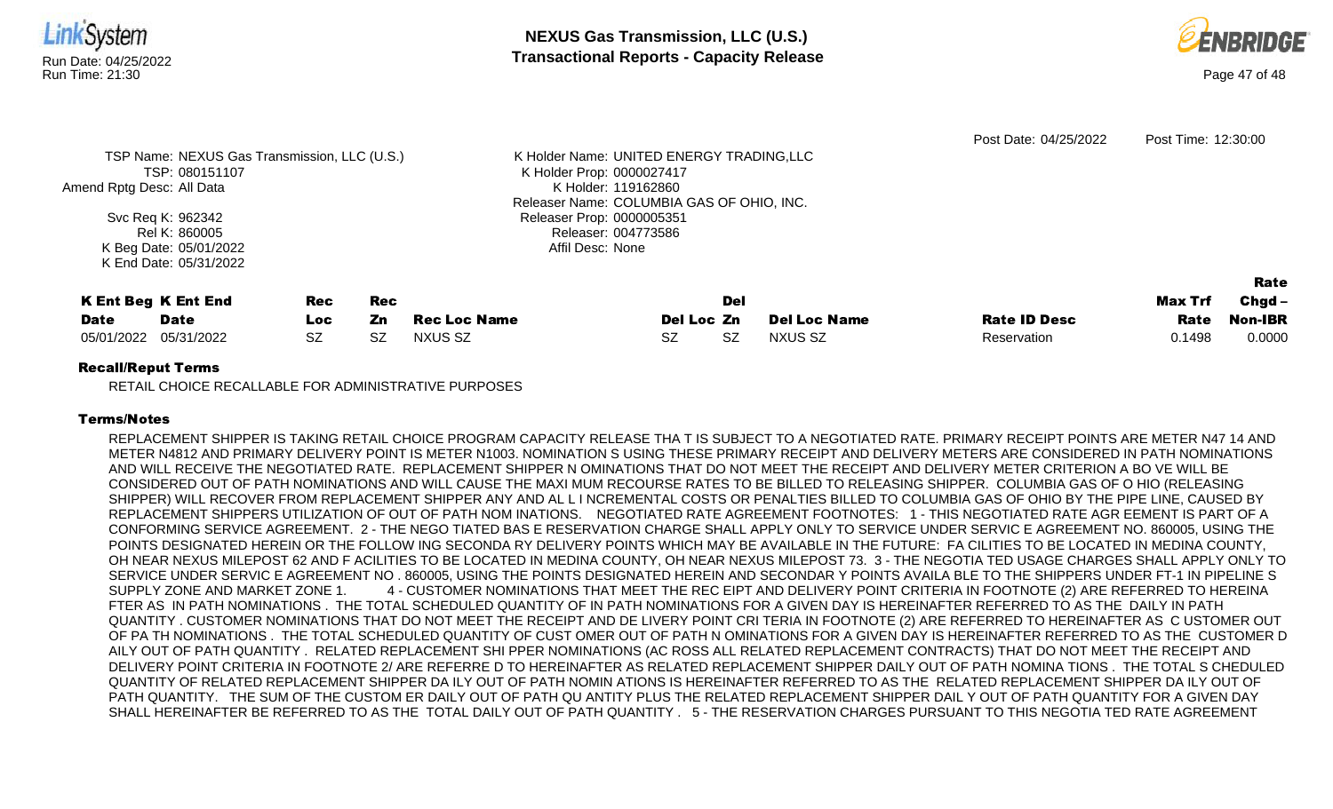Post Date: 04/25/2022 Post Time: 12:30:00

TSP Name: NEXUS Gas Transmission, LLC (U.S.)
TSP: 080151107
Amend Rptg Desc: All Data

Svc Req K: 962342
Rel K: 860005
K Beg Date: 05/01/2022
K End Date: 05/31/2022

K Holder Name: UNITED ENERGY TRADING,LLC
K Holder Prop: 0000027417
K Holder: 119162860
Releaser Name: COLUMBIA GAS OF OHIO, INC.
Releaser Prop: 0000005351
Releaser: 004773586
Affil Desc: None

| K Ent Beg Date | K Ent End Date | Rec Loc | Rec Zn | Rec Loc Name | Del Loc | Del Zn | Del Loc Name | Rate ID Desc | Max Trf Rate | Rate Chgd – Non-IBR |
|---|---|---|---|---|---|---|---|---|---|---|
| 05/01/2022 | 05/31/2022 | SZ | SZ | NXUS SZ | SZ | SZ | NXUS SZ | Reservation | 0.1498 | 0.0000 |

**Recall/Reput Terms**

RETAIL CHOICE RECALLABLE FOR ADMINISTRATIVE PURPOSES

**Terms/Notes**

REPLACEMENT SHIPPER IS TAKING RETAIL CHOICE PROGRAM CAPACITY RELEASE THA T IS SUBJECT TO A NEGOTIATED RATE. PRIMARY RECEIPT POINTS ARE METER N47 14 AND METER N4812 AND PRIMARY DELIVERY POINT IS METER N1003. NOMINATION S USING THESE PRIMARY RECEIPT AND DELIVERY METERS ARE CONSIDERED IN PATH NOMINATIONS AND WILL RECEIVE THE NEGOTIATED RATE. REPLACEMENT SHIPPER N OMINATIONS THAT DO NOT MEET THE RECEIPT AND DELIVERY METER CRITERION A BO VE WILL BE CONSIDERED OUT OF PATH NOMINATIONS AND WILL CAUSE THE MAXI MUM RECOURSE RATES TO BE BILLED TO RELEASING SHIPPER. COLUMBIA GAS OF O HIO (RELEASING SHIPPER) WILL RECOVER FROM REPLACEMENT SHIPPER ANY AND AL L I NCREMENTAL COSTS OR PENALTIES BILLED TO COLUMBIA GAS OF OHIO BY THE PIPE LINE, CAUSED BY REPLACEMENT SHIPPERS UTILIZATION OF OUT OF PATH NOM INATIONS. NEGOTIATED RATE AGREEMENT FOOTNOTES: 1 - THIS NEGOTIATED RATE AGR EEMENT IS PART OF A CONFORMING SERVICE AGREEMENT. 2 - THE NEGO TIATED BAS E RESERVATION CHARGE SHALL APPLY ONLY TO SERVICE UNDER SERVIC E AGREEMENT NO. 860005, USING THE POINTS DESIGNATED HEREIN OR THE FOLLOW ING SECONDA RY DELIVERY POINTS WHICH MAY BE AVAILABLE IN THE FUTURE: FA CILITIES TO BE LOCATED IN MEDINA COUNTY, OH NEAR NEXUS MILEPOST 62 AND F ACILITIES TO BE LOCATED IN MEDINA COUNTY, OH NEAR NEXUS MILEPOST 73. 3 - THE NEGOTIA TED USAGE CHARGES SHALL APPLY ONLY TO SERVICE UNDER SERVIC E AGREEMENT NO . 860005, USING THE POINTS DESIGNATED HEREIN AND SECONDAR Y POINTS AVAILA BLE TO THE SHIPPERS UNDER FT-1 IN PIPELINE S SUPPLY ZONE AND MARKET ZONE 1. 4 - CUSTOMER NOMINATIONS THAT MEET THE REC EIPT AND DELIVERY POINT CRITERIA IN FOOTNOTE (2) ARE REFERRED TO HEREINA FTER AS IN PATH NOMINATIONS . THE TOTAL SCHEDULED QUANTITY OF IN PATH NOMINATIONS FOR A GIVEN DAY IS HEREINAFTER REFERRED TO AS THE DAILY IN PATH QUANTITY . CUSTOMER NOMINATIONS THAT DO NOT MEET THE RECEIPT AND DE LIVERY POINT CRI TERIA IN FOOTNOTE (2) ARE REFERRED TO HEREINAFTER AS C USTOMER OUT OF PA TH NOMINATIONS . THE TOTAL SCHEDULED QUANTITY OF CUST OMER OUT OF PATH N OMINATIONS FOR A GIVEN DAY IS HEREINAFTER REFERRED TO AS THE CUSTOMER D AILY OUT OF PATH QUANTITY . RELATED REPLACEMENT SHI PPER NOMINATIONS (AC ROSS ALL RELATED REPLACEMENT CONTRACTS) THAT DO NOT MEET THE RECEIPT AND DELIVERY POINT CRITERIA IN FOOTNOTE 2/ ARE REFERRE D TO HEREINAFTER AS RELATED REPLACEMENT SHIPPER DAILY OUT OF PATH NOMINA TIONS . THE TOTAL S CHEDULED QUANTITY OF RELATED REPLACEMENT SHIPPER DA ILY OUT OF PATH NOMIN ATIONS IS HEREINAFTER REFERRED TO AS THE RELATED REPLACEMENT SHIPPER DA ILY OUT OF PATH QUANTITY. THE SUM OF THE CUSTOM ER DAILY OUT OF PATH QU ANTITY PLUS THE RELATED REPLACEMENT SHIPPER DAIL Y OUT OF PATH QUANTITY FOR A GIVEN DAY SHALL HEREINAFTER BE REFERRED TO AS THE TOTAL DAILY OUT OF PATH QUANTITY . 5 - THE RESERVATION CHARGES PURSUANT TO THIS NEGOTIA TED RATE AGREEMENT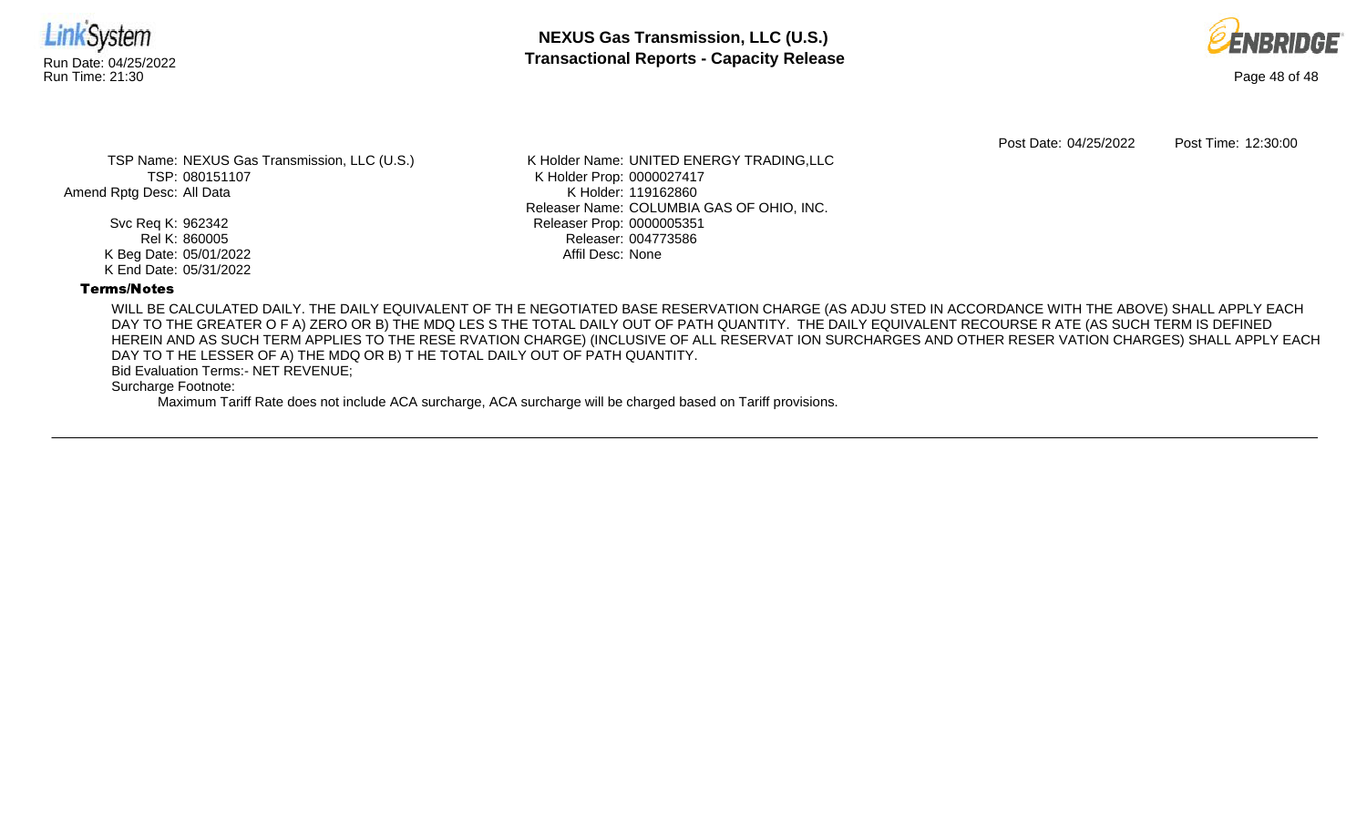Post Date: 04/25/2022 Post Time: 12:30:00

TSP Name: NEXUS Gas Transmission, LLC (U.S.)
TSP: 080151107
Amend Rptg Desc: All Data

Svc Req K: 962342
Rel K: 860005
K Beg Date: 05/01/2022
K End Date: 05/31/2022

K Holder Name: UNITED ENERGY TRADING,LLC
K Holder Prop: 0000027417
K Holder: 119162860
Releaser Name: COLUMBIA GAS OF OHIO, INC.
Releaser Prop: 0000005351
Releaser: 004773586
Affil Desc: None

**Terms/Notes**

WILL BE CALCULATED DAILY. THE DAILY EQUIVALENT OF TH E NEGOTIATED BASE RESERVATION CHARGE (AS ADJU STED IN ACCORDANCE WITH THE ABOVE) SHALL APPLY EACH DAY TO THE GREATER O F A) ZERO OR B) THE MDQ LES S THE TOTAL DAILY OUT OF PATH QUANTITY. THE DAILY EQUIVALENT RECOURSE R ATE (AS SUCH TERM IS DEFINED HEREIN AND AS SUCH TERM APPLIES TO THE RESE RVATION CHARGE) (INCLUSIVE OF ALL RESERVAT ION SURCHARGES AND OTHER RESER VATION CHARGES) SHALL APPLY EACH DAY TO T HE LESSER OF A) THE MDQ OR B) T HE TOTAL DAILY OUT OF PATH QUANTITY.

Bid Evaluation Terms:- NET REVENUE;

Surcharge Footnote:

Maximum Tariff Rate does not include ACA surcharge, ACA surcharge will be charged based on Tariff provisions.